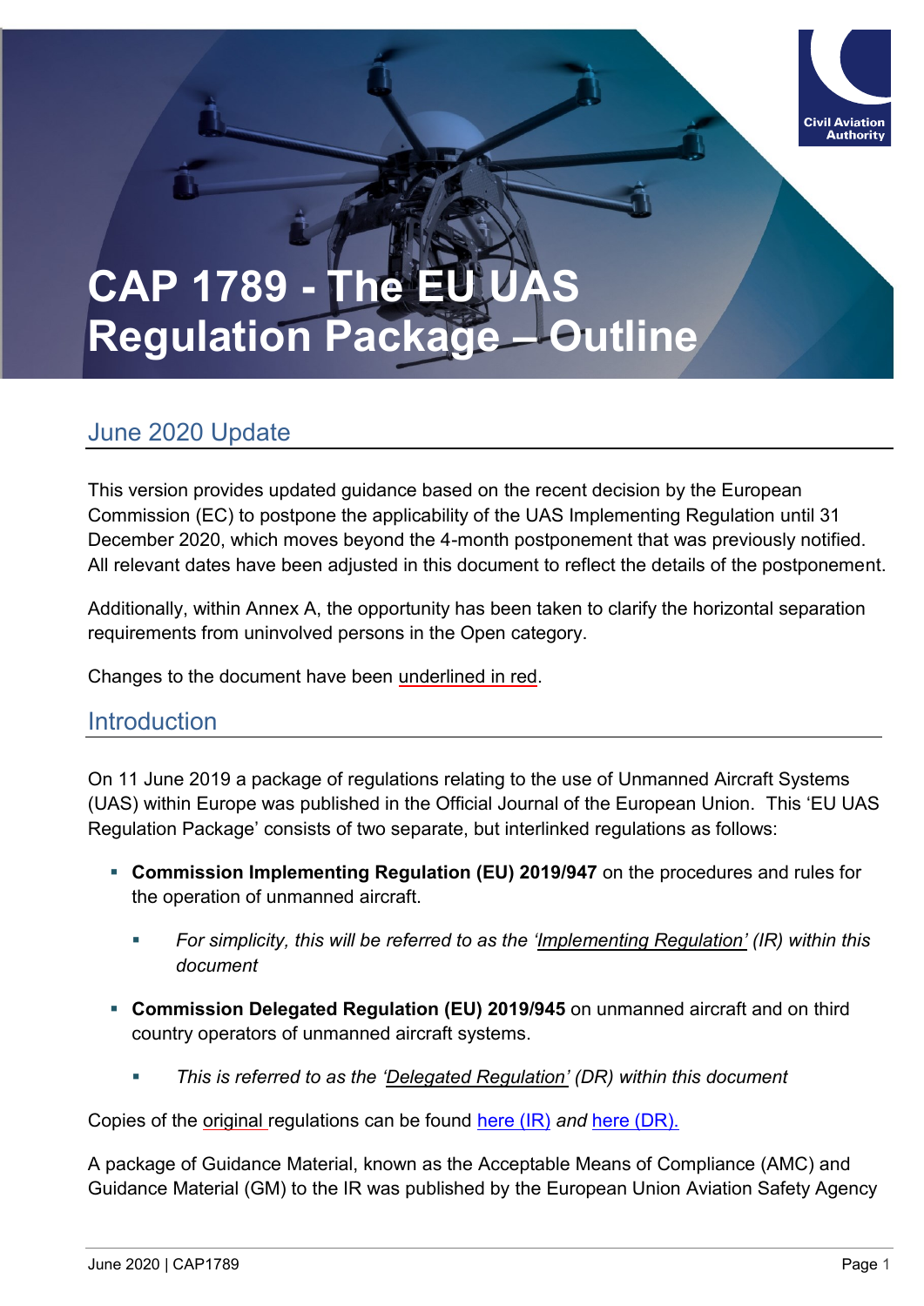# CAP 1789 - The EU UAS Regulation Package – Outline

## June 2020 Update

This version provides updated guidance based on the recent decision by the European Commission (EC) to postpone the applicability of the UAS Implementing Regulation until 31 December 2020, which moves beyond the 4-month postponement that was previously notified. All relevant dates have been adjusted in this document to reflect the details of the postponement.

Additionally, within Annex A, the opportunity has been taken to clarify the horizontal separation requirements from uninvolved persons in the Open category.

Changes to the document have been underlined in red.

## Introduction

On 11 June 2019 a package of regulations relating to the use of Unmanned Aircraft Systems (UAS) within Europe was published in the Official Journal of the European Union. This 'EU UAS Regulation Package' consists of two separate, but interlinked regulations as follows:

- **Commission Implementing Regulation (EU) 2019/947** on the procedures and rules for the operation of unmanned aircraft.
  - *For simplicity, this will be referred to as the 'Implementing Regulation' (IR) within this document*
- **Commission Delegated Regulation (EU) 2019/945** on unmanned aircraft and on third country operators of unmanned aircraft systems.
  - *This is referred to as the 'Delegated Regulation' (DR) within this document*

Copies of the original regulations can be found here (IR) *and* here (DR).

A package of Guidance Material, known as the Acceptable Means of Compliance (AMC) and Guidance Material (GM) to the IR was published by the European Union Aviation Safety Agency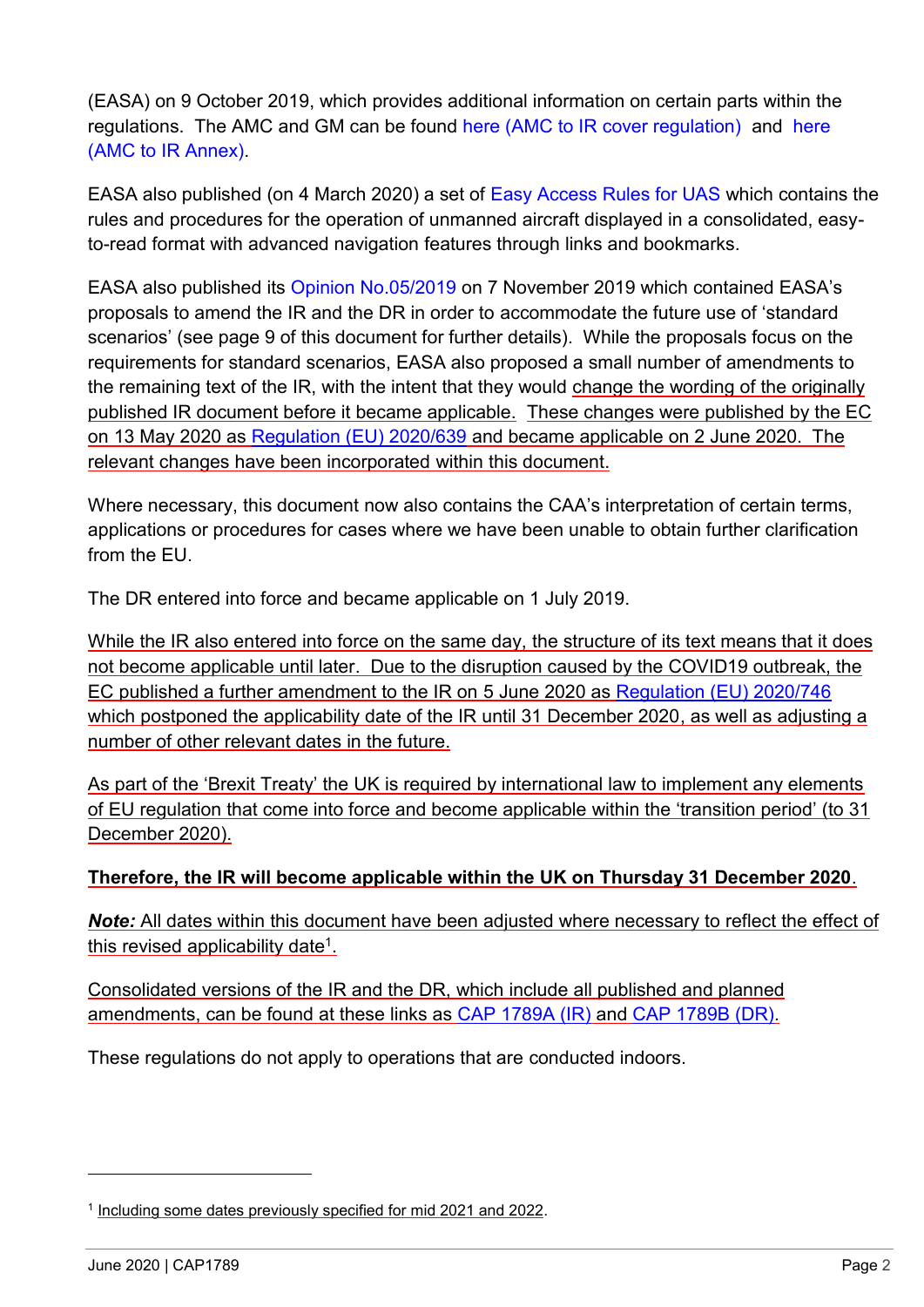(EASA) on 9 October 2019, which provides additional information on certain parts within the regulations. The AMC and GM can be found here (AMC to IR cover regulation) and here (AMC to IR Annex).

EASA also published (on 4 March 2020) a set of Easy Access Rules for UAS which contains the rules and procedures for the operation of unmanned aircraft displayed in a consolidated, easy-to-read format with advanced navigation features through links and bookmarks.

EASA also published its Opinion No.05/2019 on 7 November 2019 which contained EASA's proposals to amend the IR and the DR in order to accommodate the future use of 'standard scenarios' (see page 9 of this document for further details). While the proposals focus on the requirements for standard scenarios, EASA also proposed a small number of amendments to the remaining text of the IR, with the intent that they would change the wording of the originally published IR document before it became applicable. These changes were published by the EC on 13 May 2020 as Regulation (EU) 2020/639 and became applicable on 2 June 2020. The relevant changes have been incorporated within this document.

Where necessary, this document now also contains the CAA's interpretation of certain terms, applications or procedures for cases where we have been unable to obtain further clarification from the EU.

The DR entered into force and became applicable on 1 July 2019.

While the IR also entered into force on the same day, the structure of its text means that it does not become applicable until later. Due to the disruption caused by the COVID19 outbreak, the EC published a further amendment to the IR on 5 June 2020 as Regulation (EU) 2020/746 which postponed the applicability date of the IR until 31 December 2020, as well as adjusting a number of other relevant dates in the future.

As part of the 'Brexit Treaty' the UK is required by international law to implement any elements of EU regulation that come into force and become applicable within the 'transition period' (to 31 December 2020).

**Therefore, the IR will become applicable within the UK on Thursday 31 December 2020**.

***Note:*** All dates within this document have been adjusted where necessary to reflect the effect of this revised applicability date[1].

Consolidated versions of the IR and the DR, which include all published and planned amendments, can be found at these links as CAP 1789A (IR) and CAP 1789B (DR).

These regulations do not apply to operations that are conducted indoors.

[1] Including some dates previously specified for mid 2021 and 2022.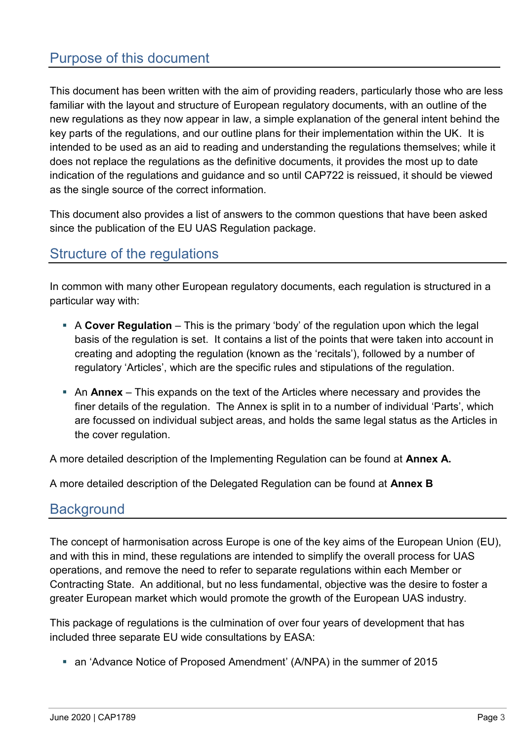## Purpose of this document

This document has been written with the aim of providing readers, particularly those who are less familiar with the layout and structure of European regulatory documents, with an outline of the new regulations as they now appear in law, a simple explanation of the general intent behind the key parts of the regulations, and our outline plans for their implementation within the UK. It is intended to be used as an aid to reading and understanding the regulations themselves; while it does not replace the regulations as the definitive documents, it provides the most up to date indication of the regulations and guidance and so until CAP722 is reissued, it should be viewed as the single source of the correct information.

This document also provides a list of answers to the common questions that have been asked since the publication of the EU UAS Regulation package.

## Structure of the regulations

In common with many other European regulatory documents, each regulation is structured in a particular way with:

- A **Cover Regulation** – This is the primary 'body' of the regulation upon which the legal basis of the regulation is set. It contains a list of the points that were taken into account in creating and adopting the regulation (known as the 'recitals'), followed by a number of regulatory 'Articles', which are the specific rules and stipulations of the regulation.
- An **Annex** – This expands on the text of the Articles where necessary and provides the finer details of the regulation. The Annex is split in to a number of individual 'Parts', which are focussed on individual subject areas, and holds the same legal status as the Articles in the cover regulation.

A more detailed description of the Implementing Regulation can be found at **Annex A.**

A more detailed description of the Delegated Regulation can be found at **Annex B**

## Background

The concept of harmonisation across Europe is one of the key aims of the European Union (EU), and with this in mind, these regulations are intended to simplify the overall process for UAS operations, and remove the need to refer to separate regulations within each Member or Contracting State. An additional, but no less fundamental, objective was the desire to foster a greater European market which would promote the growth of the European UAS industry.

This package of regulations is the culmination of over four years of development that has included three separate EU wide consultations by EASA:

- an 'Advance Notice of Proposed Amendment' (A/NPA) in the summer of 2015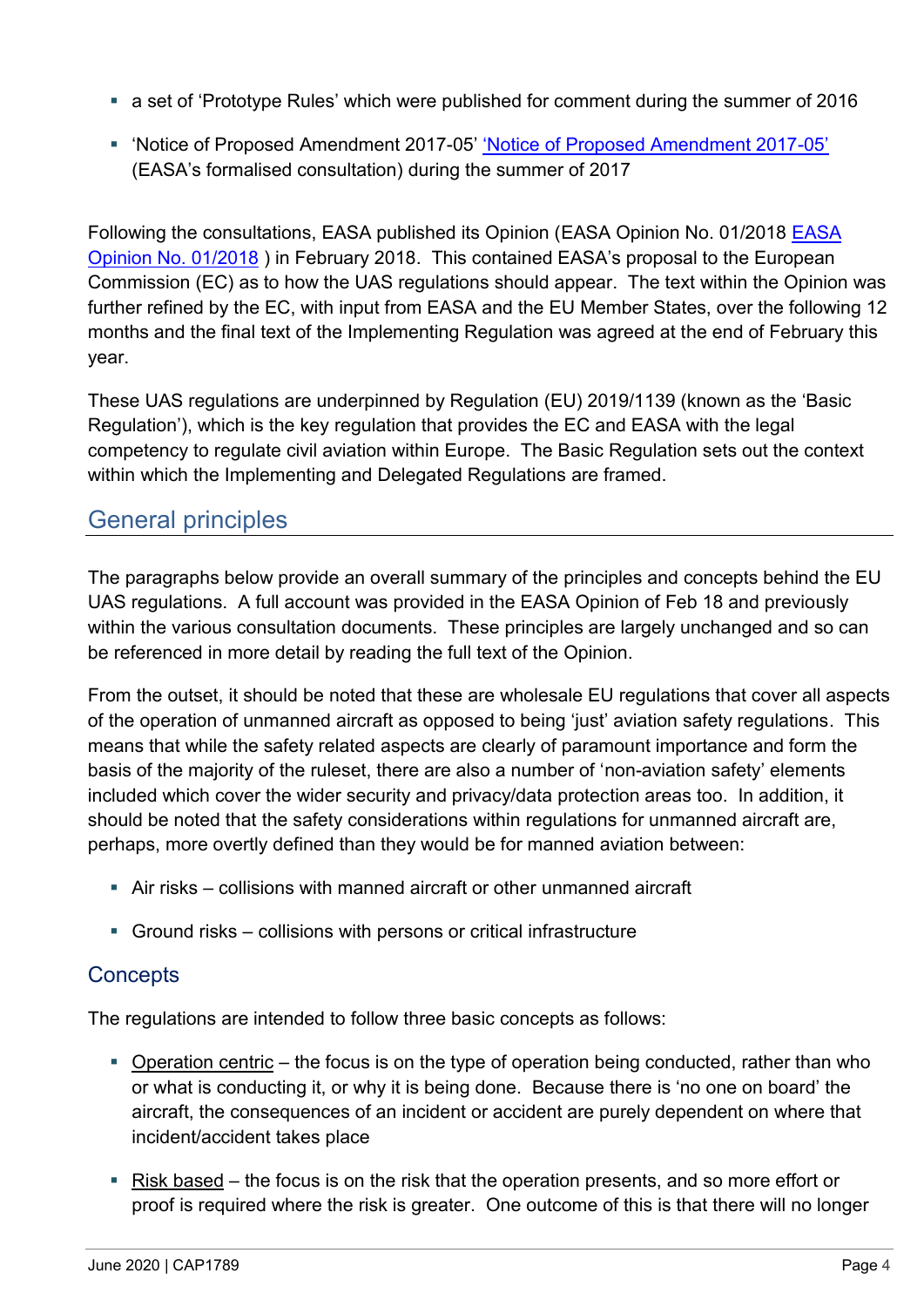- a set of 'Prototype Rules' which were published for comment during the summer of 2016
- 'Notice of Proposed Amendment 2017-05' ['Notice of Proposed Amendment 2017-05'](#) (EASA's formalised consultation) during the summer of 2017

Following the consultations, EASA published its Opinion (EASA Opinion No. 01/2018 [EASA Opinion No. 01/2018](#) ) in February 2018. This contained EASA's proposal to the European Commission (EC) as to how the UAS regulations should appear. The text within the Opinion was further refined by the EC, with input from EASA and the EU Member States, over the following 12 months and the final text of the Implementing Regulation was agreed at the end of February this year.

These UAS regulations are underpinned by Regulation (EU) 2019/1139 (known as the 'Basic Regulation'), which is the key regulation that provides the EC and EASA with the legal competency to regulate civil aviation within Europe. The Basic Regulation sets out the context within which the Implementing and Delegated Regulations are framed.

## General principles

The paragraphs below provide an overall summary of the principles and concepts behind the EU UAS regulations. A full account was provided in the EASA Opinion of Feb 18 and previously within the various consultation documents. These principles are largely unchanged and so can be referenced in more detail by reading the full text of the Opinion.

From the outset, it should be noted that these are wholesale EU regulations that cover all aspects of the operation of unmanned aircraft as opposed to being 'just' aviation safety regulations. This means that while the safety related aspects are clearly of paramount importance and form the basis of the majority of the ruleset, there are also a number of 'non-aviation safety' elements included which cover the wider security and privacy/data protection areas too. In addition, it should be noted that the safety considerations within regulations for unmanned aircraft are, perhaps, more overtly defined than they would be for manned aviation between:

- Air risks – collisions with manned aircraft or other unmanned aircraft
- Ground risks – collisions with persons or critical infrastructure

### Concepts

The regulations are intended to follow three basic concepts as follows:

- Operation centric – the focus is on the type of operation being conducted, rather than who or what is conducting it, or why it is being done. Because there is 'no one on board' the aircraft, the consequences of an incident or accident are purely dependent on where that incident/accident takes place
- Risk based – the focus is on the risk that the operation presents, and so more effort or proof is required where the risk is greater. One outcome of this is that there will no longer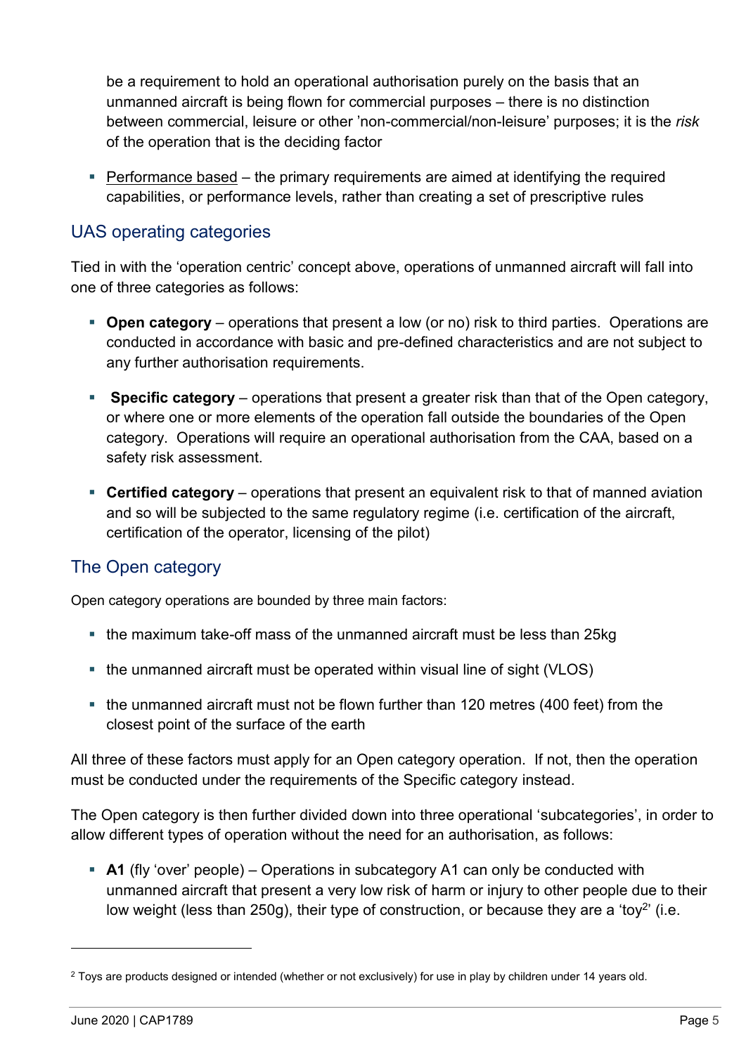be a requirement to hold an operational authorisation purely on the basis that an unmanned aircraft is being flown for commercial purposes – there is no distinction between commercial, leisure or other 'non-commercial/non-leisure' purposes; it is the *risk* of the operation that is the deciding factor

- Performance based – the primary requirements are aimed at identifying the required capabilities, or performance levels, rather than creating a set of prescriptive rules

## UAS operating categories

Tied in with the 'operation centric' concept above, operations of unmanned aircraft will fall into one of three categories as follows:

- **Open category** – operations that present a low (or no) risk to third parties. Operations are conducted in accordance with basic and pre-defined characteristics and are not subject to any further authorisation requirements.
- **Specific category** – operations that present a greater risk than that of the Open category, or where one or more elements of the operation fall outside the boundaries of the Open category. Operations will require an operational authorisation from the CAA, based on a safety risk assessment.
- **Certified category** – operations that present an equivalent risk to that of manned aviation and so will be subjected to the same regulatory regime (i.e. certification of the aircraft, certification of the operator, licensing of the pilot)

## The Open category

Open category operations are bounded by three main factors:

- the maximum take-off mass of the unmanned aircraft must be less than 25kg
- the unmanned aircraft must be operated within visual line of sight (VLOS)
- the unmanned aircraft must not be flown further than 120 metres (400 feet) from the closest point of the surface of the earth

All three of these factors must apply for an Open category operation. If not, then the operation must be conducted under the requirements of the Specific category instead.

The Open category is then further divided down into three operational 'subcategories', in order to allow different types of operation without the need for an authorisation, as follows:

- **A1** (fly 'over' people) – Operations in subcategory A1 can only be conducted with unmanned aircraft that present a very low risk of harm or injury to other people due to their low weight (less than 250g), their type of construction, or because they are a 'toy[2]' (i.e.

[2] Toys are products designed or intended (whether or not exclusively) for use in play by children under 14 years old.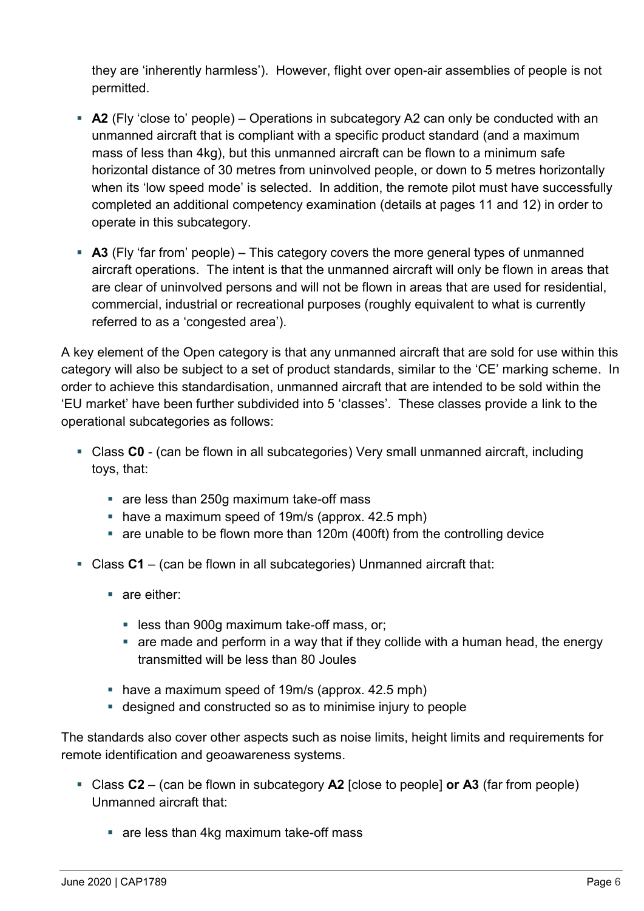they are 'inherently harmless'). However, flight over open-air assemblies of people is not permitted.

- **A2** (Fly 'close to' people) – Operations in subcategory A2 can only be conducted with an unmanned aircraft that is compliant with a specific product standard (and a maximum mass of less than 4kg), but this unmanned aircraft can be flown to a minimum safe horizontal distance of 30 metres from uninvolved people, or down to 5 metres horizontally when its 'low speed mode' is selected. In addition, the remote pilot must have successfully completed an additional competency examination (details at pages 11 and 12) in order to operate in this subcategory.
- **A3** (Fly 'far from' people) – This category covers the more general types of unmanned aircraft operations. The intent is that the unmanned aircraft will only be flown in areas that are clear of uninvolved persons and will not be flown in areas that are used for residential, commercial, industrial or recreational purposes (roughly equivalent to what is currently referred to as a 'congested area').

A key element of the Open category is that any unmanned aircraft that are sold for use within this category will also be subject to a set of product standards, similar to the 'CE' marking scheme. In order to achieve this standardisation, unmanned aircraft that are intended to be sold within the 'EU market' have been further subdivided into 5 'classes'. These classes provide a link to the operational subcategories as follows:

- Class **C0** - (can be flown in all subcategories) Very small unmanned aircraft, including toys, that:
  - are less than 250g maximum take-off mass
  - have a maximum speed of 19m/s (approx. 42.5 mph)
  - are unable to be flown more than 120m (400ft) from the controlling device
- Class **C1** – (can be flown in all subcategories) Unmanned aircraft that:
  - are either:
    - less than 900g maximum take-off mass, or;
    - are made and perform in a way that if they collide with a human head, the energy transmitted will be less than 80 Joules
  - have a maximum speed of 19m/s (approx. 42.5 mph)
  - designed and constructed so as to minimise injury to people

The standards also cover other aspects such as noise limits, height limits and requirements for remote identification and geoawareness systems.

- Class **C2** – (can be flown in subcategory **A2** [close to people] **or A3** (far from people) Unmanned aircraft that:
  - are less than 4kg maximum take-off mass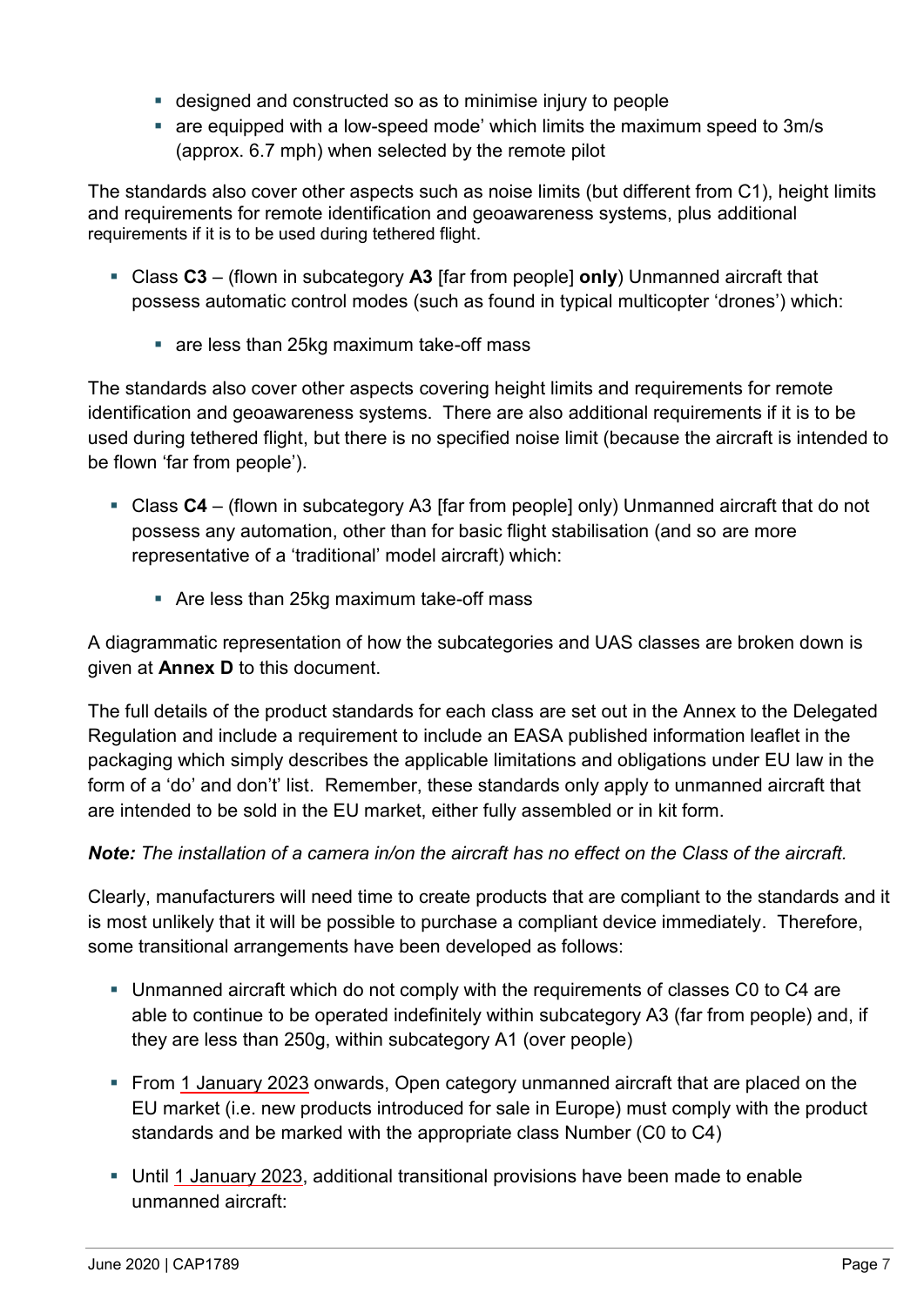- designed and constructed so as to minimise injury to people
  - are equipped with a low-speed mode' which limits the maximum speed to 3m/s (approx. 6.7 mph) when selected by the remote pilot

The standards also cover other aspects such as noise limits (but different from C1), height limits and requirements for remote identification and geoawareness systems, plus additional requirements if it is to be used during tethered flight.

- Class **C3** – (flown in subcategory **A3** [far from people] **only**) Unmanned aircraft that possess automatic control modes (such as found in typical multicopter 'drones') which:
  - are less than 25kg maximum take-off mass

The standards also cover other aspects covering height limits and requirements for remote identification and geoawareness systems. There are also additional requirements if it is to be used during tethered flight, but there is no specified noise limit (because the aircraft is intended to be flown 'far from people').

- Class **C4** – (flown in subcategory A3 [far from people] only) Unmanned aircraft that do not possess any automation, other than for basic flight stabilisation (and so are more representative of a 'traditional' model aircraft) which:
  - Are less than 25kg maximum take-off mass

A diagrammatic representation of how the subcategories and UAS classes are broken down is given at **Annex D** to this document.

The full details of the product standards for each class are set out in the Annex to the Delegated Regulation and include a requirement to include an EASA published information leaflet in the packaging which simply describes the applicable limitations and obligations under EU law in the form of a 'do' and don't' list. Remember, these standards only apply to unmanned aircraft that are intended to be sold in the EU market, either fully assembled or in kit form.

***Note:*** *The installation of a camera in/on the aircraft has no effect on the Class of the aircraft.*

Clearly, manufacturers will need time to create products that are compliant to the standards and it is most unlikely that it will be possible to purchase a compliant device immediately. Therefore, some transitional arrangements have been developed as follows:

- Unmanned aircraft which do not comply with the requirements of classes C0 to C4 are able to continue to be operated indefinitely within subcategory A3 (far from people) and, if they are less than 250g, within subcategory A1 (over people)
- From 1 January 2023 onwards, Open category unmanned aircraft that are placed on the EU market (i.e. new products introduced for sale in Europe) must comply with the product standards and be marked with the appropriate class Number (C0 to C4)
- Until 1 January 2023, additional transitional provisions have been made to enable unmanned aircraft: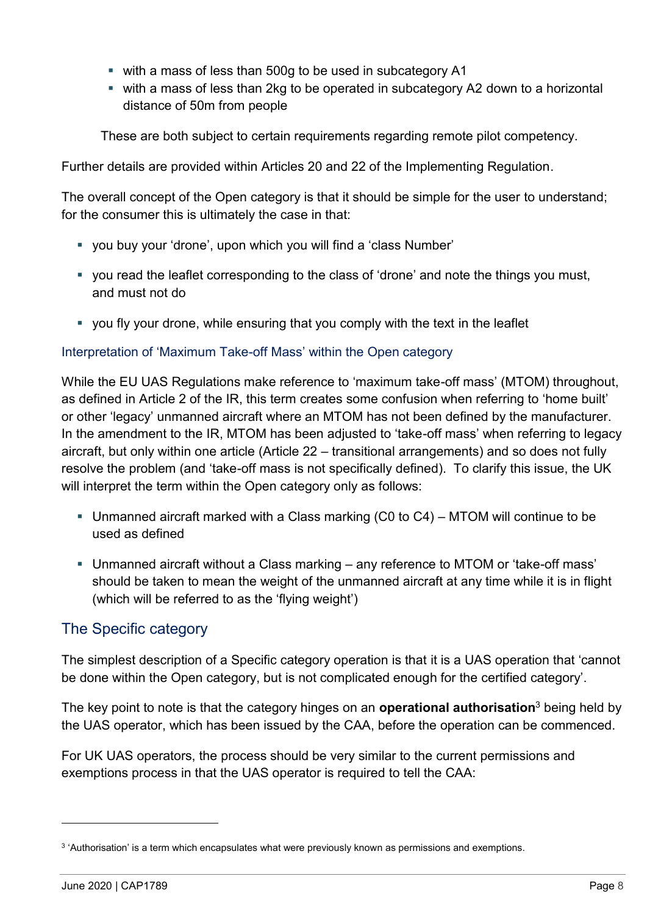- with a mass of less than 500g to be used in subcategory A1
- with a mass of less than 2kg to be operated in subcategory A2 down to a horizontal distance of 50m from people

These are both subject to certain requirements regarding remote pilot competency.

Further details are provided within Articles 20 and 22 of the Implementing Regulation.

The overall concept of the Open category is that it should be simple for the user to understand; for the consumer this is ultimately the case in that:

- you buy your 'drone', upon which you will find a 'class Number'
- you read the leaflet corresponding to the class of 'drone' and note the things you must, and must not do
- you fly your drone, while ensuring that you comply with the text in the leaflet

### Interpretation of 'Maximum Take-off Mass' within the Open category

While the EU UAS Regulations make reference to 'maximum take-off mass' (MTOM) throughout, as defined in Article 2 of the IR, this term creates some confusion when referring to 'home built' or other 'legacy' unmanned aircraft where an MTOM has not been defined by the manufacturer. In the amendment to the IR, MTOM has been adjusted to 'take-off mass' when referring to legacy aircraft, but only within one article (Article 22 – transitional arrangements) and so does not fully resolve the problem (and 'take-off mass is not specifically defined). To clarify this issue, the UK will interpret the term within the Open category only as follows:

- Unmanned aircraft marked with a Class marking (C0 to C4) – MTOM will continue to be used as defined
- Unmanned aircraft without a Class marking – any reference to MTOM or 'take-off mass' should be taken to mean the weight of the unmanned aircraft at any time while it is in flight (which will be referred to as the 'flying weight')

## The Specific category

The simplest description of a Specific category operation is that it is a UAS operation that 'cannot be done within the Open category, but is not complicated enough for the certified category'.

The key point to note is that the category hinges on an **operational authorisation**[3] being held by the UAS operator, which has been issued by the CAA, before the operation can be commenced.

For UK UAS operators, the process should be very similar to the current permissions and exemptions process in that the UAS operator is required to tell the CAA:

[3] 'Authorisation' is a term which encapsulates what were previously known as permissions and exemptions.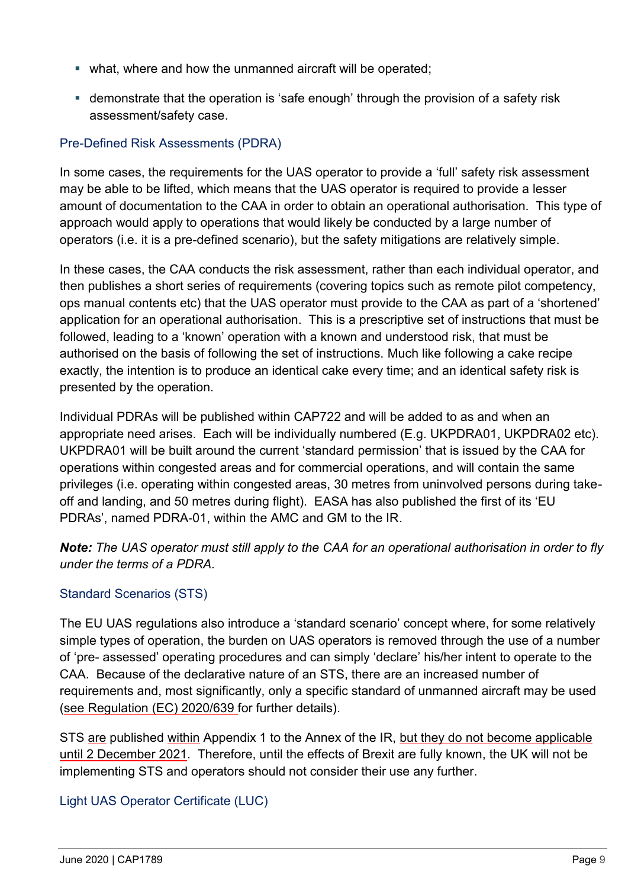- what, where and how the unmanned aircraft will be operated;
- demonstrate that the operation is 'safe enough' through the provision of a safety risk assessment/safety case.

### Pre-Defined Risk Assessments (PDRA)

In some cases, the requirements for the UAS operator to provide a 'full' safety risk assessment may be able to be lifted, which means that the UAS operator is required to provide a lesser amount of documentation to the CAA in order to obtain an operational authorisation. This type of approach would apply to operations that would likely be conducted by a large number of operators (i.e. it is a pre-defined scenario), but the safety mitigations are relatively simple.

In these cases, the CAA conducts the risk assessment, rather than each individual operator, and then publishes a short series of requirements (covering topics such as remote pilot competency, ops manual contents etc) that the UAS operator must provide to the CAA as part of a 'shortened' application for an operational authorisation. This is a prescriptive set of instructions that must be followed, leading to a 'known' operation with a known and understood risk, that must be authorised on the basis of following the set of instructions. Much like following a cake recipe exactly, the intention is to produce an identical cake every time; and an identical safety risk is presented by the operation.

Individual PDRAs will be published within CAP722 and will be added to as and when an appropriate need arises. Each will be individually numbered (E.g. UKPDRA01, UKPDRA02 etc). UKPDRA01 will be built around the current 'standard permission' that is issued by the CAA for operations within congested areas and for commercial operations, and will contain the same privileges (i.e. operating within congested areas, 30 metres from uninvolved persons during take-off and landing, and 50 metres during flight). EASA has also published the first of its 'EU PDRAs', named PDRA-01, within the AMC and GM to the IR.

***Note:*** *The UAS operator must still apply to the CAA for an operational authorisation in order to fly under the terms of a PDRA.*

### Standard Scenarios (STS)

The EU UAS regulations also introduce a 'standard scenario' concept where, for some relatively simple types of operation, the burden on UAS operators is removed through the use of a number of 'pre- assessed' operating procedures and can simply 'declare' his/her intent to operate to the CAA. Because of the declarative nature of an STS, there are an increased number of requirements and, most significantly, only a specific standard of unmanned aircraft may be used (see Regulation (EC) 2020/639 for further details).

STS are published within Appendix 1 to the Annex of the IR, but they do not become applicable until 2 December 2021. Therefore, until the effects of Brexit are fully known, the UK will not be implementing STS and operators should not consider their use any further.

### Light UAS Operator Certificate (LUC)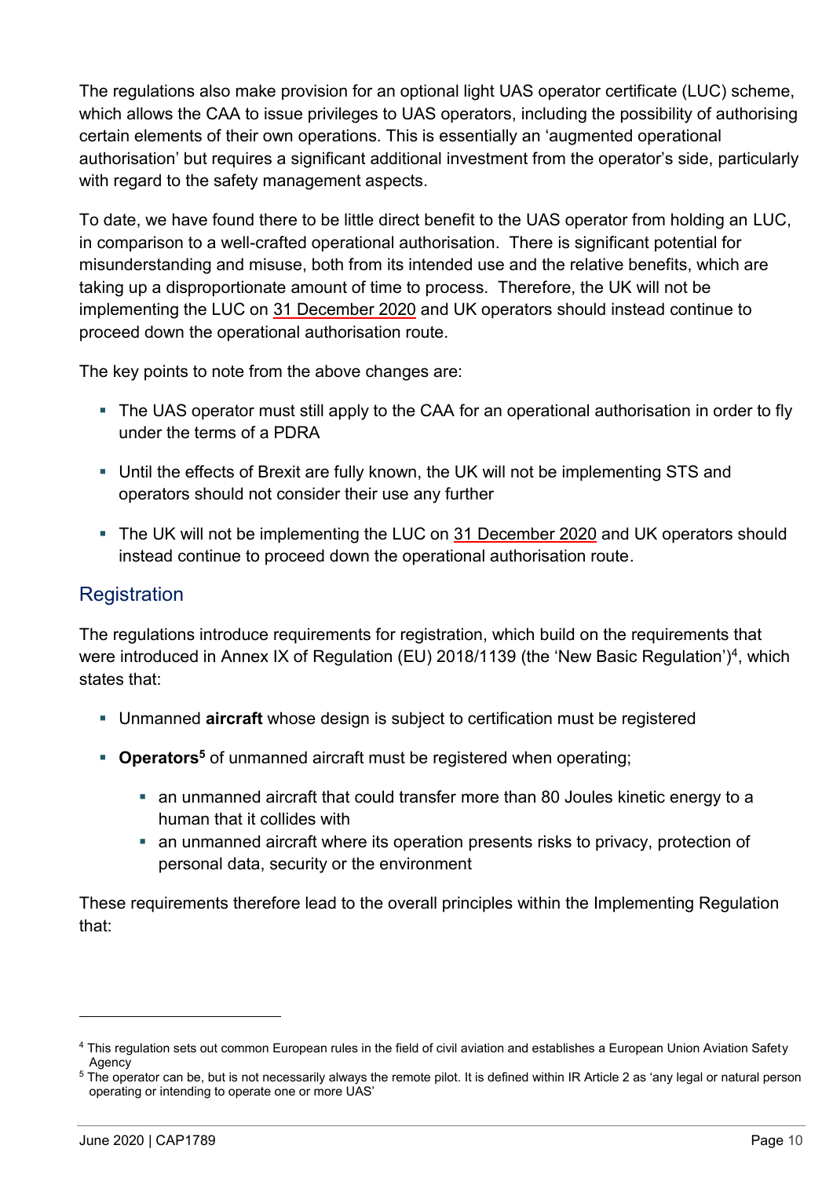The regulations also make provision for an optional light UAS operator certificate (LUC) scheme, which allows the CAA to issue privileges to UAS operators, including the possibility of authorising certain elements of their own operations. This is essentially an 'augmented operational authorisation' but requires a significant additional investment from the operator's side, particularly with regard to the safety management aspects.

To date, we have found there to be little direct benefit to the UAS operator from holding an LUC, in comparison to a well-crafted operational authorisation. There is significant potential for misunderstanding and misuse, both from its intended use and the relative benefits, which are taking up a disproportionate amount of time to process. Therefore, the UK will not be implementing the LUC on 31 December 2020 and UK operators should instead continue to proceed down the operational authorisation route.

The key points to note from the above changes are:

- The UAS operator must still apply to the CAA for an operational authorisation in order to fly under the terms of a PDRA
- Until the effects of Brexit are fully known, the UK will not be implementing STS and operators should not consider their use any further
- The UK will not be implementing the LUC on 31 December 2020 and UK operators should instead continue to proceed down the operational authorisation route.

## Registration

The regulations introduce requirements for registration, which build on the requirements that were introduced in Annex IX of Regulation (EU) 2018/1139 (the 'New Basic Regulation')[4], which states that:

- Unmanned **aircraft** whose design is subject to certification must be registered
- **Operators**[5] of unmanned aircraft must be registered when operating;
  - an unmanned aircraft that could transfer more than 80 Joules kinetic energy to a human that it collides with
  - an unmanned aircraft where its operation presents risks to privacy, protection of personal data, security or the environment

These requirements therefore lead to the overall principles within the Implementing Regulation that:

---

[4] This regulation sets out common European rules in the field of civil aviation and establishes a European Union Aviation Safety Agency

[5] The operator can be, but is not necessarily always the remote pilot. It is defined within IR Article 2 as 'any legal or natural person operating or intending to operate one or more UAS'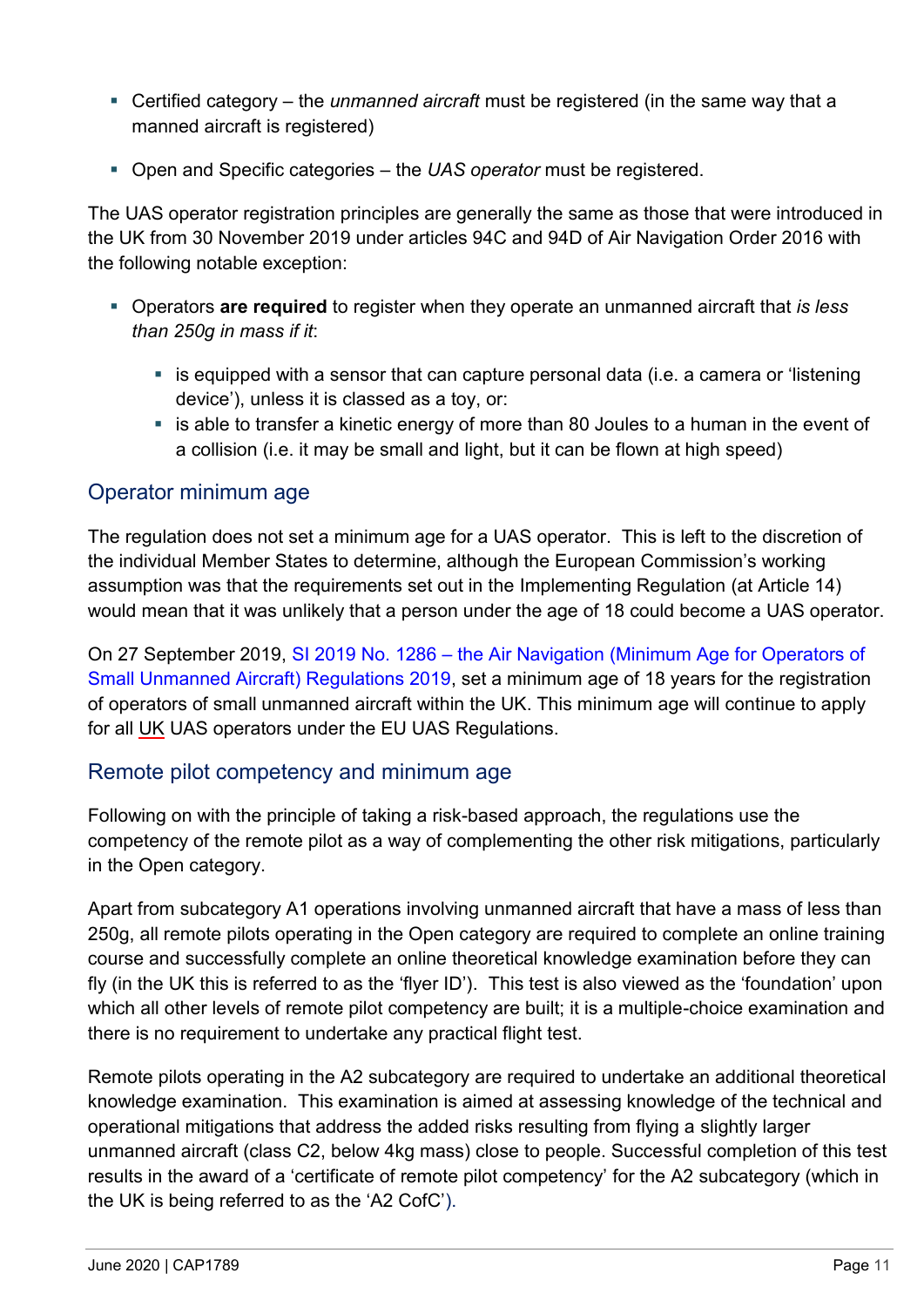- Certified category – the *unmanned aircraft* must be registered (in the same way that a manned aircraft is registered)
- Open and Specific categories – the *UAS operator* must be registered.

The UAS operator registration principles are generally the same as those that were introduced in the UK from 30 November 2019 under articles 94C and 94D of Air Navigation Order 2016 with the following notable exception:

- Operators **are required** to register when they operate an unmanned aircraft that *is less than 250g in mass if it*:
  - is equipped with a sensor that can capture personal data (i.e. a camera or 'listening device'), unless it is classed as a toy, or:
  - is able to transfer a kinetic energy of more than 80 Joules to a human in the event of a collision (i.e. it may be small and light, but it can be flown at high speed)

## Operator minimum age

The regulation does not set a minimum age for a UAS operator. This is left to the discretion of the individual Member States to determine, although the European Commission's working assumption was that the requirements set out in the Implementing Regulation (at Article 14) would mean that it was unlikely that a person under the age of 18 could become a UAS operator.

On 27 September 2019, SI 2019 No. 1286 – the Air Navigation (Minimum Age for Operators of Small Unmanned Aircraft) Regulations 2019, set a minimum age of 18 years for the registration of operators of small unmanned aircraft within the UK. This minimum age will continue to apply for all UK UAS operators under the EU UAS Regulations.

## Remote pilot competency and minimum age

Following on with the principle of taking a risk-based approach, the regulations use the competency of the remote pilot as a way of complementing the other risk mitigations, particularly in the Open category.

Apart from subcategory A1 operations involving unmanned aircraft that have a mass of less than 250g, all remote pilots operating in the Open category are required to complete an online training course and successfully complete an online theoretical knowledge examination before they can fly (in the UK this is referred to as the 'flyer ID'). This test is also viewed as the 'foundation' upon which all other levels of remote pilot competency are built; it is a multiple-choice examination and there is no requirement to undertake any practical flight test.

Remote pilots operating in the A2 subcategory are required to undertake an additional theoretical knowledge examination. This examination is aimed at assessing knowledge of the technical and operational mitigations that address the added risks resulting from flying a slightly larger unmanned aircraft (class C2, below 4kg mass) close to people. Successful completion of this test results in the award of a 'certificate of remote pilot competency' for the A2 subcategory (which in the UK is being referred to as the 'A2 CofC').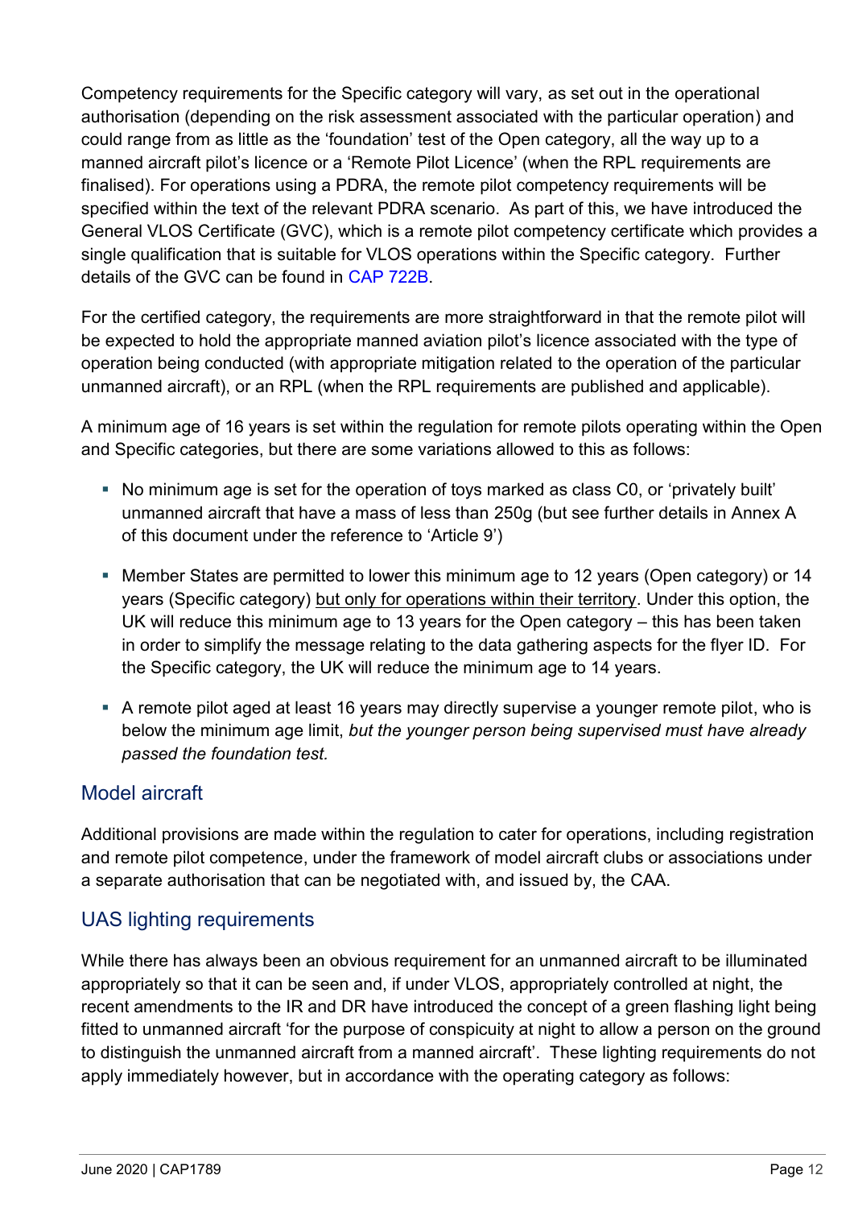Competency requirements for the Specific category will vary, as set out in the operational authorisation (depending on the risk assessment associated with the particular operation) and could range from as little as the 'foundation' test of the Open category, all the way up to a manned aircraft pilot's licence or a 'Remote Pilot Licence' (when the RPL requirements are finalised). For operations using a PDRA, the remote pilot competency requirements will be specified within the text of the relevant PDRA scenario. As part of this, we have introduced the General VLOS Certificate (GVC), which is a remote pilot competency certificate which provides a single qualification that is suitable for VLOS operations within the Specific category. Further details of the GVC can be found in CAP 722B.

For the certified category, the requirements are more straightforward in that the remote pilot will be expected to hold the appropriate manned aviation pilot's licence associated with the type of operation being conducted (with appropriate mitigation related to the operation of the particular unmanned aircraft), or an RPL (when the RPL requirements are published and applicable).

A minimum age of 16 years is set within the regulation for remote pilots operating within the Open and Specific categories, but there are some variations allowed to this as follows:

- No minimum age is set for the operation of toys marked as class C0, or 'privately built' unmanned aircraft that have a mass of less than 250g (but see further details in Annex A of this document under the reference to 'Article 9')
- Member States are permitted to lower this minimum age to 12 years (Open category) or 14 years (Specific category) but only for operations within their territory. Under this option, the UK will reduce this minimum age to 13 years for the Open category – this has been taken in order to simplify the message relating to the data gathering aspects for the flyer ID. For the Specific category, the UK will reduce the minimum age to 14 years.
- A remote pilot aged at least 16 years may directly supervise a younger remote pilot, who is below the minimum age limit, *but the younger person being supervised must have already passed the foundation test.*

## Model aircraft

Additional provisions are made within the regulation to cater for operations, including registration and remote pilot competence, under the framework of model aircraft clubs or associations under a separate authorisation that can be negotiated with, and issued by, the CAA.

## UAS lighting requirements

While there has always been an obvious requirement for an unmanned aircraft to be illuminated appropriately so that it can be seen and, if under VLOS, appropriately controlled at night, the recent amendments to the IR and DR have introduced the concept of a green flashing light being fitted to unmanned aircraft 'for the purpose of conspicuity at night to allow a person on the ground to distinguish the unmanned aircraft from a manned aircraft'. These lighting requirements do not apply immediately however, but in accordance with the operating category as follows: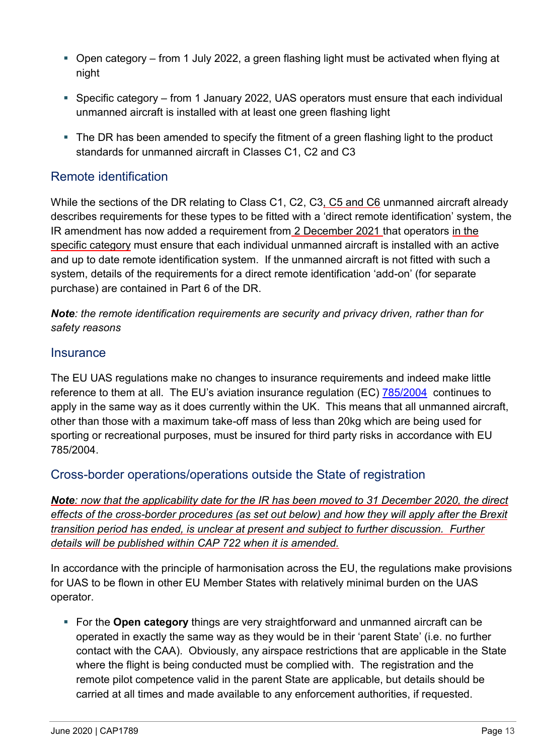- Open category – from 1 July 2022, a green flashing light must be activated when flying at night
- Specific category – from 1 January 2022, UAS operators must ensure that each individual unmanned aircraft is installed with at least one green flashing light
- The DR has been amended to specify the fitment of a green flashing light to the product standards for unmanned aircraft in Classes C1, C2 and C3

## Remote identification

While the sections of the DR relating to Class C1, C2, C3, C5 and C6 unmanned aircraft already describes requirements for these types to be fitted with a 'direct remote identification' system, the IR amendment has now added a requirement from 2 December 2021 that operators in the specific category must ensure that each individual unmanned aircraft is installed with an active and up to date remote identification system. If the unmanned aircraft is not fitted with such a system, details of the requirements for a direct remote identification 'add-on' (for separate purchase) are contained in Part 6 of the DR.

***Note**: the remote identification requirements are security and privacy driven, rather than for safety reasons*

## Insurance

The EU UAS regulations make no changes to insurance requirements and indeed make little reference to them at all. The EU's aviation insurance regulation (EC) 785/2004 continues to apply in the same way as it does currently within the UK. This means that all unmanned aircraft, other than those with a maximum take-off mass of less than 20kg which are being used for sporting or recreational purposes, must be insured for third party risks in accordance with EU 785/2004.

## Cross-border operations/operations outside the State of registration

***Note**: now that the applicability date for the IR has been moved to 31 December 2020, the direct effects of the cross-border procedures (as set out below) and how they will apply after the Brexit transition period has ended, is unclear at present and subject to further discussion. Further details will be published within CAP 722 when it is amended.*

In accordance with the principle of harmonisation across the EU, the regulations make provisions for UAS to be flown in other EU Member States with relatively minimal burden on the UAS operator.

- For the **Open category** things are very straightforward and unmanned aircraft can be operated in exactly the same way as they would be in their 'parent State' (i.e. no further contact with the CAA). Obviously, any airspace restrictions that are applicable in the State where the flight is being conducted must be complied with. The registration and the remote pilot competence valid in the parent State are applicable, but details should be carried at all times and made available to any enforcement authorities, if requested.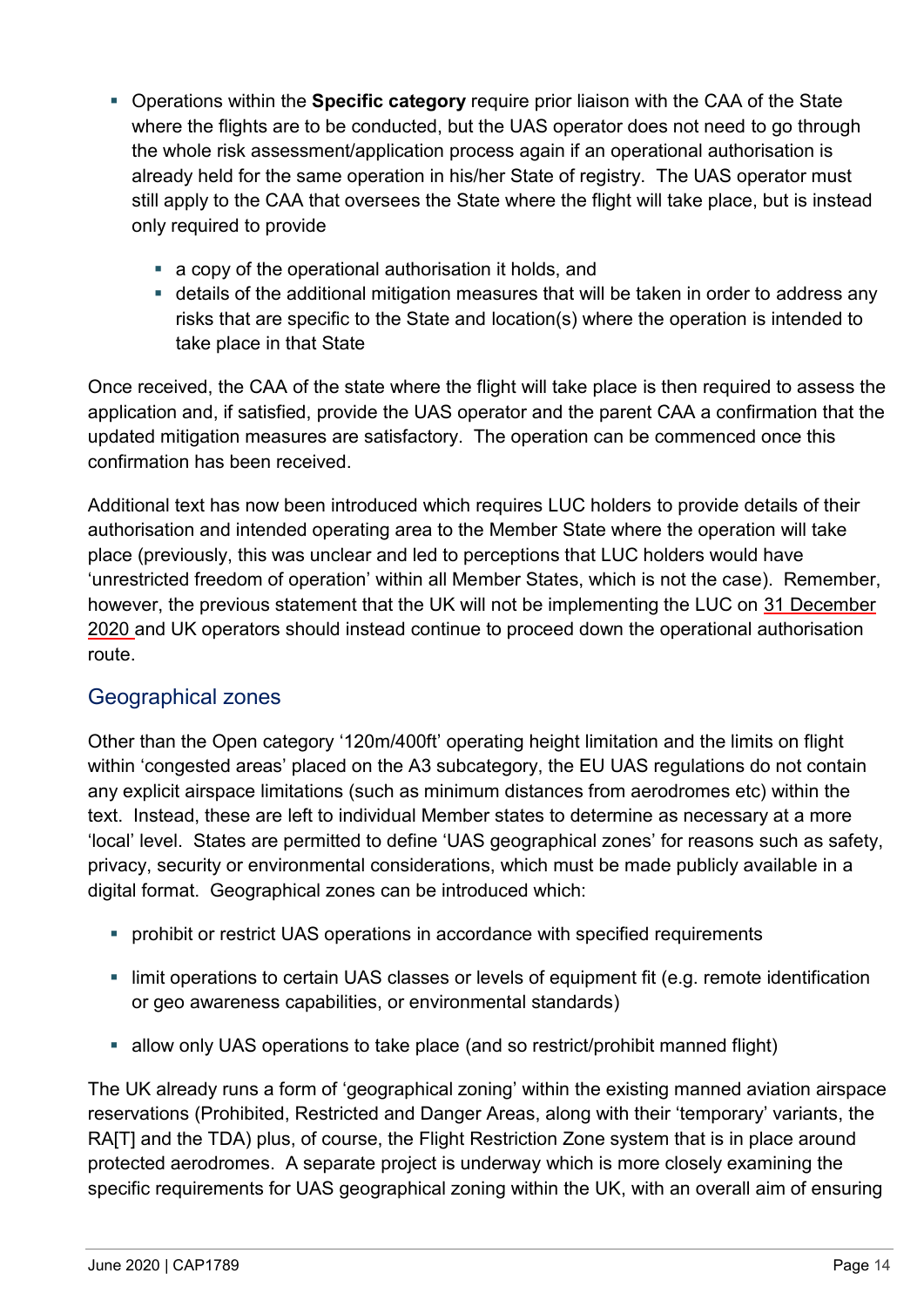- Operations within the **Specific category** require prior liaison with the CAA of the State where the flights are to be conducted, but the UAS operator does not need to go through the whole risk assessment/application process again if an operational authorisation is already held for the same operation in his/her State of registry. The UAS operator must still apply to the CAA that oversees the State where the flight will take place, but is instead only required to provide
  - a copy of the operational authorisation it holds, and
  - details of the additional mitigation measures that will be taken in order to address any risks that are specific to the State and location(s) where the operation is intended to take place in that State

Once received, the CAA of the state where the flight will take place is then required to assess the application and, if satisfied, provide the UAS operator and the parent CAA a confirmation that the updated mitigation measures are satisfactory. The operation can be commenced once this confirmation has been received.

Additional text has now been introduced which requires LUC holders to provide details of their authorisation and intended operating area to the Member State where the operation will take place (previously, this was unclear and led to perceptions that LUC holders would have 'unrestricted freedom of operation' within all Member States, which is not the case). Remember, however, the previous statement that the UK will not be implementing the LUC on 31 December 2020 and UK operators should instead continue to proceed down the operational authorisation route.

## Geographical zones

Other than the Open category '120m/400ft' operating height limitation and the limits on flight within 'congested areas' placed on the A3 subcategory, the EU UAS regulations do not contain any explicit airspace limitations (such as minimum distances from aerodromes etc) within the text. Instead, these are left to individual Member states to determine as necessary at a more 'local' level. States are permitted to define 'UAS geographical zones' for reasons such as safety, privacy, security or environmental considerations, which must be made publicly available in a digital format. Geographical zones can be introduced which:

- prohibit or restrict UAS operations in accordance with specified requirements
- limit operations to certain UAS classes or levels of equipment fit (e.g. remote identification or geo awareness capabilities, or environmental standards)
- allow only UAS operations to take place (and so restrict/prohibit manned flight)

The UK already runs a form of 'geographical zoning' within the existing manned aviation airspace reservations (Prohibited, Restricted and Danger Areas, along with their 'temporary' variants, the RA[T] and the TDA) plus, of course, the Flight Restriction Zone system that is in place around protected aerodromes. A separate project is underway which is more closely examining the specific requirements for UAS geographical zoning within the UK, with an overall aim of ensuring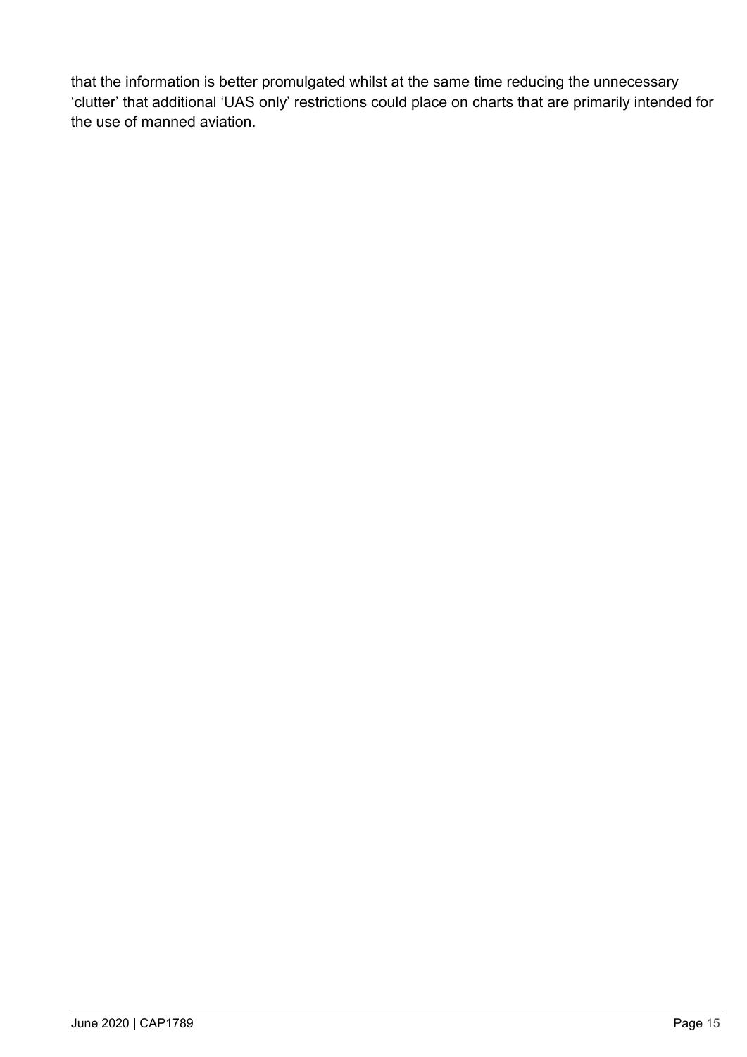that the information is better promulgated whilst at the same time reducing the unnecessary 'clutter' that additional 'UAS only' restrictions could place on charts that are primarily intended for the use of manned aviation.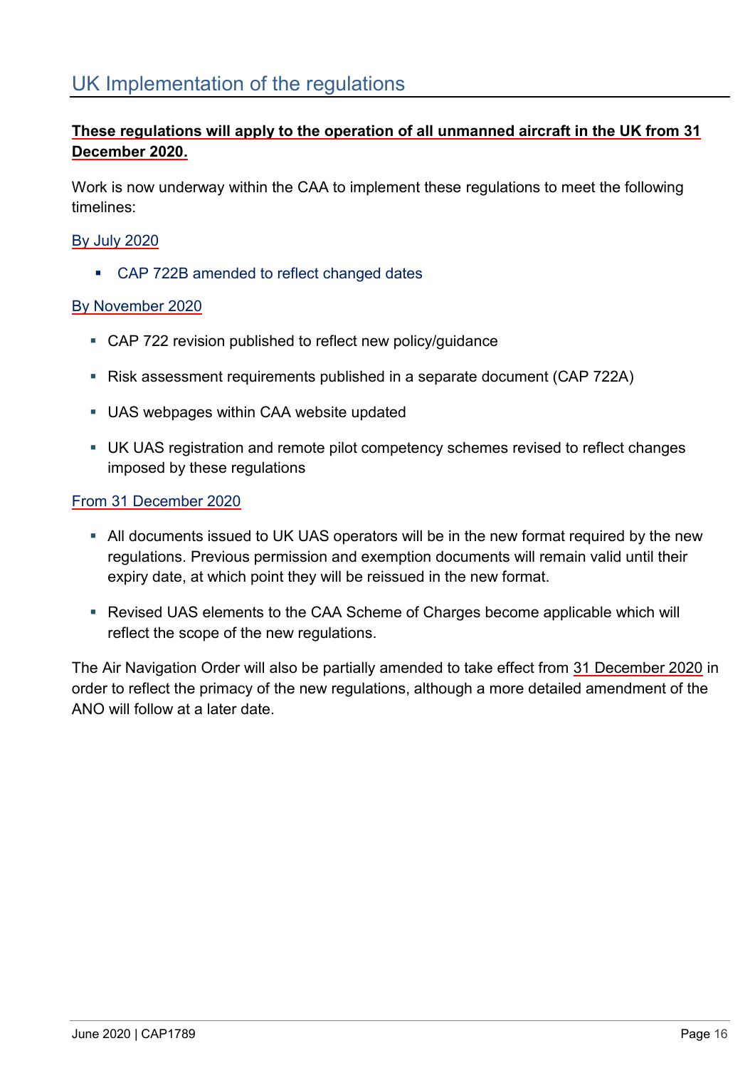## UK Implementation of the regulations

**These regulations will apply to the operation of all unmanned aircraft in the UK from 31 December 2020.**

Work is now underway within the CAA to implement these regulations to meet the following timelines:

By July 2020

- CAP 722B amended to reflect changed dates

By November 2020

- CAP 722 revision published to reflect new policy/guidance
- Risk assessment requirements published in a separate document (CAP 722A)
- UAS webpages within CAA website updated
- UK UAS registration and remote pilot competency schemes revised to reflect changes imposed by these regulations

From 31 December 2020

- All documents issued to UK UAS operators will be in the new format required by the new regulations. Previous permission and exemption documents will remain valid until their expiry date, at which point they will be reissued in the new format.
- Revised UAS elements to the CAA Scheme of Charges become applicable which will reflect the scope of the new regulations.

The Air Navigation Order will also be partially amended to take effect from 31 December 2020 in order to reflect the primacy of the new regulations, although a more detailed amendment of the ANO will follow at a later date.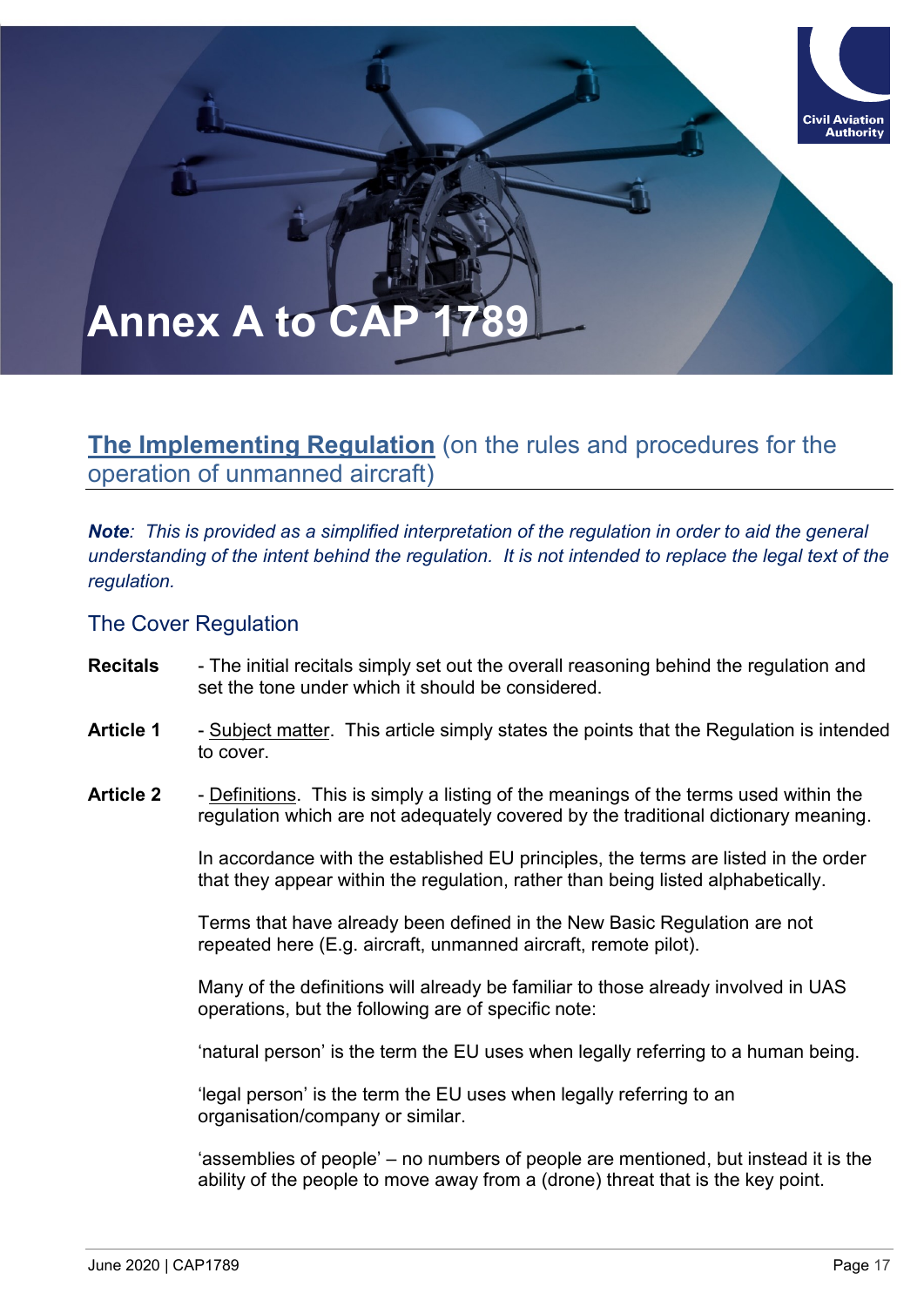# Annex A to CAP 1789

## The Implementing Regulation (on the rules and procedures for the operation of unmanned aircraft)

***Note**: This is provided as a simplified interpretation of the regulation in order to aid the general understanding of the intent behind the regulation. It is not intended to replace the legal text of the regulation.*

### The Cover Regulation

**Recitals** - The initial recitals simply set out the overall reasoning behind the regulation and set the tone under which it should be considered.

**Article 1** - Subject matter. This article simply states the points that the Regulation is intended to cover.

**Article 2** - Definitions. This is simply a listing of the meanings of the terms used within the regulation which are not adequately covered by the traditional dictionary meaning.

In accordance with the established EU principles, the terms are listed in the order that they appear within the regulation, rather than being listed alphabetically.

Terms that have already been defined in the New Basic Regulation are not repeated here (E.g. aircraft, unmanned aircraft, remote pilot).

Many of the definitions will already be familiar to those already involved in UAS operations, but the following are of specific note:

'natural person' is the term the EU uses when legally referring to a human being.

'legal person' is the term the EU uses when legally referring to an organisation/company or similar.

'assemblies of people' – no numbers of people are mentioned, but instead it is the ability of the people to move away from a (drone) threat that is the key point.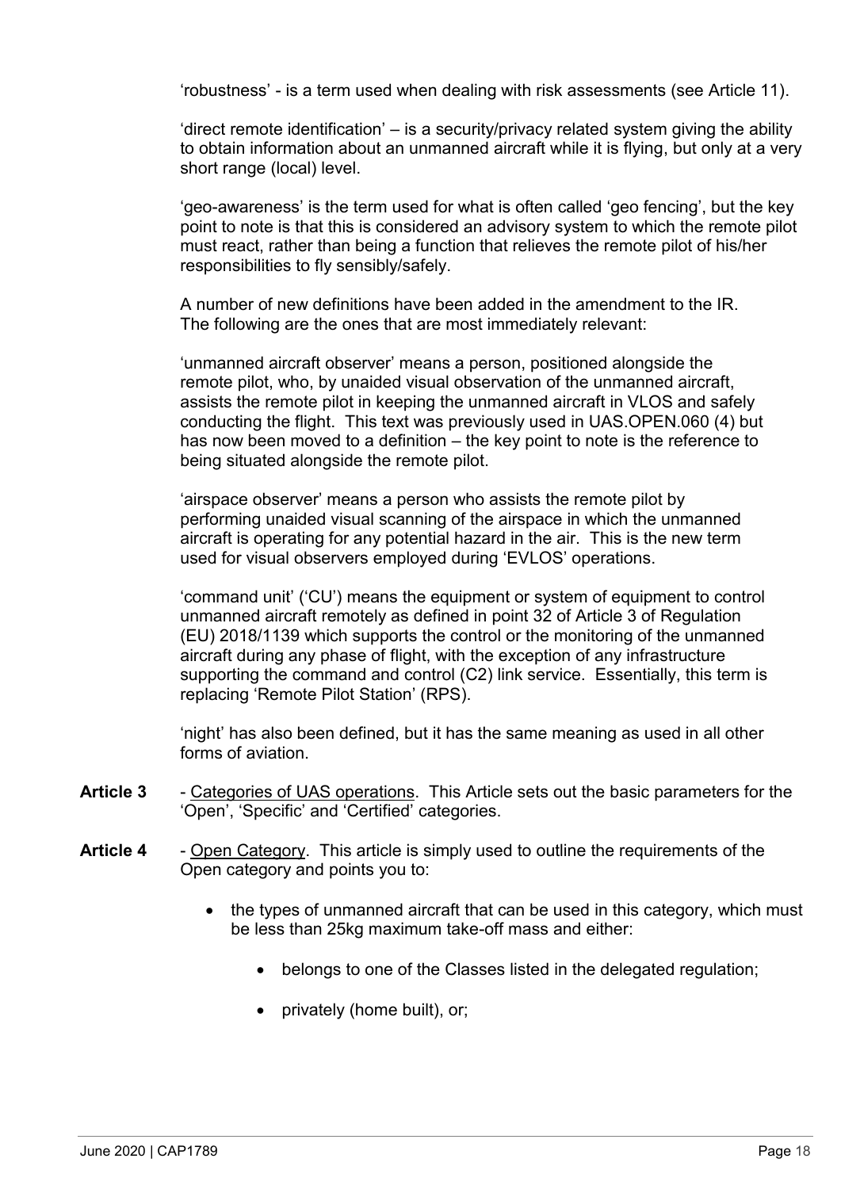'robustness' - is a term used when dealing with risk assessments (see Article 11).

'direct remote identification' – is a security/privacy related system giving the ability to obtain information about an unmanned aircraft while it is flying, but only at a very short range (local) level.

'geo-awareness' is the term used for what is often called 'geo fencing', but the key point to note is that this is considered an advisory system to which the remote pilot must react, rather than being a function that relieves the remote pilot of his/her responsibilities to fly sensibly/safely.

A number of new definitions have been added in the amendment to the IR. The following are the ones that are most immediately relevant:

'unmanned aircraft observer' means a person, positioned alongside the remote pilot, who, by unaided visual observation of the unmanned aircraft, assists the remote pilot in keeping the unmanned aircraft in VLOS and safely conducting the flight. This text was previously used in UAS.OPEN.060 (4) but has now been moved to a definition – the key point to note is the reference to being situated alongside the remote pilot.

'airspace observer' means a person who assists the remote pilot by performing unaided visual scanning of the airspace in which the unmanned aircraft is operating for any potential hazard in the air. This is the new term used for visual observers employed during 'EVLOS' operations.

'command unit' ('CU') means the equipment or system of equipment to control unmanned aircraft remotely as defined in point 32 of Article 3 of Regulation (EU) 2018/1139 which supports the control or the monitoring of the unmanned aircraft during any phase of flight, with the exception of any infrastructure supporting the command and control (C2) link service. Essentially, this term is replacing 'Remote Pilot Station' (RPS).

'night' has also been defined, but it has the same meaning as used in all other forms of aviation.

**Article 3** - Categories of UAS operations. This Article sets out the basic parameters for the 'Open', 'Specific' and 'Certified' categories.

**Article 4** - Open Category. This article is simply used to outline the requirements of the Open category and points you to:

- the types of unmanned aircraft that can be used in this category, which must be less than 25kg maximum take-off mass and either:
  - belongs to one of the Classes listed in the delegated regulation;
  - privately (home built), or;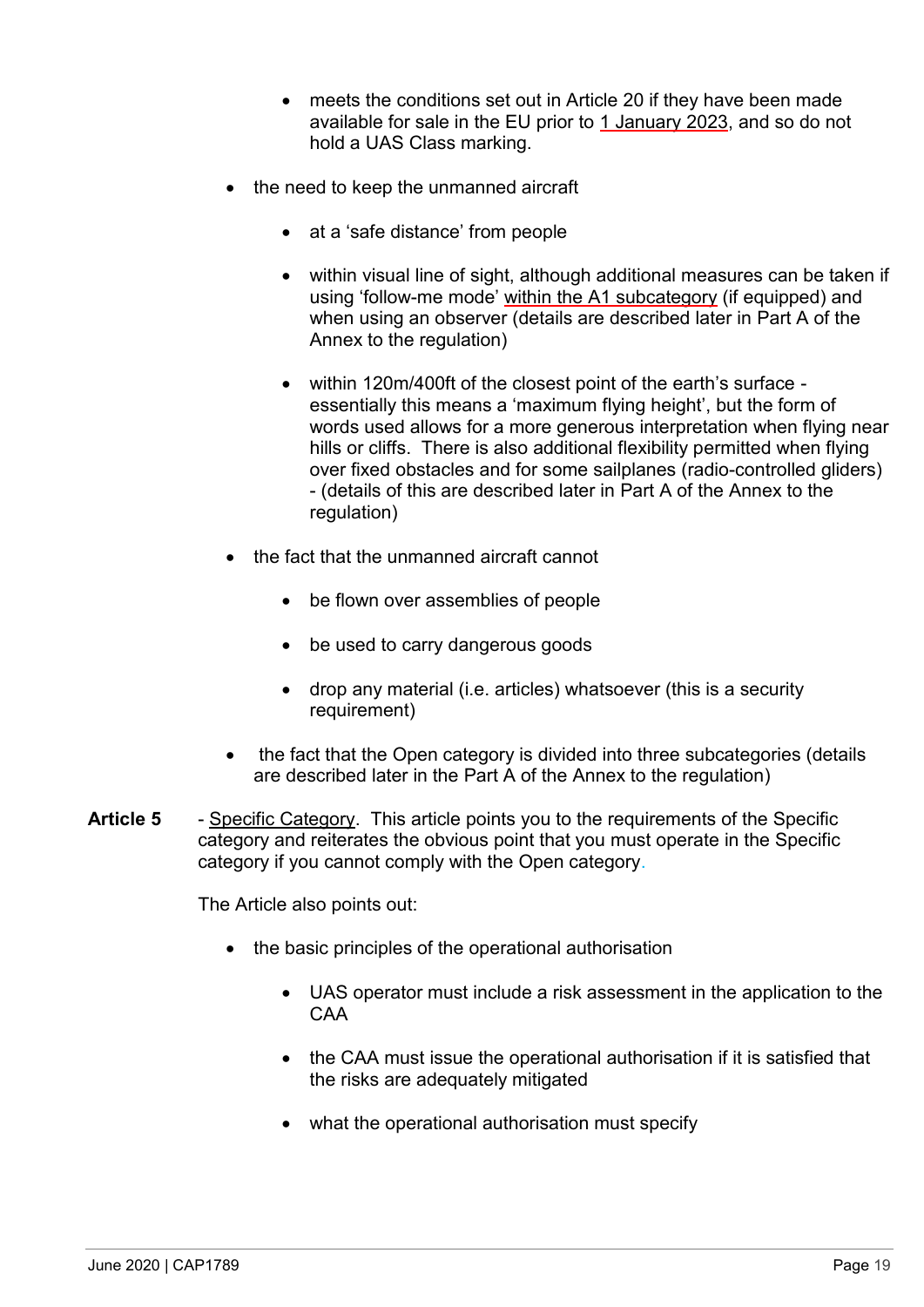- meets the conditions set out in Article 20 if they have been made available for sale in the EU prior to 1 January 2023, and so do not hold a UAS Class marking.
- the need to keep the unmanned aircraft
    - at a 'safe distance' from people
    - within visual line of sight, although additional measures can be taken if using 'follow-me mode' within the A1 subcategory (if equipped) and when using an observer (details are described later in Part A of the Annex to the regulation)
    - within 120m/400ft of the closest point of the earth's surface - essentially this means a 'maximum flying height', but the form of words used allows for a more generous interpretation when flying near hills or cliffs. There is also additional flexibility permitted when flying over fixed obstacles and for some sailplanes (radio-controlled gliders) - (details of this are described later in Part A of the Annex to the regulation)
- the fact that the unmanned aircraft cannot
    - be flown over assemblies of people
    - be used to carry dangerous goods
    - drop any material (i.e. articles) whatsoever (this is a security requirement)
- the fact that the Open category is divided into three subcategories (details are described later in the Part A of the Annex to the regulation)

**Article 5** - Specific Category. This article points you to the requirements of the Specific category and reiterates the obvious point that you must operate in the Specific category if you cannot comply with the Open category.

The Article also points out:

- the basic principles of the operational authorisation
    - UAS operator must include a risk assessment in the application to the CAA
    - the CAA must issue the operational authorisation if it is satisfied that the risks are adequately mitigated
    - what the operational authorisation must specify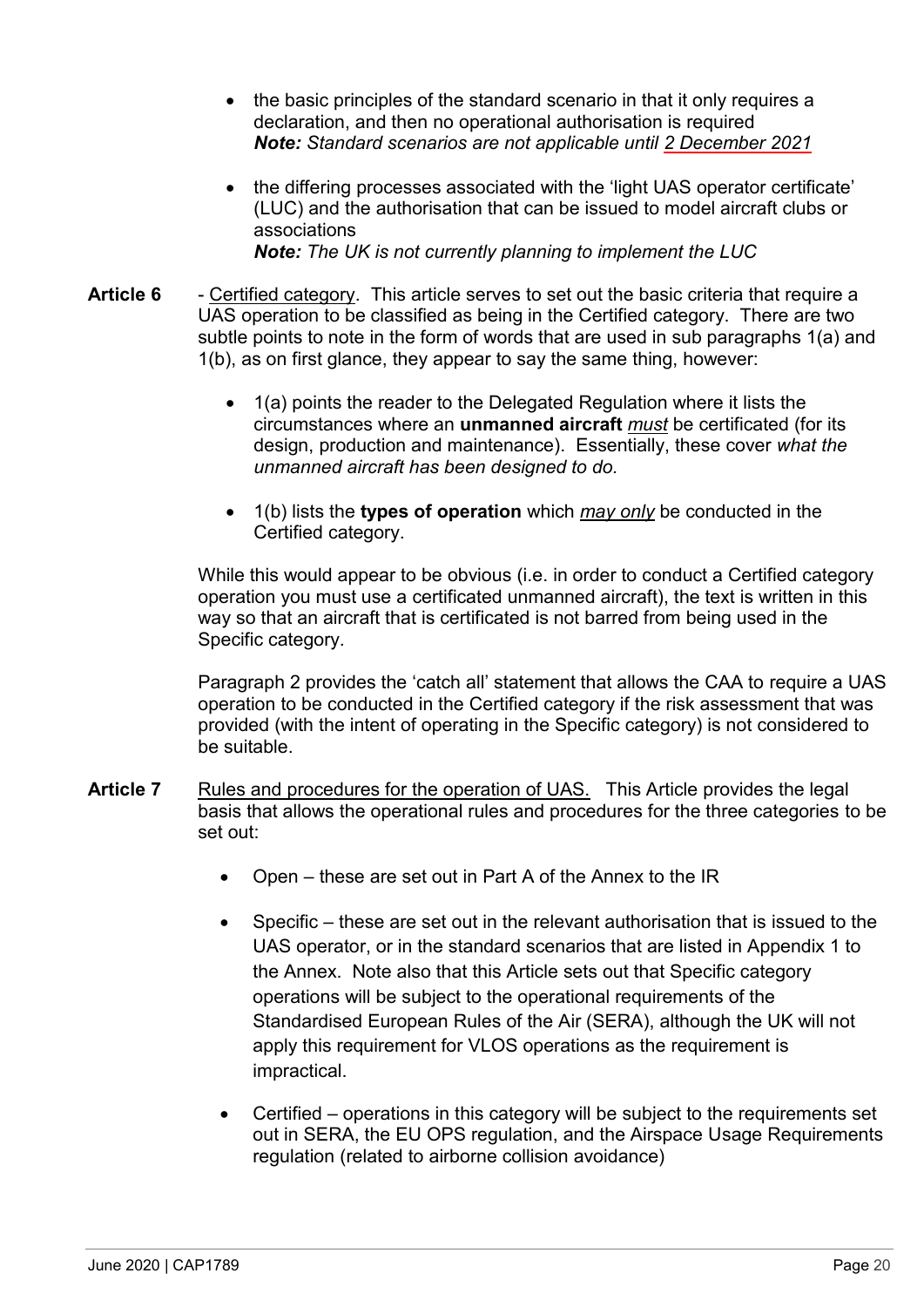- the basic principles of the standard scenario in that it only requires a declaration, and then no operational authorisation is required
  ***Note:** Standard scenarios are not applicable until 2 December 2021*
- the differing processes associated with the 'light UAS operator certificate' (LUC) and the authorisation that can be issued to model aircraft clubs or associations
  ***Note:** The UK is not currently planning to implement the LUC*

**Article 6** - Certified category. This article serves to set out the basic criteria that require a UAS operation to be classified as being in the Certified category. There are two subtle points to note in the form of words that are used in sub paragraphs 1(a) and 1(b), as on first glance, they appear to say the same thing, however:

- 1(a) points the reader to the Delegated Regulation where it lists the circumstances where an **unmanned aircraft** *must* be certificated (for its design, production and maintenance). Essentially, these cover *what the unmanned aircraft has been designed to do.*
- 1(b) lists the **types of operation** which *may only* be conducted in the Certified category.

While this would appear to be obvious (i.e. in order to conduct a Certified category operation you must use a certificated unmanned aircraft), the text is written in this way so that an aircraft that is certificated is not barred from being used in the Specific category.

Paragraph 2 provides the 'catch all' statement that allows the CAA to require a UAS operation to be conducted in the Certified category if the risk assessment that was provided (with the intent of operating in the Specific category) is not considered to be suitable.

**Article 7** Rules and procedures for the operation of UAS. This Article provides the legal basis that allows the operational rules and procedures for the three categories to be set out:

- Open – these are set out in Part A of the Annex to the IR
- Specific – these are set out in the relevant authorisation that is issued to the UAS operator, or in the standard scenarios that are listed in Appendix 1 to the Annex. Note also that this Article sets out that Specific category operations will be subject to the operational requirements of the Standardised European Rules of the Air (SERA), although the UK will not apply this requirement for VLOS operations as the requirement is impractical.
- Certified – operations in this category will be subject to the requirements set out in SERA, the EU OPS regulation, and the Airspace Usage Requirements regulation (related to airborne collision avoidance)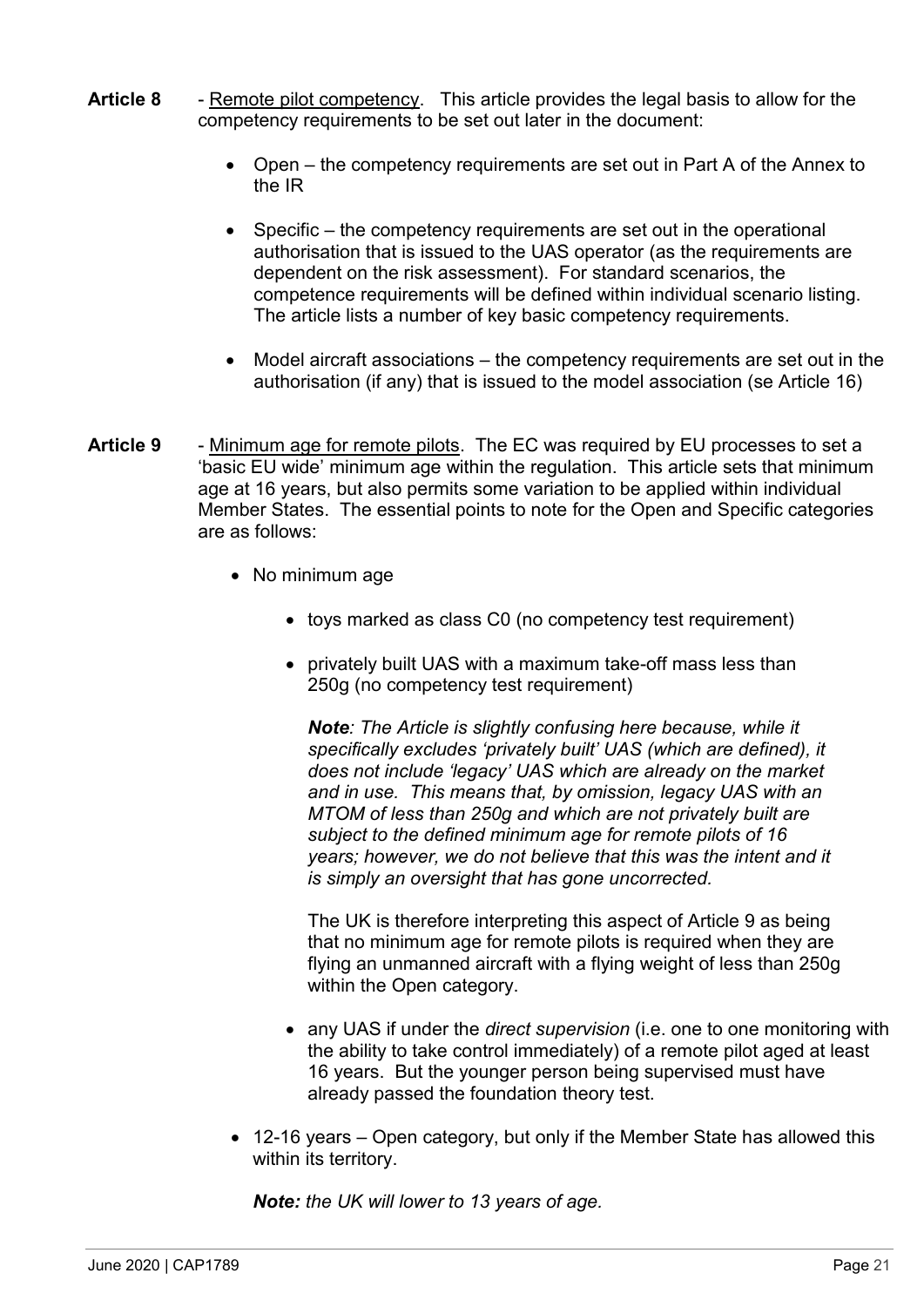**Article 8** - Remote pilot competency. This article provides the legal basis to allow for the competency requirements to be set out later in the document:

- Open – the competency requirements are set out in Part A of the Annex to the IR
- Specific – the competency requirements are set out in the operational authorisation that is issued to the UAS operator (as the requirements are dependent on the risk assessment). For standard scenarios, the competence requirements will be defined within individual scenario listing. The article lists a number of key basic competency requirements.
- Model aircraft associations – the competency requirements are set out in the authorisation (if any) that is issued to the model association (se Article 16)

**Article 9** - Minimum age for remote pilots. The EC was required by EU processes to set a 'basic EU wide' minimum age within the regulation. This article sets that minimum age at 16 years, but also permits some variation to be applied within individual Member States. The essential points to note for the Open and Specific categories are as follows:

- No minimum age
  - toys marked as class C0 (no competency test requirement)
  - privately built UAS with a maximum take-off mass less than 250g (no competency test requirement)

    ***Note**: The Article is slightly confusing here because, while it specifically excludes 'privately built' UAS (which are defined), it does not include 'legacy' UAS which are already on the market and in use. This means that, by omission, legacy UAS with an MTOM of less than 250g and which are not privately built are subject to the defined minimum age for remote pilots of 16 years; however, we do not believe that this was the intent and it is simply an oversight that has gone uncorrected.*

    The UK is therefore interpreting this aspect of Article 9 as being that no minimum age for remote pilots is required when they are flying an unmanned aircraft with a flying weight of less than 250g within the Open category.

  - any UAS if under the *direct supervision* (i.e. one to one monitoring with the ability to take control immediately) of a remote pilot aged at least 16 years. But the younger person being supervised must have already passed the foundation theory test.
- 12-16 years – Open category, but only if the Member State has allowed this within its territory.

  ***Note:** the UK will lower to 13 years of age.*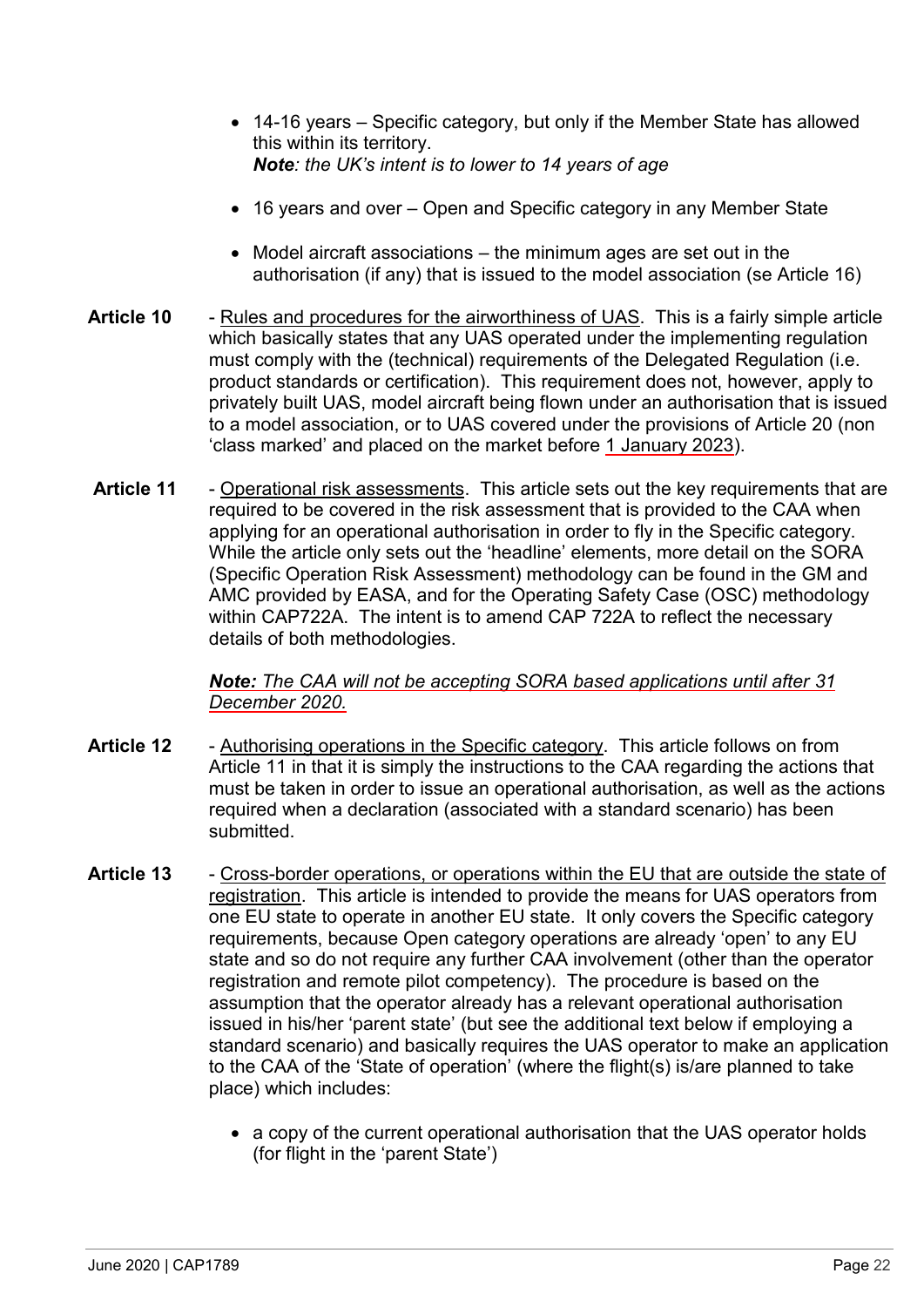- 14-16 years – Specific category, but only if the Member State has allowed this within its territory.
  ***Note**: the UK's intent is to lower to 14 years of age*

- 16 years and over – Open and Specific category in any Member State

- Model aircraft associations – the minimum ages are set out in the authorisation (if any) that is issued to the model association (se Article 16)

**Article 10** - Rules and procedures for the airworthiness of UAS. This is a fairly simple article which basically states that any UAS operated under the implementing regulation must comply with the (technical) requirements of the Delegated Regulation (i.e. product standards or certification). This requirement does not, however, apply to privately built UAS, model aircraft being flown under an authorisation that is issued to a model association, or to UAS covered under the provisions of Article 20 (non 'class marked' and placed on the market before 1 January 2023).

**Article 11** - Operational risk assessments. This article sets out the key requirements that are required to be covered in the risk assessment that is provided to the CAA when applying for an operational authorisation in order to fly in the Specific category. While the article only sets out the 'headline' elements, more detail on the SORA (Specific Operation Risk Assessment) methodology can be found in the GM and AMC provided by EASA, and for the Operating Safety Case (OSC) methodology within CAP722A. The intent is to amend CAP 722A to reflect the necessary details of both methodologies.

***Note:** The CAA will not be accepting SORA based applications until after 31 December 2020.*

**Article 12** - Authorising operations in the Specific category. This article follows on from Article 11 in that it is simply the instructions to the CAA regarding the actions that must be taken in order to issue an operational authorisation, as well as the actions required when a declaration (associated with a standard scenario) has been submitted.

**Article 13** - Cross-border operations, or operations within the EU that are outside the state of registration. This article is intended to provide the means for UAS operators from one EU state to operate in another EU state. It only covers the Specific category requirements, because Open category operations are already 'open' to any EU state and so do not require any further CAA involvement (other than the operator registration and remote pilot competency). The procedure is based on the assumption that the operator already has a relevant operational authorisation issued in his/her 'parent state' (but see the additional text below if employing a standard scenario) and basically requires the UAS operator to make an application to the CAA of the 'State of operation' (where the flight(s) is/are planned to take place) which includes:

- a copy of the current operational authorisation that the UAS operator holds (for flight in the 'parent State')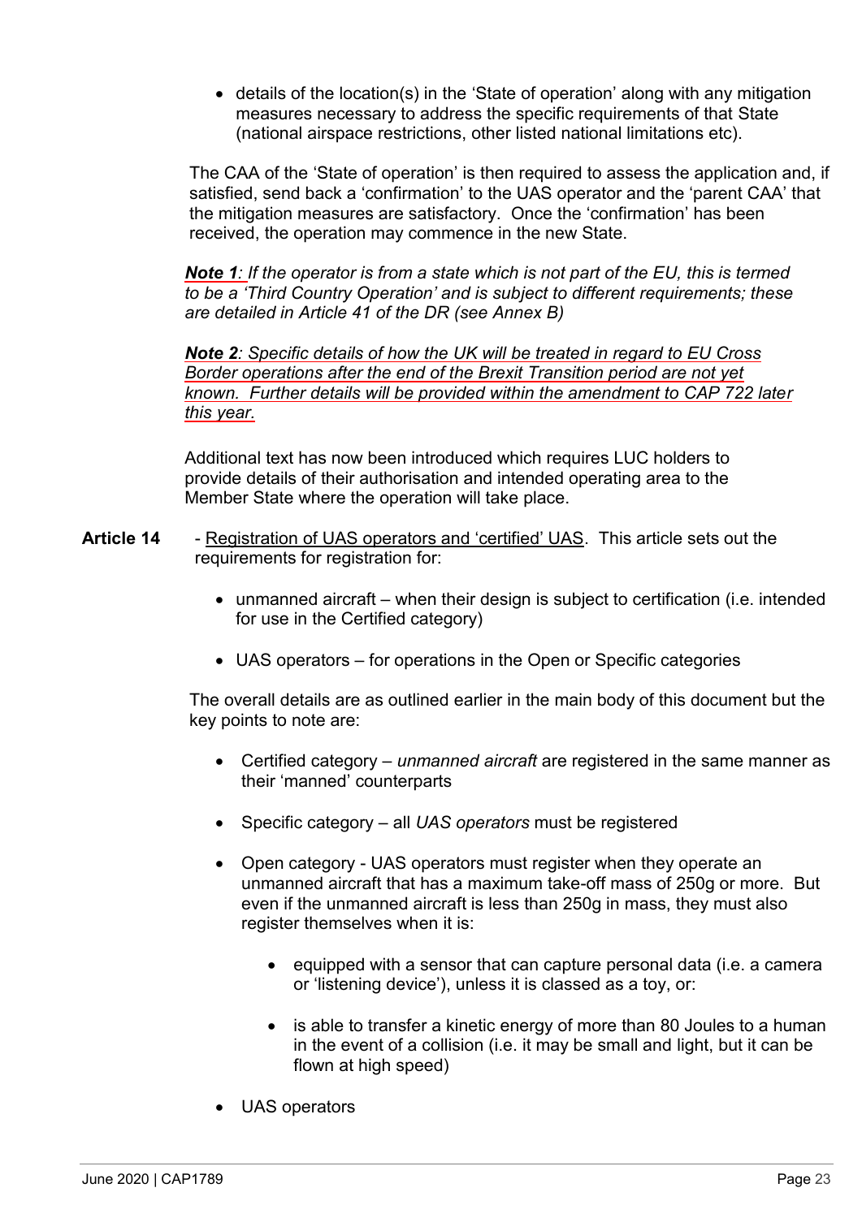- details of the location(s) in the 'State of operation' along with any mitigation measures necessary to address the specific requirements of that State (national airspace restrictions, other listed national limitations etc).

The CAA of the 'State of operation' is then required to assess the application and, if satisfied, send back a 'confirmation' to the UAS operator and the 'parent CAA' that the mitigation measures are satisfactory. Once the 'confirmation' has been received, the operation may commence in the new State.

***Note 1**: If the operator is from a state which is not part of the EU, this is termed to be a 'Third Country Operation' and is subject to different requirements; these are detailed in Article 41 of the DR (see Annex B)*

***Note 2**: Specific details of how the UK will be treated in regard to EU Cross Border operations after the end of the Brexit Transition period are not yet known. Further details will be provided within the amendment to CAP 722 later this year.*

Additional text has now been introduced which requires LUC holders to provide details of their authorisation and intended operating area to the Member State where the operation will take place.

**Article 14** - Registration of UAS operators and 'certified' UAS. This article sets out the requirements for registration for:

- unmanned aircraft – when their design is subject to certification (i.e. intended for use in the Certified category)
- UAS operators – for operations in the Open or Specific categories

The overall details are as outlined earlier in the main body of this document but the key points to note are:

- Certified category – *unmanned aircraft* are registered in the same manner as their 'manned' counterparts
- Specific category – all *UAS operators* must be registered
- Open category - UAS operators must register when they operate an unmanned aircraft that has a maximum take-off mass of 250g or more. But even if the unmanned aircraft is less than 250g in mass, they must also register themselves when it is:
    - equipped with a sensor that can capture personal data (i.e. a camera or 'listening device'), unless it is classed as a toy, or:
    - is able to transfer a kinetic energy of more than 80 Joules to a human in the event of a collision (i.e. it may be small and light, but it can be flown at high speed)
- UAS operators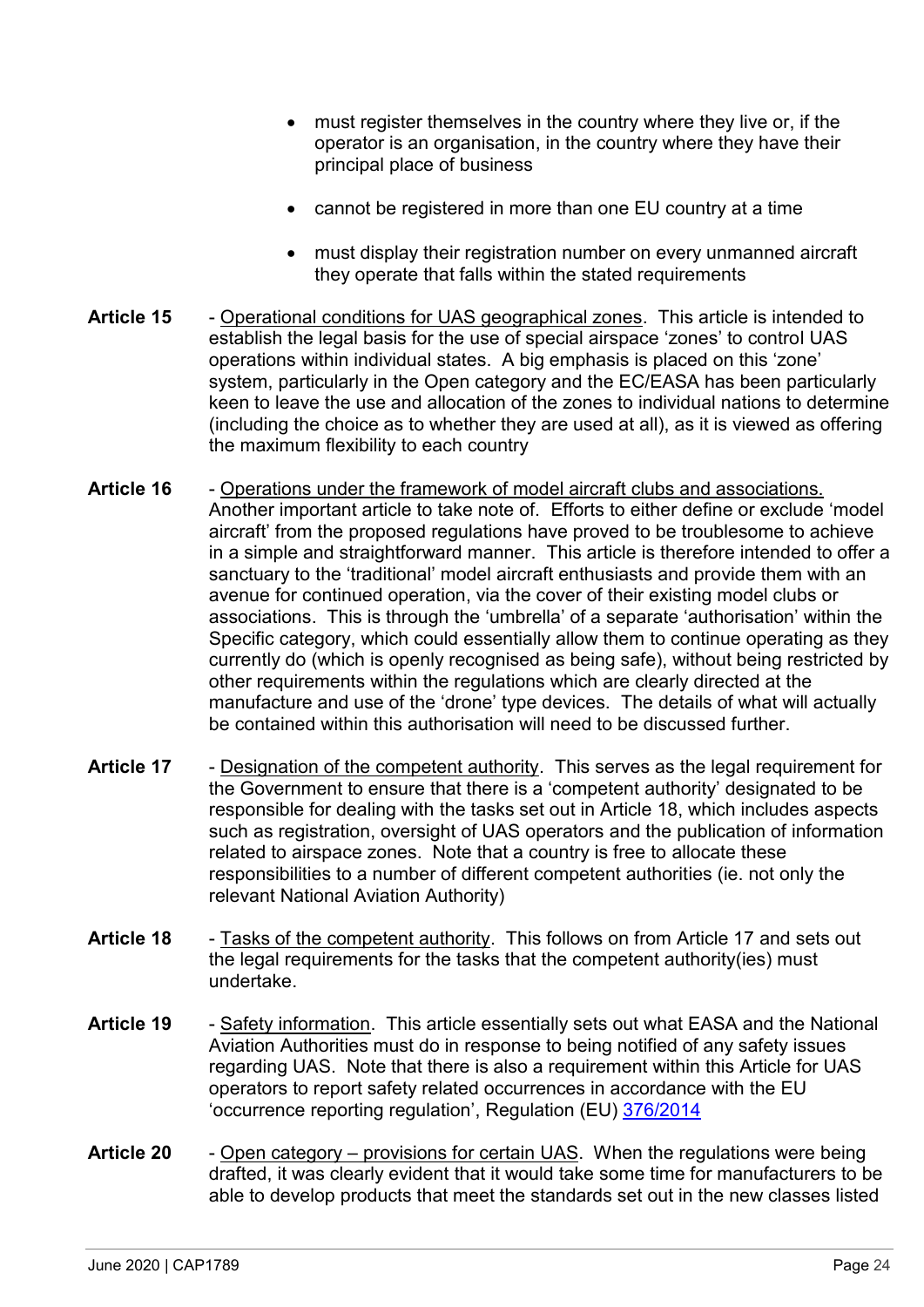- must register themselves in the country where they live or, if the operator is an organisation, in the country where they have their principal place of business
- cannot be registered in more than one EU country at a time
- must display their registration number on every unmanned aircraft they operate that falls within the stated requirements

**Article 15** - Operational conditions for UAS geographical zones. This article is intended to establish the legal basis for the use of special airspace 'zones' to control UAS operations within individual states. A big emphasis is placed on this 'zone' system, particularly in the Open category and the EC/EASA has been particularly keen to leave the use and allocation of the zones to individual nations to determine (including the choice as to whether they are used at all), as it is viewed as offering the maximum flexibility to each country

**Article 16** - Operations under the framework of model aircraft clubs and associations. Another important article to take note of. Efforts to either define or exclude 'model aircraft' from the proposed regulations have proved to be troublesome to achieve in a simple and straightforward manner. This article is therefore intended to offer a sanctuary to the 'traditional' model aircraft enthusiasts and provide them with an avenue for continued operation, via the cover of their existing model clubs or associations. This is through the 'umbrella' of a separate 'authorisation' within the Specific category, which could essentially allow them to continue operating as they currently do (which is openly recognised as being safe), without being restricted by other requirements within the regulations which are clearly directed at the manufacture and use of the 'drone' type devices. The details of what will actually be contained within this authorisation will need to be discussed further.

**Article 17** - Designation of the competent authority. This serves as the legal requirement for the Government to ensure that there is a 'competent authority' designated to be responsible for dealing with the tasks set out in Article 18, which includes aspects such as registration, oversight of UAS operators and the publication of information related to airspace zones. Note that a country is free to allocate these responsibilities to a number of different competent authorities (ie. not only the relevant National Aviation Authority)

**Article 18** - Tasks of the competent authority. This follows on from Article 17 and sets out the legal requirements for the tasks that the competent authority(ies) must undertake.

**Article 19** - Safety information. This article essentially sets out what EASA and the National Aviation Authorities must do in response to being notified of any safety issues regarding UAS. Note that there is also a requirement within this Article for UAS operators to report safety related occurrences in accordance with the EU 'occurrence reporting regulation', Regulation (EU) 376/2014

**Article 20** - Open category – provisions for certain UAS. When the regulations were being drafted, it was clearly evident that it would take some time for manufacturers to be able to develop products that meet the standards set out in the new classes listed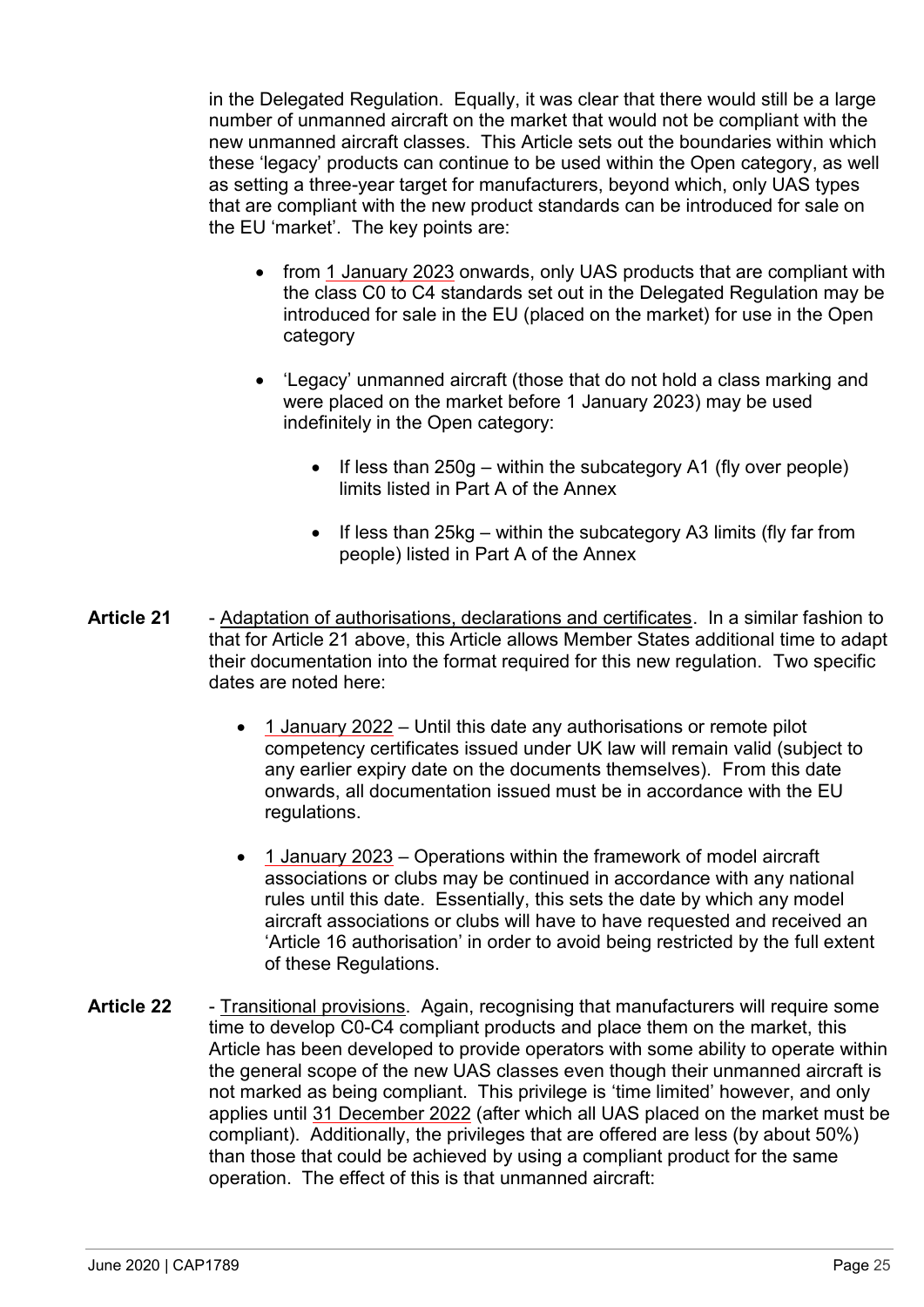in the Delegated Regulation. Equally, it was clear that there would still be a large number of unmanned aircraft on the market that would not be compliant with the new unmanned aircraft classes. This Article sets out the boundaries within which these 'legacy' products can continue to be used within the Open category, as well as setting a three-year target for manufacturers, beyond which, only UAS types that are compliant with the new product standards can be introduced for sale on the EU 'market'. The key points are:

- from 1 January 2023 onwards, only UAS products that are compliant with the class C0 to C4 standards set out in the Delegated Regulation may be introduced for sale in the EU (placed on the market) for use in the Open category
- 'Legacy' unmanned aircraft (those that do not hold a class marking and were placed on the market before 1 January 2023) may be used indefinitely in the Open category:
  - If less than 250g – within the subcategory A1 (fly over people) limits listed in Part A of the Annex
  - If less than 25kg – within the subcategory A3 limits (fly far from people) listed in Part A of the Annex

**Article 21** - Adaptation of authorisations, declarations and certificates. In a similar fashion to that for Article 21 above, this Article allows Member States additional time to adapt their documentation into the format required for this new regulation. Two specific dates are noted here:

- 1 January 2022 – Until this date any authorisations or remote pilot competency certificates issued under UK law will remain valid (subject to any earlier expiry date on the documents themselves). From this date onwards, all documentation issued must be in accordance with the EU regulations.
- 1 January 2023 – Operations within the framework of model aircraft associations or clubs may be continued in accordance with any national rules until this date. Essentially, this sets the date by which any model aircraft associations or clubs will have to have requested and received an 'Article 16 authorisation' in order to avoid being restricted by the full extent of these Regulations.

**Article 22** - Transitional provisions. Again, recognising that manufacturers will require some time to develop C0-C4 compliant products and place them on the market, this Article has been developed to provide operators with some ability to operate within the general scope of the new UAS classes even though their unmanned aircraft is not marked as being compliant. This privilege is 'time limited' however, and only applies until 31 December 2022 (after which all UAS placed on the market must be compliant). Additionally, the privileges that are offered are less (by about 50%) than those that could be achieved by using a compliant product for the same operation. The effect of this is that unmanned aircraft: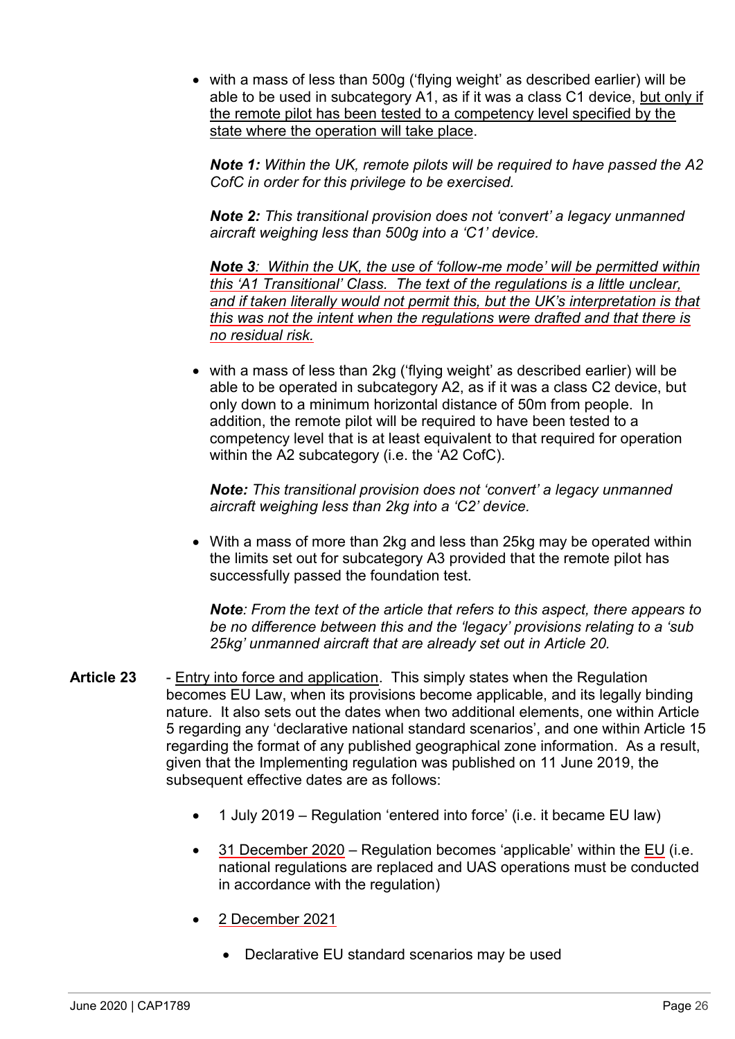- with a mass of less than 500g ('flying weight' as described earlier) will be able to be used in subcategory A1, as if it was a class C1 device, but only if the remote pilot has been tested to a competency level specified by the state where the operation will take place.

  ***Note 1:*** *Within the UK, remote pilots will be required to have passed the A2 CofC in order for this privilege to be exercised.*

  ***Note 2:*** *This transitional provision does not 'convert' a legacy unmanned aircraft weighing less than 500g into a 'C1' device.*

  ***Note 3****: Within the UK, the use of 'follow-me mode' will be permitted within this 'A1 Transitional' Class. The text of the regulations is a little unclear, and if taken literally would not permit this, but the UK's interpretation is that this was not the intent when the regulations were drafted and that there is no residual risk.*

- with a mass of less than 2kg ('flying weight' as described earlier) will be able to be operated in subcategory A2, as if it was a class C2 device, but only down to a minimum horizontal distance of 50m from people. In addition, the remote pilot will be required to have been tested to a competency level that is at least equivalent to that required for operation within the A2 subcategory (i.e. the 'A2 CofC).

  ***Note:*** *This transitional provision does not 'convert' a legacy unmanned aircraft weighing less than 2kg into a 'C2' device.*

- With a mass of more than 2kg and less than 25kg may be operated within the limits set out for subcategory A3 provided that the remote pilot has successfully passed the foundation test.

  ***Note****: From the text of the article that refers to this aspect, there appears to be no difference between this and the 'legacy' provisions relating to a 'sub 25kg' unmanned aircraft that are already set out in Article 20.*

**Article 23** - Entry into force and application. This simply states when the Regulation becomes EU Law, when its provisions become applicable, and its legally binding nature. It also sets out the dates when two additional elements, one within Article 5 regarding any 'declarative national standard scenarios', and one within Article 15 regarding the format of any published geographical zone information. As a result, given that the Implementing regulation was published on 11 June 2019, the subsequent effective dates are as follows:

- 1 July 2019 – Regulation 'entered into force' (i.e. it became EU law)
- 31 December 2020 – Regulation becomes 'applicable' within the EU (i.e. national regulations are replaced and UAS operations must be conducted in accordance with the regulation)
- 2 December 2021
  - Declarative EU standard scenarios may be used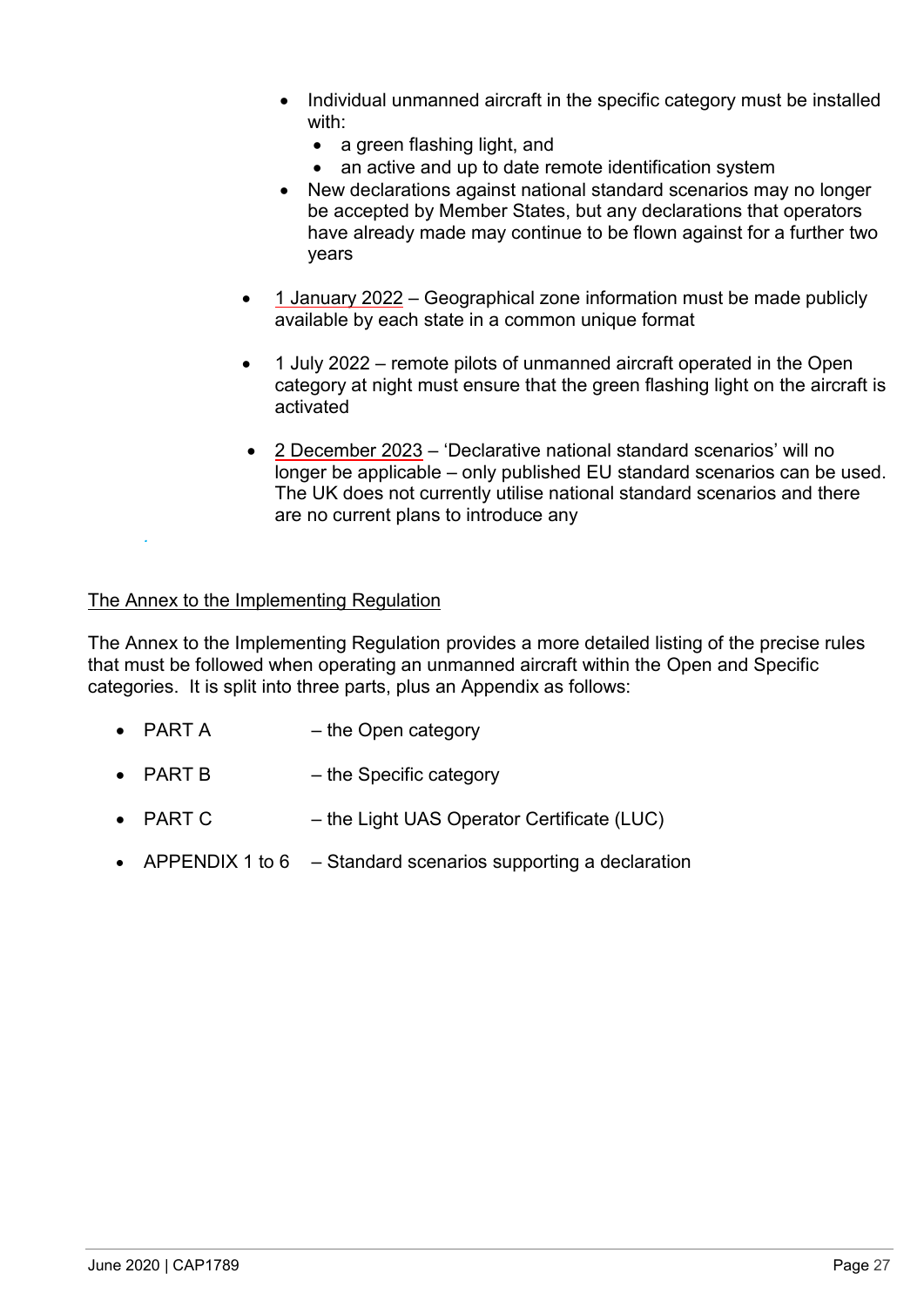- Individual unmanned aircraft in the specific category must be installed with:
  - a green flashing light, and
  - an active and up to date remote identification system
- New declarations against national standard scenarios may no longer be accepted by Member States, but any declarations that operators have already made may continue to be flown against for a further two years

- 1 January 2022 – Geographical zone information must be made publicly available by each state in a common unique format

- 1 July 2022 – remote pilots of unmanned aircraft operated in the Open category at night must ensure that the green flashing light on the aircraft is activated

- 2 December 2023 – 'Declarative national standard scenarios' will no longer be applicable – only published EU standard scenarios can be used. The UK does not currently utilise national standard scenarios and there are no current plans to introduce any

The Annex to the Implementing Regulation

The Annex to the Implementing Regulation provides a more detailed listing of the precise rules that must be followed when operating an unmanned aircraft within the Open and Specific categories. It is split into three parts, plus an Appendix as follows:

- PART A – the Open category
- PART B – the Specific category
- PART C – the Light UAS Operator Certificate (LUC)
- APPENDIX 1 to 6 – Standard scenarios supporting a declaration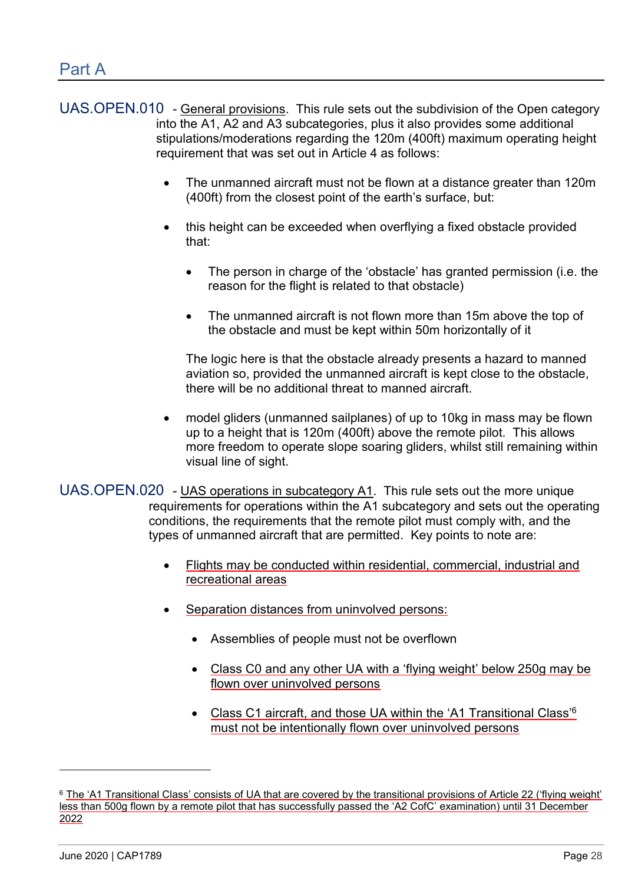## Part A

**UAS.OPEN.010** - General provisions. This rule sets out the subdivision of the Open category into the A1, A2 and A3 subcategories, plus it also provides some additional stipulations/moderations regarding the 120m (400ft) maximum operating height requirement that was set out in Article 4 as follows:

- The unmanned aircraft must not be flown at a distance greater than 120m (400ft) from the closest point of the earth's surface, but:
- this height can be exceeded when overflying a fixed obstacle provided that:
  - The person in charge of the 'obstacle' has granted permission (i.e. the reason for the flight is related to that obstacle)
  - The unmanned aircraft is not flown more than 15m above the top of the obstacle and must be kept within 50m horizontally of it

  The logic here is that the obstacle already presents a hazard to manned aviation so, provided the unmanned aircraft is kept close to the obstacle, there will be no additional threat to manned aircraft.
- model gliders (unmanned sailplanes) of up to 10kg in mass may be flown up to a height that is 120m (400ft) above the remote pilot. This allows more freedom to operate slope soaring gliders, whilst still remaining within visual line of sight.

**UAS.OPEN.020** - UAS operations in subcategory A1. This rule sets out the more unique requirements for operations within the A1 subcategory and sets out the operating conditions, the requirements that the remote pilot must comply with, and the types of unmanned aircraft that are permitted. Key points to note are:

- Flights may be conducted within residential, commercial, industrial and recreational areas
- Separation distances from uninvolved persons:
  - Assemblies of people must not be overflown
  - Class C0 and any other UA with a 'flying weight' below 250g may be flown over uninvolved persons
  - Class C1 aircraft, and those UA within the 'A1 Transitional Class'[6] must not be intentionally flown over uninvolved persons

---

[6] The 'A1 Transitional Class' consists of UA that are covered by the transitional provisions of Article 22 ('flying weight' less than 500g flown by a remote pilot that has successfully passed the 'A2 CofC' examination) until 31 December 2022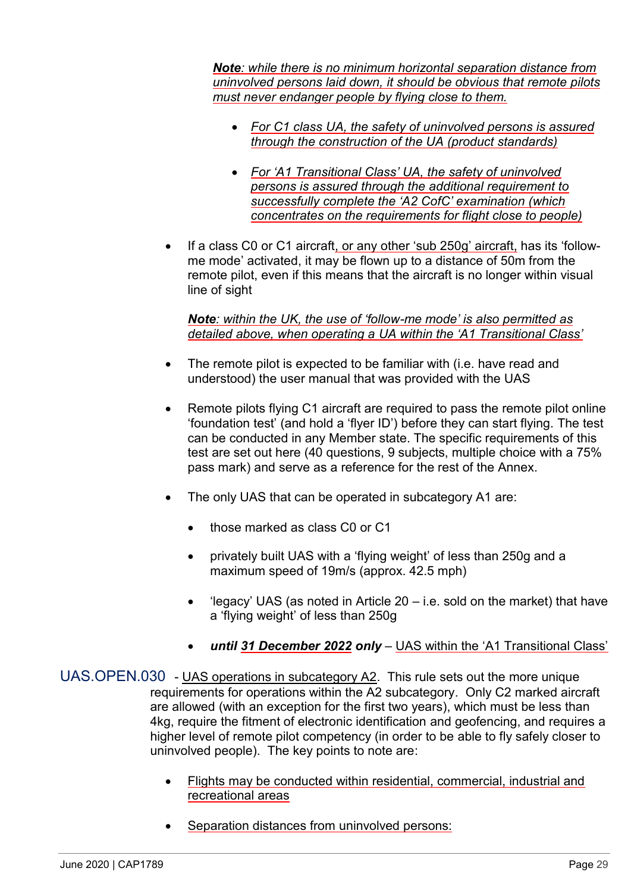***Note**: while there is no minimum horizontal separation distance from uninvolved persons laid down, it should be obvious that remote pilots must never endanger people by flying close to them.*

- *For C1 class UA, the safety of uninvolved persons is assured through the construction of the UA (product standards)*
- *For 'A1 Transitional Class' UA, the safety of uninvolved persons is assured through the additional requirement to successfully complete the 'A2 CofC' examination (which concentrates on the requirements for flight close to people)*

- If a class C0 or C1 aircraft, or any other 'sub 250g' aircraft, has its 'follow-me mode' activated, it may be flown up to a distance of 50m from the remote pilot, even if this means that the aircraft is no longer within visual line of sight

  ***Note**: within the UK, the use of 'follow-me mode' is also permitted as detailed above, when operating a UA within the 'A1 Transitional Class'*

- The remote pilot is expected to be familiar with (i.e. have read and understood) the user manual that was provided with the UAS
- Remote pilots flying C1 aircraft are required to pass the remote pilot online 'foundation test' (and hold a 'flyer ID') before they can start flying. The test can be conducted in any Member state. The specific requirements of this test are set out here (40 questions, 9 subjects, multiple choice with a 75% pass mark) and serve as a reference for the rest of the Annex.
- The only UAS that can be operated in subcategory A1 are:
  - those marked as class C0 or C1
  - privately built UAS with a 'flying weight' of less than 250g and a maximum speed of 19m/s (approx. 42.5 mph)
  - 'legacy' UAS (as noted in Article 20 – i.e. sold on the market) that have a 'flying weight' of less than 250g
  - ***until 31 December 2022 only*** – UAS within the 'A1 Transitional Class'

UAS.OPEN.030 - UAS operations in subcategory A2. This rule sets out the more unique requirements for operations within the A2 subcategory. Only C2 marked aircraft are allowed (with an exception for the first two years), which must be less than 4kg, require the fitment of electronic identification and geofencing, and requires a higher level of remote pilot competency (in order to be able to fly safely closer to uninvolved people). The key points to note are:

- Flights may be conducted within residential, commercial, industrial and recreational areas
- Separation distances from uninvolved persons: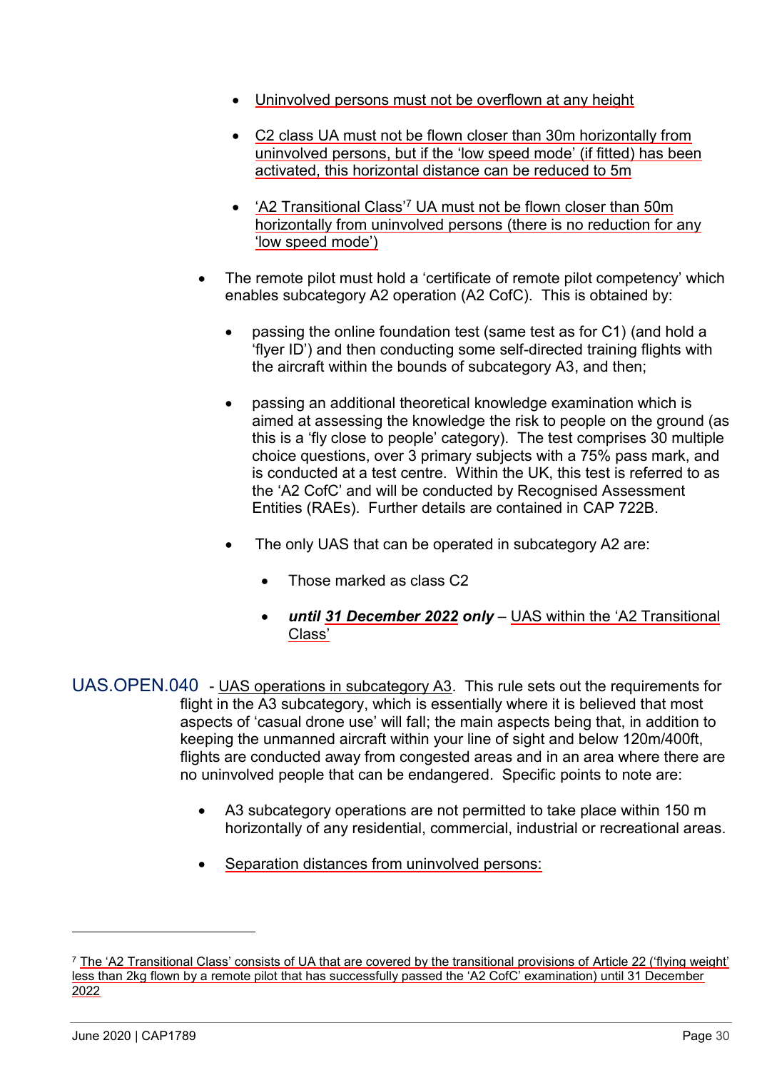- Uninvolved persons must not be overflown at any height

- C2 class UA must not be flown closer than 30m horizontally from uninvolved persons, but if the 'low speed mode' (if fitted) has been activated, this horizontal distance can be reduced to 5m

- 'A2 Transitional Class'[7] UA must not be flown closer than 50m horizontally from uninvolved persons (there is no reduction for any 'low speed mode')

- The remote pilot must hold a 'certificate of remote pilot competency' which enables subcategory A2 operation (A2 CofC). This is obtained by:

  - passing the online foundation test (same test as for C1) (and hold a 'flyer ID') and then conducting some self-directed training flights with the aircraft within the bounds of subcategory A3, and then;

  - passing an additional theoretical knowledge examination which is aimed at assessing the knowledge the risk to people on the ground (as this is a 'fly close to people' category). The test comprises 30 multiple choice questions, over 3 primary subjects with a 75% pass mark, and is conducted at a test centre. Within the UK, this test is referred to as the 'A2 CofC' and will be conducted by Recognised Assessment Entities (RAEs). Further details are contained in CAP 722B.

  - The only UAS that can be operated in subcategory A2 are:

    - Those marked as class C2

    - ***until 31 December 2022 only*** – UAS within the 'A2 Transitional Class'

UAS.OPEN.040 - UAS operations in subcategory A3. This rule sets out the requirements for flight in the A3 subcategory, which is essentially where it is believed that most aspects of 'casual drone use' will fall; the main aspects being that, in addition to keeping the unmanned aircraft within your line of sight and below 120m/400ft, flights are conducted away from congested areas and in an area where there are no uninvolved people that can be endangered. Specific points to note are:

- A3 subcategory operations are not permitted to take place within 150 m horizontally of any residential, commercial, industrial or recreational areas.

- Separation distances from uninvolved persons:

---

[7] The 'A2 Transitional Class' consists of UA that are covered by the transitional provisions of Article 22 ('flying weight' less than 2kg flown by a remote pilot that has successfully passed the 'A2 CofC' examination) until 31 December 2022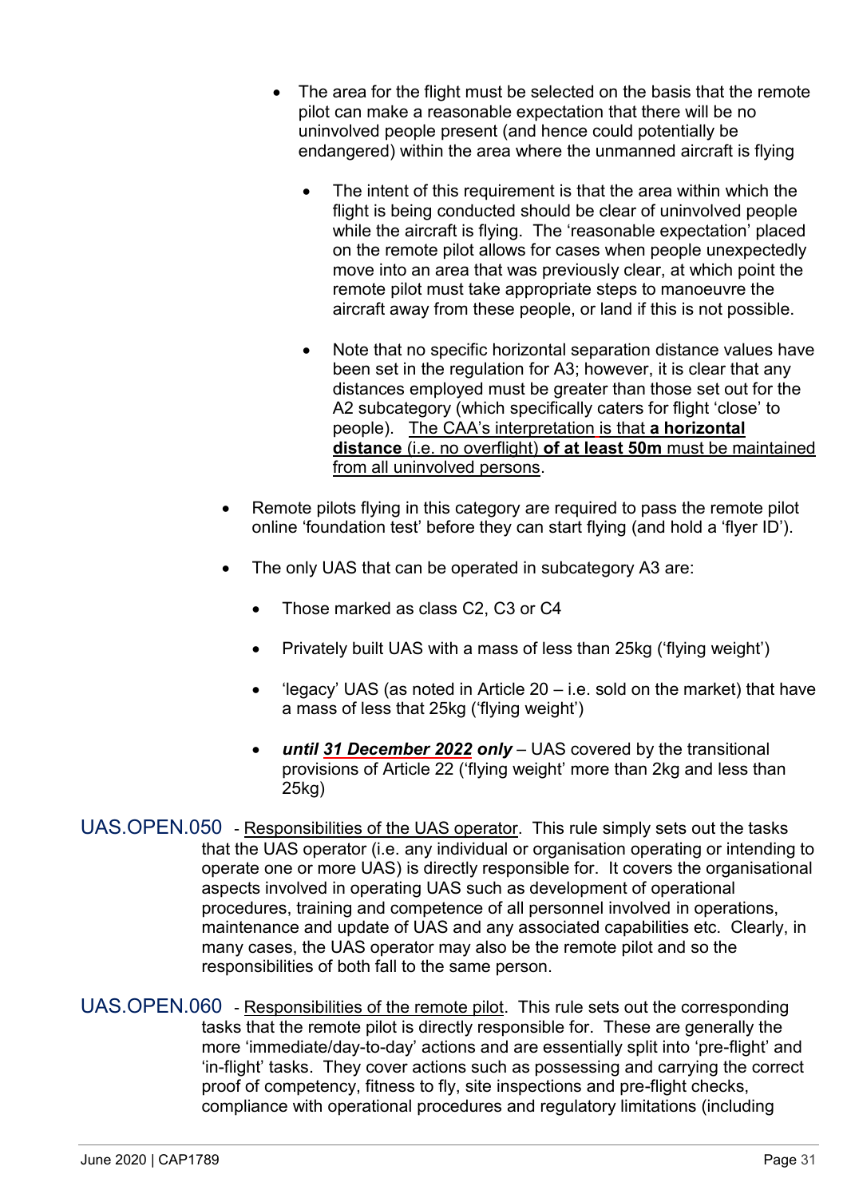- The area for the flight must be selected on the basis that the remote pilot can make a reasonable expectation that there will be no uninvolved people present (and hence could potentially be endangered) within the area where the unmanned aircraft is flying
    - The intent of this requirement is that the area within which the flight is being conducted should be clear of uninvolved people while the aircraft is flying. The 'reasonable expectation' placed on the remote pilot allows for cases when people unexpectedly move into an area that was previously clear, at which point the remote pilot must take appropriate steps to manoeuvre the aircraft away from these people, or land if this is not possible.
    - Note that no specific horizontal separation distance values have been set in the regulation for A3; however, it is clear that any distances employed must be greater than those set out for the A2 subcategory (which specifically caters for flight 'close' to people). <u>The CAA's interpretation is that **a horizontal distance** (i.e. no overflight) **of at least 50m** must be maintained from all uninvolved persons</u>.
- Remote pilots flying in this category are required to pass the remote pilot online 'foundation test' before they can start flying (and hold a 'flyer ID').
- The only UAS that can be operated in subcategory A3 are:
    - Those marked as class C2, C3 or C4
    - Privately built UAS with a mass of less than 25kg ('flying weight')
    - 'legacy' UAS (as noted in Article 20 – i.e. sold on the market) that have a mass of less that 25kg ('flying weight')
    - ***until <u>31 December 2022</u> only*** – UAS covered by the transitional provisions of Article 22 ('flying weight' more than 2kg and less than 25kg)

UAS.OPEN.050 - <u>Responsibilities of the UAS operator</u>. This rule simply sets out the tasks that the UAS operator (i.e. any individual or organisation operating or intending to operate one or more UAS) is directly responsible for. It covers the organisational aspects involved in operating UAS such as development of operational procedures, training and competence of all personnel involved in operations, maintenance and update of UAS and any associated capabilities etc. Clearly, in many cases, the UAS operator may also be the remote pilot and so the responsibilities of both fall to the same person.

UAS.OPEN.060 - <u>Responsibilities of the remote pilot</u>. This rule sets out the corresponding tasks that the remote pilot is directly responsible for. These are generally the more 'immediate/day-to-day' actions and are essentially split into 'pre-flight' and 'in-flight' tasks. They cover actions such as possessing and carrying the correct proof of competency, fitness to fly, site inspections and pre-flight checks, compliance with operational procedures and regulatory limitations (including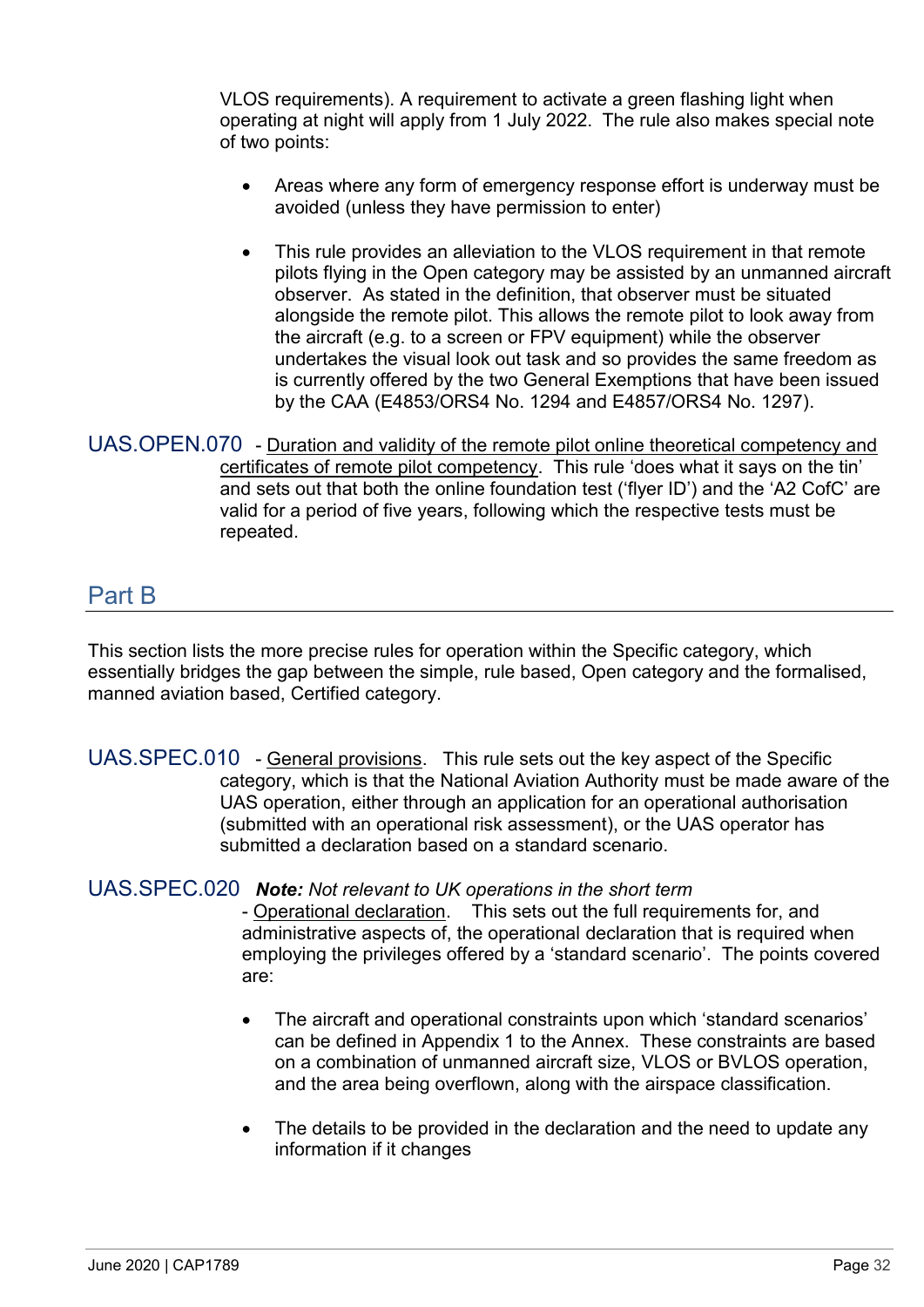VLOS requirements). A requirement to activate a green flashing light when operating at night will apply from 1 July 2022. The rule also makes special note of two points:

- Areas where any form of emergency response effort is underway must be avoided (unless they have permission to enter)
- This rule provides an alleviation to the VLOS requirement in that remote pilots flying in the Open category may be assisted by an unmanned aircraft observer. As stated in the definition, that observer must be situated alongside the remote pilot. This allows the remote pilot to look away from the aircraft (e.g. to a screen or FPV equipment) while the observer undertakes the visual look out task and so provides the same freedom as is currently offered by the two General Exemptions that have been issued by the CAA (E4853/ORS4 No. 1294 and E4857/ORS4 No. 1297).

**UAS.OPEN.070** - Duration and validity of the remote pilot online theoretical competency and certificates of remote pilot competency. This rule 'does what it says on the tin' and sets out that both the online foundation test ('flyer ID') and the 'A2 CofC' are valid for a period of five years, following which the respective tests must be repeated.

## Part B

This section lists the more precise rules for operation within the Specific category, which essentially bridges the gap between the simple, rule based, Open category and the formalised, manned aviation based, Certified category.

**UAS.SPEC.010** - General provisions. This rule sets out the key aspect of the Specific category, which is that the National Aviation Authority must be made aware of the UAS operation, either through an application for an operational authorisation (submitted with an operational risk assessment), or the UAS operator has submitted a declaration based on a standard scenario.

**UAS.SPEC.020** ***Note:** Not relevant to UK operations in the short term*

- Operational declaration. This sets out the full requirements for, and administrative aspects of, the operational declaration that is required when employing the privileges offered by a 'standard scenario'. The points covered are:

- The aircraft and operational constraints upon which 'standard scenarios' can be defined in Appendix 1 to the Annex. These constraints are based on a combination of unmanned aircraft size, VLOS or BVLOS operation, and the area being overflown, along with the airspace classification.
- The details to be provided in the declaration and the need to update any information if it changes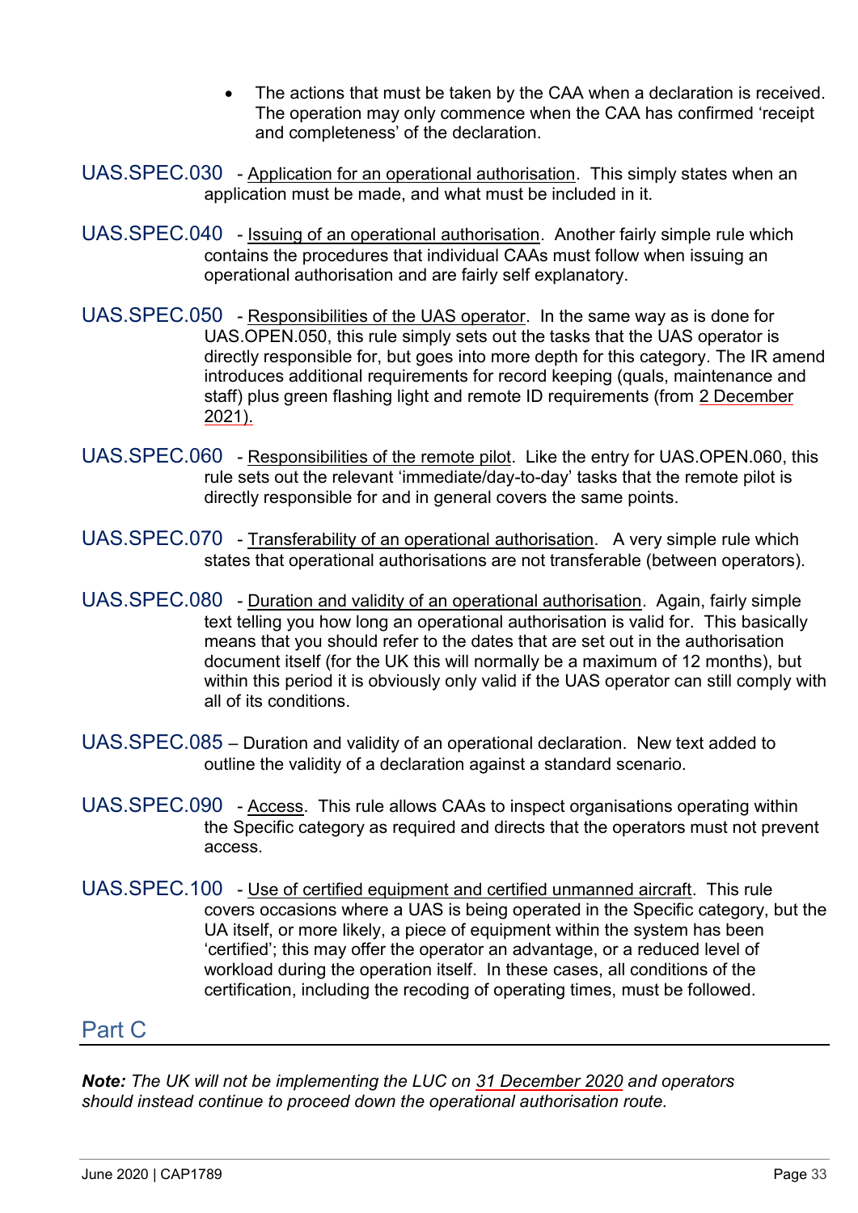- The actions that must be taken by the CAA when a declaration is received. The operation may only commence when the CAA has confirmed 'receipt and completeness' of the declaration.

UAS.SPEC.030 - Application for an operational authorisation. This simply states when an application must be made, and what must be included in it.

UAS.SPEC.040 - Issuing of an operational authorisation. Another fairly simple rule which contains the procedures that individual CAAs must follow when issuing an operational authorisation and are fairly self explanatory.

UAS.SPEC.050 - Responsibilities of the UAS operator. In the same way as is done for UAS.OPEN.050, this rule simply sets out the tasks that the UAS operator is directly responsible for, but goes into more depth for this category. The IR amend introduces additional requirements for record keeping (quals, maintenance and staff) plus green flashing light and remote ID requirements (from 2 December 2021).

UAS.SPEC.060 - Responsibilities of the remote pilot. Like the entry for UAS.OPEN.060, this rule sets out the relevant 'immediate/day-to-day' tasks that the remote pilot is directly responsible for and in general covers the same points.

UAS.SPEC.070 - Transferability of an operational authorisation. A very simple rule which states that operational authorisations are not transferable (between operators).

UAS.SPEC.080 - Duration and validity of an operational authorisation. Again, fairly simple text telling you how long an operational authorisation is valid for. This basically means that you should refer to the dates that are set out in the authorisation document itself (for the UK this will normally be a maximum of 12 months), but within this period it is obviously only valid if the UAS operator can still comply with all of its conditions.

UAS.SPEC.085 – Duration and validity of an operational declaration. New text added to outline the validity of a declaration against a standard scenario.

UAS.SPEC.090 - Access. This rule allows CAAs to inspect organisations operating within the Specific category as required and directs that the operators must not prevent access.

UAS.SPEC.100 - Use of certified equipment and certified unmanned aircraft. This rule covers occasions where a UAS is being operated in the Specific category, but the UA itself, or more likely, a piece of equipment within the system has been 'certified'; this may offer the operator an advantage, or a reduced level of workload during the operation itself. In these cases, all conditions of the certification, including the recoding of operating times, must be followed.

## Part C

***Note:*** *The UK will not be implementing the LUC on 31 December 2020 and operators should instead continue to proceed down the operational authorisation route.*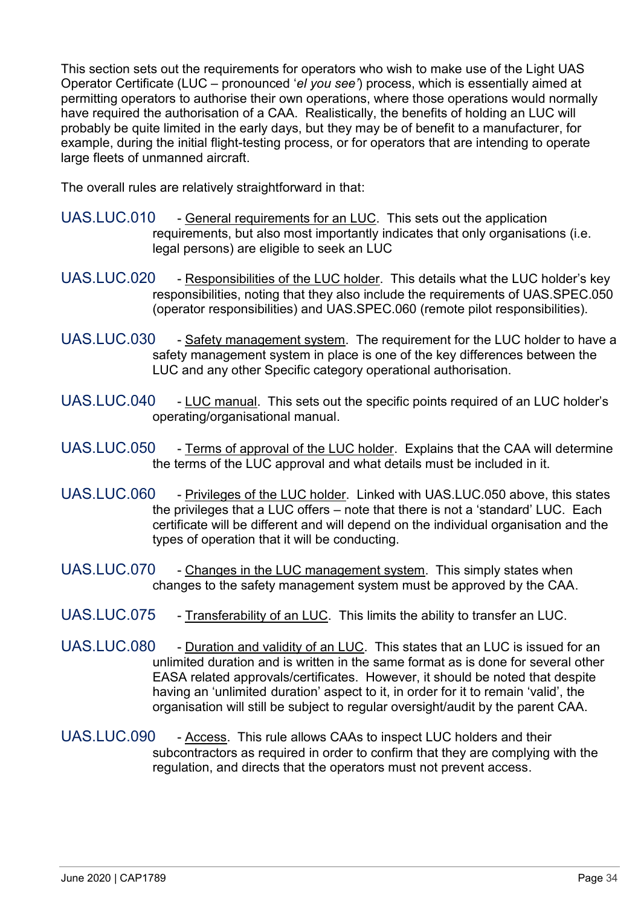This section sets out the requirements for operators who wish to make use of the Light UAS Operator Certificate (LUC – pronounced '*el you see'*) process, which is essentially aimed at permitting operators to authorise their own operations, where those operations would normally have required the authorisation of a CAA. Realistically, the benefits of holding an LUC will probably be quite limited in the early days, but they may be of benefit to a manufacturer, for example, during the initial flight-testing process, or for operators that are intending to operate large fleets of unmanned aircraft.

The overall rules are relatively straightforward in that:

UAS.LUC.010 - General requirements for an LUC. This sets out the application requirements, but also most importantly indicates that only organisations (i.e. legal persons) are eligible to seek an LUC

UAS.LUC.020 - Responsibilities of the LUC holder. This details what the LUC holder's key responsibilities, noting that they also include the requirements of UAS.SPEC.050 (operator responsibilities) and UAS.SPEC.060 (remote pilot responsibilities).

UAS.LUC.030 - Safety management system. The requirement for the LUC holder to have a safety management system in place is one of the key differences between the LUC and any other Specific category operational authorisation.

UAS.LUC.040 - LUC manual. This sets out the specific points required of an LUC holder's operating/organisational manual.

UAS.LUC.050 - Terms of approval of the LUC holder. Explains that the CAA will determine the terms of the LUC approval and what details must be included in it.

UAS.LUC.060 - Privileges of the LUC holder. Linked with UAS.LUC.050 above, this states the privileges that a LUC offers – note that there is not a 'standard' LUC. Each certificate will be different and will depend on the individual organisation and the types of operation that it will be conducting.

UAS.LUC.070 - Changes in the LUC management system. This simply states when changes to the safety management system must be approved by the CAA.

UAS.LUC.075 - Transferability of an LUC. This limits the ability to transfer an LUC.

UAS.LUC.080 - Duration and validity of an LUC. This states that an LUC is issued for an unlimited duration and is written in the same format as is done for several other EASA related approvals/certificates. However, it should be noted that despite having an 'unlimited duration' aspect to it, in order for it to remain 'valid', the organisation will still be subject to regular oversight/audit by the parent CAA.

UAS.LUC.090 - Access. This rule allows CAAs to inspect LUC holders and their subcontractors as required in order to confirm that they are complying with the regulation, and directs that the operators must not prevent access.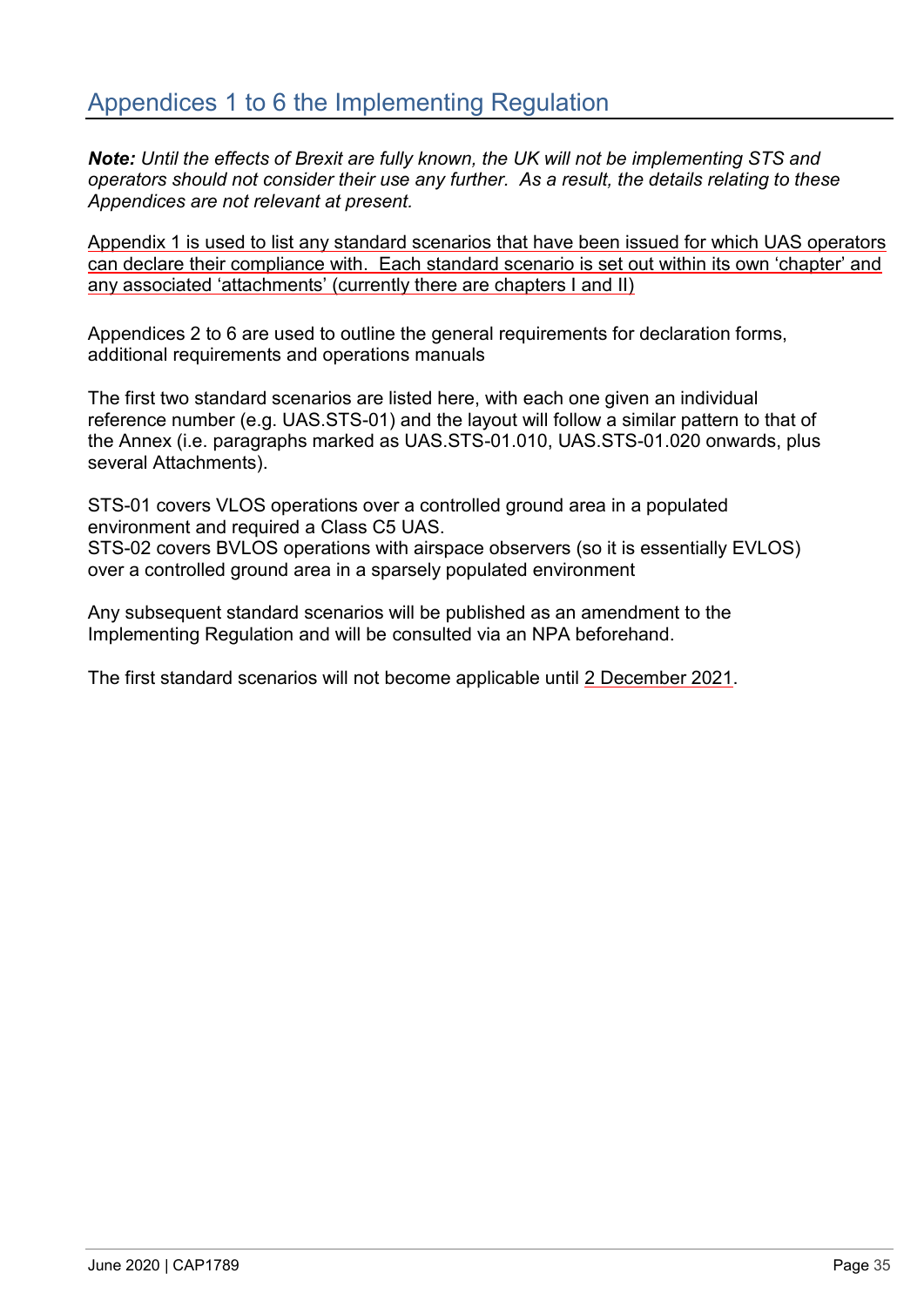## Appendices 1 to 6 the Implementing Regulation

***Note:*** *Until the effects of Brexit are fully known, the UK will not be implementing STS and operators should not consider their use any further. As a result, the details relating to these Appendices are not relevant at present.*

Appendix 1 is used to list any standard scenarios that have been issued for which UAS operators can declare their compliance with. Each standard scenario is set out within its own 'chapter' and any associated 'attachments' (currently there are chapters I and II)

Appendices 2 to 6 are used to outline the general requirements for declaration forms, additional requirements and operations manuals

The first two standard scenarios are listed here, with each one given an individual reference number (e.g. UAS.STS-01) and the layout will follow a similar pattern to that of the Annex (i.e. paragraphs marked as UAS.STS-01.010, UAS.STS-01.020 onwards, plus several Attachments).

STS-01 covers VLOS operations over a controlled ground area in a populated environment and required a Class C5 UAS.
STS-02 covers BVLOS operations with airspace observers (so it is essentially EVLOS) over a controlled ground area in a sparsely populated environment

Any subsequent standard scenarios will be published as an amendment to the Implementing Regulation and will be consulted via an NPA beforehand.

The first standard scenarios will not become applicable until 2 December 2021.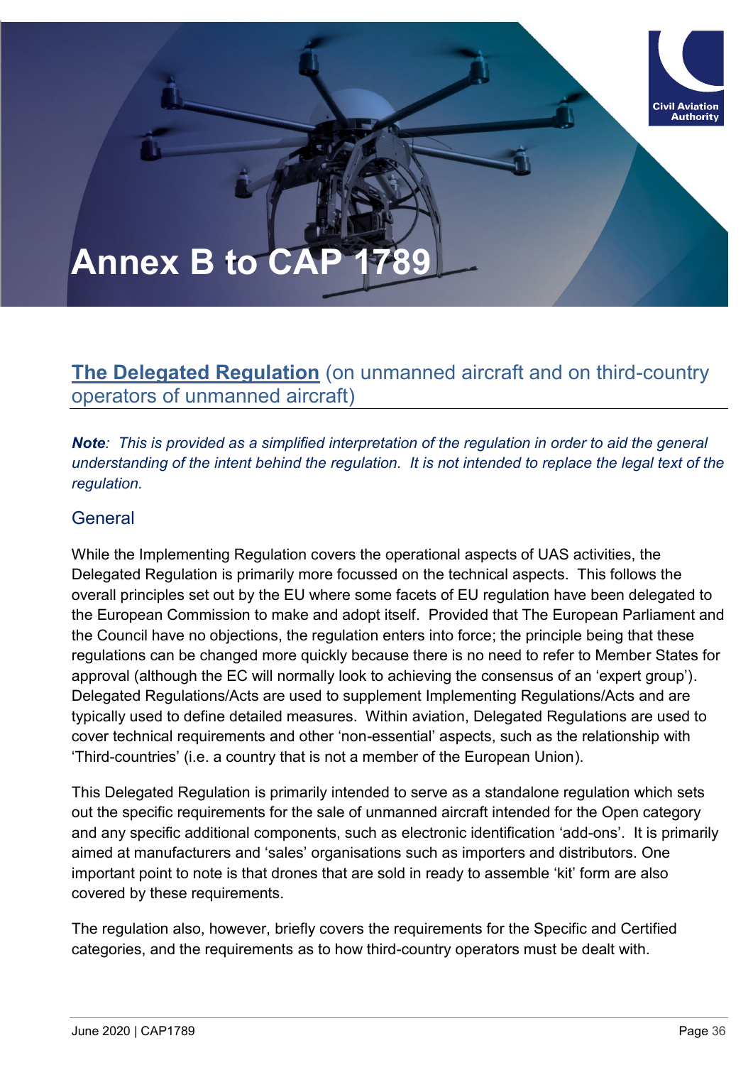# Annex B to CAP 1789

## The Delegated Regulation (on unmanned aircraft and on third-country operators of unmanned aircraft)

***Note**: This is provided as a simplified interpretation of the regulation in order to aid the general understanding of the intent behind the regulation. It is not intended to replace the legal text of the regulation.*

### General

While the Implementing Regulation covers the operational aspects of UAS activities, the Delegated Regulation is primarily more focussed on the technical aspects. This follows the overall principles set out by the EU where some facets of EU regulation have been delegated to the European Commission to make and adopt itself. Provided that The European Parliament and the Council have no objections, the regulation enters into force; the principle being that these regulations can be changed more quickly because there is no need to refer to Member States for approval (although the EC will normally look to achieving the consensus of an 'expert group'). Delegated Regulations/Acts are used to supplement Implementing Regulations/Acts and are typically used to define detailed measures. Within aviation, Delegated Regulations are used to cover technical requirements and other 'non-essential' aspects, such as the relationship with 'Third-countries' (i.e. a country that is not a member of the European Union).

This Delegated Regulation is primarily intended to serve as a standalone regulation which sets out the specific requirements for the sale of unmanned aircraft intended for the Open category and any specific additional components, such as electronic identification 'add-ons'. It is primarily aimed at manufacturers and 'sales' organisations such as importers and distributors. One important point to note is that drones that are sold in ready to assemble 'kit' form are also covered by these requirements.

The regulation also, however, briefly covers the requirements for the Specific and Certified categories, and the requirements as to how third-country operators must be dealt with.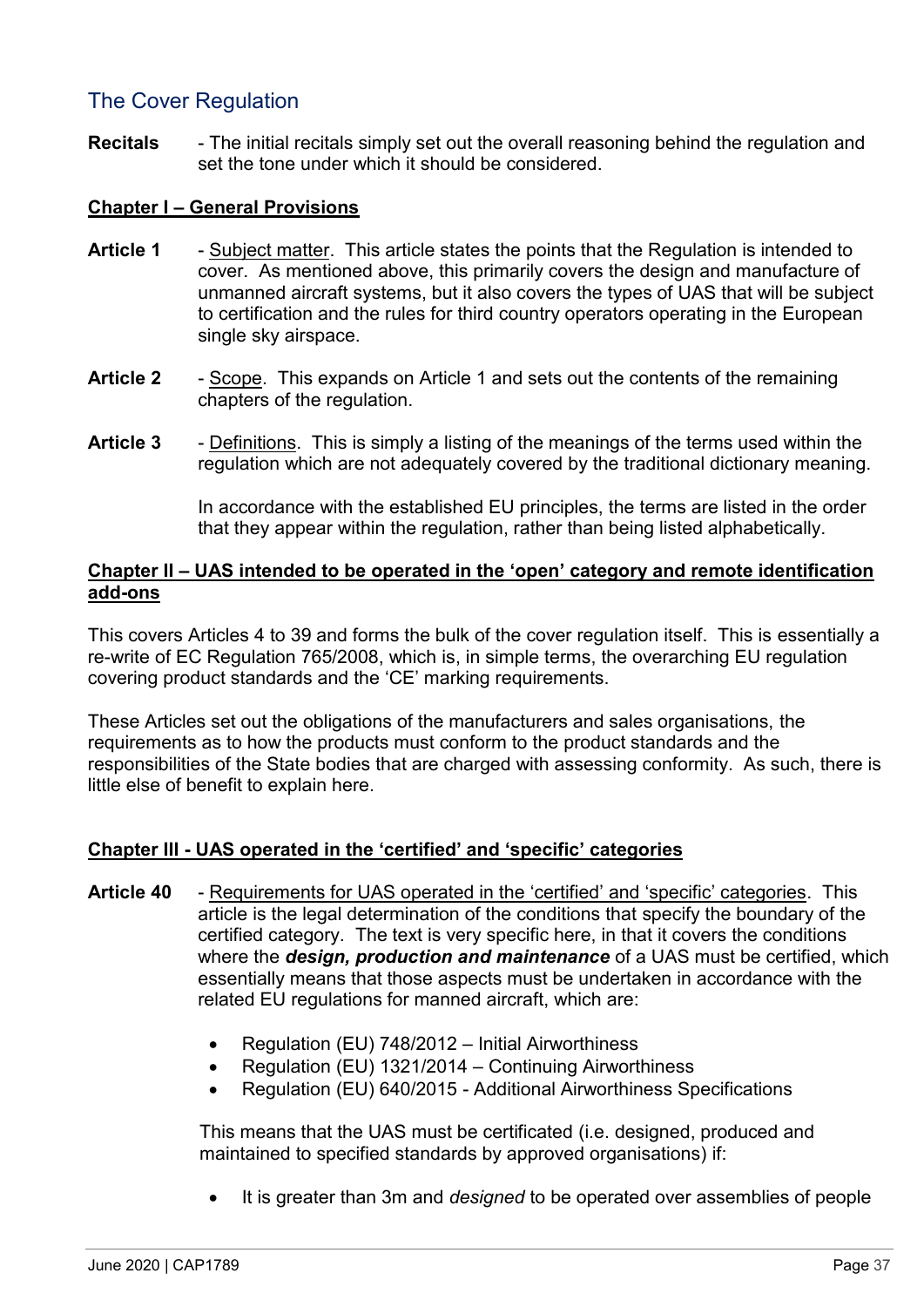## The Cover Regulation

**Recitals** - The initial recitals simply set out the overall reasoning behind the regulation and set the tone under which it should be considered.

**Chapter I – General Provisions**

**Article 1** - Subject matter. This article states the points that the Regulation is intended to cover. As mentioned above, this primarily covers the design and manufacture of unmanned aircraft systems, but it also covers the types of UAS that will be subject to certification and the rules for third country operators operating in the European single sky airspace.

**Article 2** - Scope. This expands on Article 1 and sets out the contents of the remaining chapters of the regulation.

**Article 3** - Definitions. This is simply a listing of the meanings of the terms used within the regulation which are not adequately covered by the traditional dictionary meaning.

In accordance with the established EU principles, the terms are listed in the order that they appear within the regulation, rather than being listed alphabetically.

**Chapter II – UAS intended to be operated in the 'open' category and remote identification add-ons**

This covers Articles 4 to 39 and forms the bulk of the cover regulation itself. This is essentially a re-write of EC Regulation 765/2008, which is, in simple terms, the overarching EU regulation covering product standards and the 'CE' marking requirements.

These Articles set out the obligations of the manufacturers and sales organisations, the requirements as to how the products must conform to the product standards and the responsibilities of the State bodies that are charged with assessing conformity. As such, there is little else of benefit to explain here.

**Chapter III - UAS operated in the 'certified' and 'specific' categories**

**Article 40** - Requirements for UAS operated in the 'certified' and 'specific' categories. This article is the legal determination of the conditions that specify the boundary of the certified category. The text is very specific here, in that it covers the conditions where the ***design, production and maintenance*** of a UAS must be certified, which essentially means that those aspects must be undertaken in accordance with the related EU regulations for manned aircraft, which are:

- Regulation (EU) 748/2012 – Initial Airworthiness
- Regulation (EU) 1321/2014 – Continuing Airworthiness
- Regulation (EU) 640/2015 - Additional Airworthiness Specifications

This means that the UAS must be certificated (i.e. designed, produced and maintained to specified standards by approved organisations) if:

- It is greater than 3m and *designed* to be operated over assemblies of people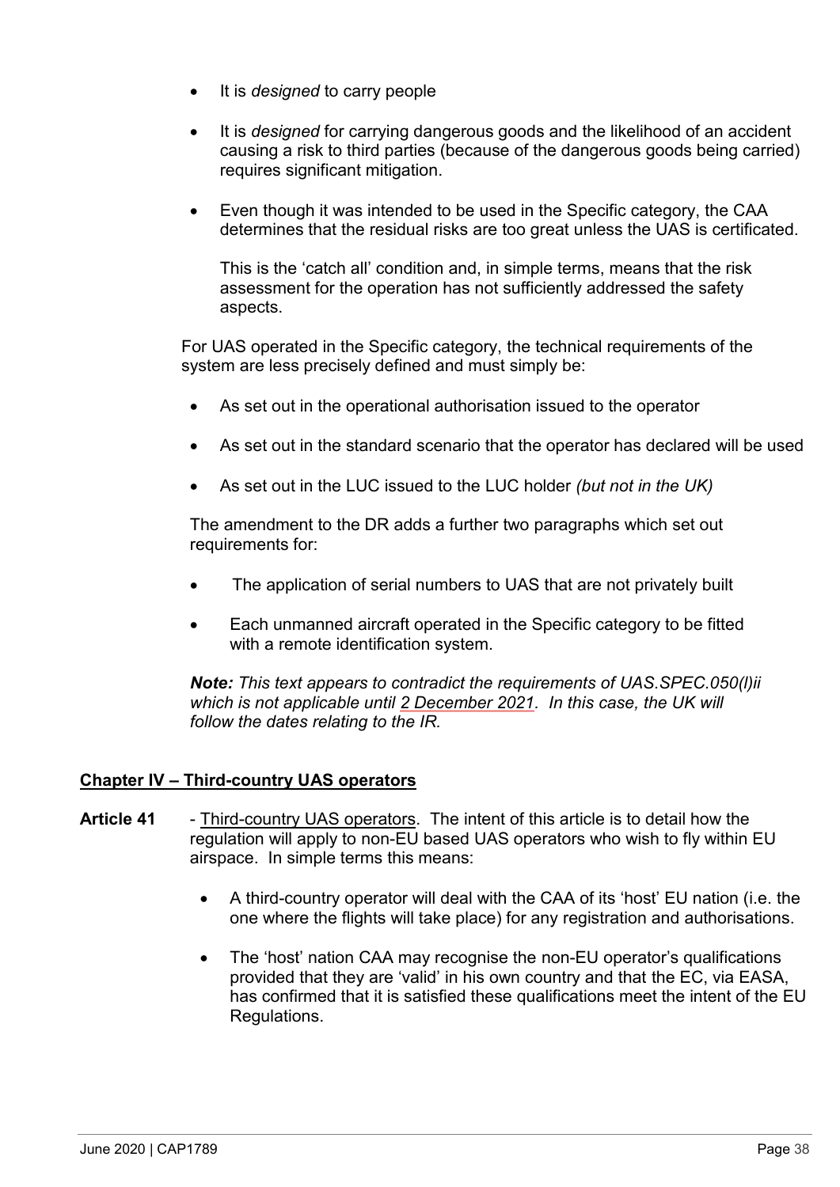- It is *designed* to carry people

- It is *designed* for carrying dangerous goods and the likelihood of an accident causing a risk to third parties (because of the dangerous goods being carried) requires significant mitigation.

- Even though it was intended to be used in the Specific category, the CAA determines that the residual risks are too great unless the UAS is certificated.

  This is the 'catch all' condition and, in simple terms, means that the risk assessment for the operation has not sufficiently addressed the safety aspects.

For UAS operated in the Specific category, the technical requirements of the system are less precisely defined and must simply be:

- As set out in the operational authorisation issued to the operator

- As set out in the standard scenario that the operator has declared will be used

- As set out in the LUC issued to the LUC holder *(but not in the UK)*

The amendment to the DR adds a further two paragraphs which set out requirements for:

- The application of serial numbers to UAS that are not privately built

- Each unmanned aircraft operated in the Specific category to be fitted with a remote identification system.

***Note:*** *This text appears to contradict the requirements of UAS.SPEC.050(l)ii which is not applicable until 2 December 2021. In this case, the UK will follow the dates relating to the IR.*

## Chapter IV – Third-country UAS operators

**Article 41** - Third-country UAS operators. The intent of this article is to detail how the regulation will apply to non-EU based UAS operators who wish to fly within EU airspace. In simple terms this means:

- A third-country operator will deal with the CAA of its 'host' EU nation (i.e. the one where the flights will take place) for any registration and authorisations.

- The 'host' nation CAA may recognise the non-EU operator's qualifications provided that they are 'valid' in his own country and that the EC, via EASA, has confirmed that it is satisfied these qualifications meet the intent of the EU Regulations.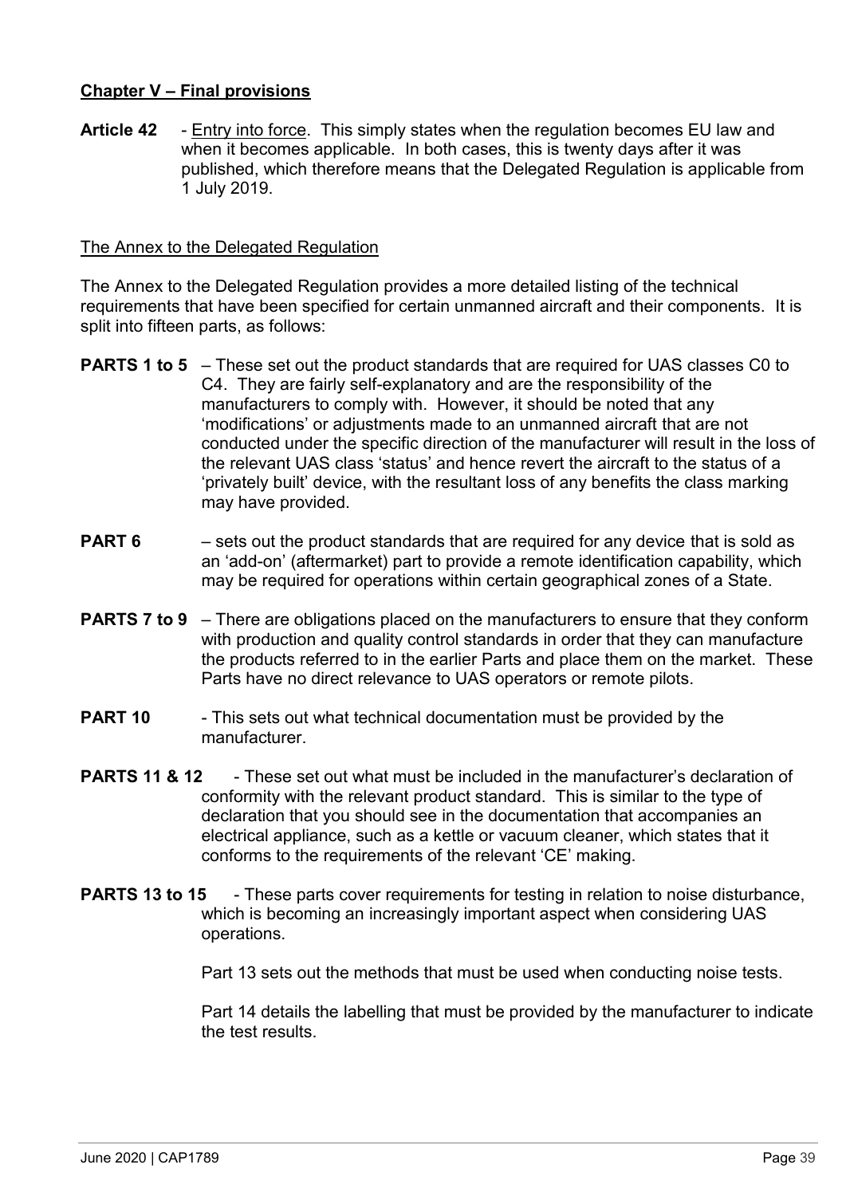**Chapter V – Final provisions**

**Article 42** - Entry into force. This simply states when the regulation becomes EU law and when it becomes applicable. In both cases, this is twenty days after it was published, which therefore means that the Delegated Regulation is applicable from 1 July 2019.

The Annex to the Delegated Regulation

The Annex to the Delegated Regulation provides a more detailed listing of the technical requirements that have been specified for certain unmanned aircraft and their components. It is split into fifteen parts, as follows:

**PARTS 1 to 5** – These set out the product standards that are required for UAS classes C0 to C4. They are fairly self-explanatory and are the responsibility of the manufacturers to comply with. However, it should be noted that any 'modifications' or adjustments made to an unmanned aircraft that are not conducted under the specific direction of the manufacturer will result in the loss of the relevant UAS class 'status' and hence revert the aircraft to the status of a 'privately built' device, with the resultant loss of any benefits the class marking may have provided.

**PART 6** – sets out the product standards that are required for any device that is sold as an 'add-on' (aftermarket) part to provide a remote identification capability, which may be required for operations within certain geographical zones of a State.

**PARTS 7 to 9** – There are obligations placed on the manufacturers to ensure that they conform with production and quality control standards in order that they can manufacture the products referred to in the earlier Parts and place them on the market. These Parts have no direct relevance to UAS operators or remote pilots.

**PART 10** - This sets out what technical documentation must be provided by the manufacturer.

**PARTS 11 & 12** - These set out what must be included in the manufacturer's declaration of conformity with the relevant product standard. This is similar to the type of declaration that you should see in the documentation that accompanies an electrical appliance, such as a kettle or vacuum cleaner, which states that it conforms to the requirements of the relevant 'CE' making.

**PARTS 13 to 15** - These parts cover requirements for testing in relation to noise disturbance, which is becoming an increasingly important aspect when considering UAS operations.

Part 13 sets out the methods that must be used when conducting noise tests.

Part 14 details the labelling that must be provided by the manufacturer to indicate the test results.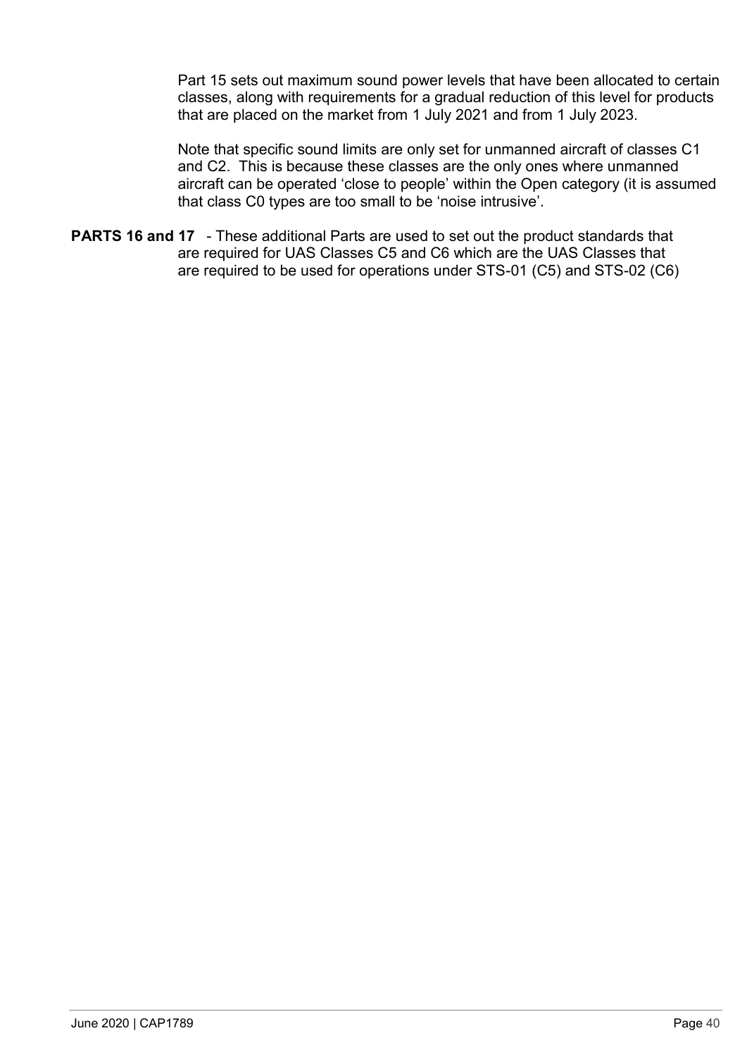Part 15 sets out maximum sound power levels that have been allocated to certain classes, along with requirements for a gradual reduction of this level for products that are placed on the market from 1 July 2021 and from 1 July 2023.

Note that specific sound limits are only set for unmanned aircraft of classes C1 and C2. This is because these classes are the only ones where unmanned aircraft can be operated 'close to people' within the Open category (it is assumed that class C0 types are too small to be 'noise intrusive'.

**PARTS 16 and 17** - These additional Parts are used to set out the product standards that are required for UAS Classes C5 and C6 which are the UAS Classes that are required to be used for operations under STS-01 (C5) and STS-02 (C6)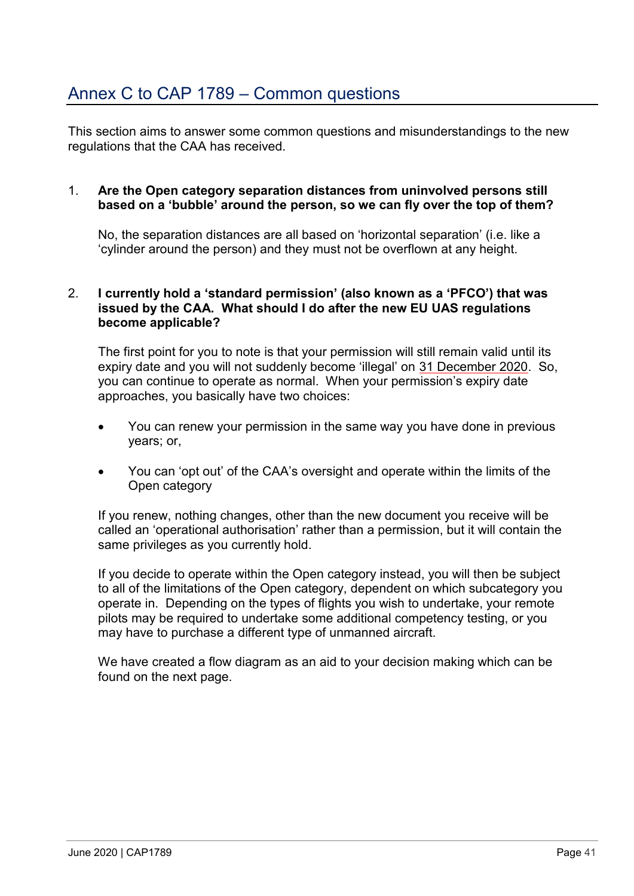# Annex C to CAP 1789 – Common questions

This section aims to answer some common questions and misunderstandings to the new regulations that the CAA has received.

1. **Are the Open category separation distances from uninvolved persons still based on a 'bubble' around the person, so we can fly over the top of them?**

   No, the separation distances are all based on 'horizontal separation' (i.e. like a 'cylinder around the person) and they must not be overflown at any height.

2. **I currently hold a 'standard permission' (also known as a 'PFCO') that was issued by the CAA. What should I do after the new EU UAS regulations become applicable?**

   The first point for you to note is that your permission will still remain valid until its expiry date and you will not suddenly become 'illegal' on 31 December 2020. So, you can continue to operate as normal. When your permission's expiry date approaches, you basically have two choices:

   - You can renew your permission in the same way you have done in previous years; or,
   - You can 'opt out' of the CAA's oversight and operate within the limits of the Open category

   If you renew, nothing changes, other than the new document you receive will be called an 'operational authorisation' rather than a permission, but it will contain the same privileges as you currently hold.

   If you decide to operate within the Open category instead, you will then be subject to all of the limitations of the Open category, dependent on which subcategory you operate in. Depending on the types of flights you wish to undertake, your remote pilots may be required to undertake some additional competency testing, or you may have to purchase a different type of unmanned aircraft.

   We have created a flow diagram as an aid to your decision making which can be found on the next page.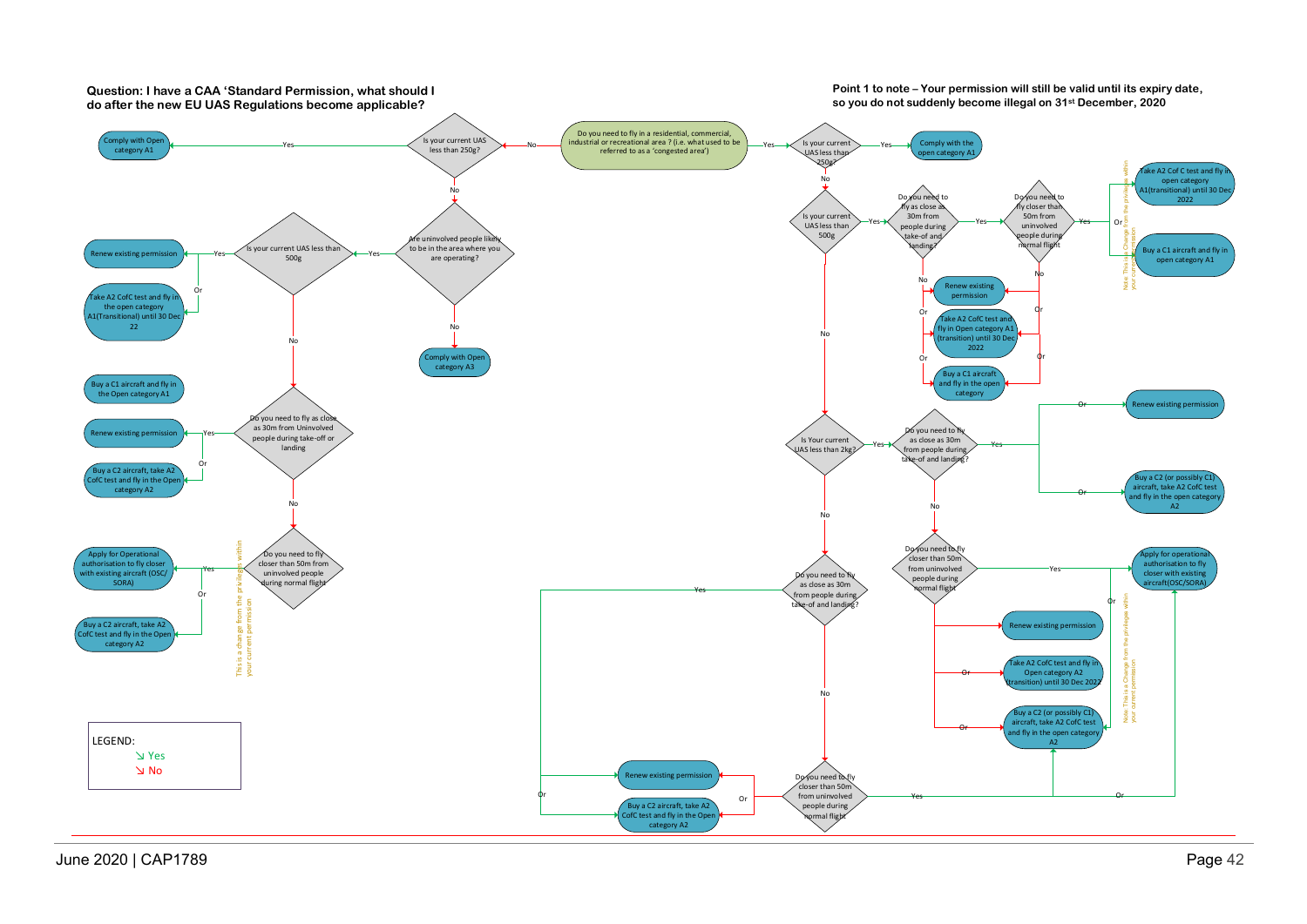**Question: I have a CAA 'Standard Permission, what should I do after the new EU UAS Regulations become applicable?**

**Point 1 to note – Your permission will still be valid until its expiry date, so you do not suddenly become illegal on 31st December, 2020**

Do you need to fly in a residential, commercial, industrial or recreational area ? (i.e. what used to be referred to as a 'congested area')

**No:**

- Is your current UAS less than 250g?
  - Yes → Comply with Open category A1
  - No → Are uninvolved people likely to be in the area where you are operating?
    - No → Comply with Open category A3
    - Yes → Is your current UAS less than 500g
      - Yes → Renew existing permission
        - Or → Take A2 CofC test and fly in the open category A1(Transitional) until 30 Dec 22
        - Buy a C1 aircraft and fly in the Open category A1
      - No → Do you need to fly as close as 30m from Uninvolved people during take-off or landing
        - Yes → Renew existing permission
          - Or → Buy a C2 aircraft, take A2 CofC test and fly in the Open category A2
        - No → Do you need to fly closer than 50m from uninvolved people during normal flight
          - Yes → Apply for Operational authorisation to fly closer with existing aircraft (OSC/SORA)
            - Or → Buy a C2 aircraft, take A2 CofC test and fly in the Open category A2
          - This is a change from the privileges within your current permission

**Yes:**

- Is your current UAS less than 250g?
  - Yes → Comply with the open category A1
  - No → Is your current UAS less than 500g
    - Yes → Do you need to fly as close as 30m from people during take-of and landing?
      - Yes → Do you need to fly closer than 50m from uninvolved people during normal flight
        - Yes → Take A2 Cof C test and fly in open category A1(transitional) until 30 Dec 2022
          - Or → Buy a C1 aircraft and fly in open category A1
          - Note: This is a Change from the privileges within your current permission
        - No → Renew existing permission
          - Or → Take A2 CofC test and fly in Open category A1 (transition) until 30 Dec 2022
          - Or → Buy a C1 aircraft and fly in the open category
      - No → Renew existing permission
        - Or → Take A2 CofC test and fly in Open category A1 (transition) until 30 Dec 2022
        - Or → Buy a C1 aircraft and fly in the open category
    - No → Is Your current UAS less than 2kg?
      - Yes → Do you need to fly as close as 30m from people during take-of and landing?
        - Yes → Or → Renew existing permission
          - Or → Buy a C2 (or possibly C1) aircraft, take A2 CofC test and fly in the open category A2
        - No → Do you need to fly closer than 50m from uninvolved people during normal flight
          - Yes → Apply for operational authorisation to fly closer with existing aircraft(OSC/SORA)
            - Or → Buy a C2 (or possibly C1) aircraft, take A2 CofC test and fly in the open category A2
            - Note: This is a Change from the privileges within your current permission
          - No → Renew existing permission
            - Or → Take A2 CofC test and fly in Open category A2 (transition) until 30 Dec 2022
            - Or → Buy a C2 (or possibly C1) aircraft, take A2 CofC test and fly in the open category A2
      - No → Do you need to fly as close as 30m from people during take-of and landing?
        - Yes → Renew existing permission
          - Or → Buy a C2 aircraft, take A2 CofC test and fly in the Open category A2
        - No → Do you need to fly closer than 50m from uninvolved people during normal flight
          - Yes → Buy a C2 (or possibly C1) aircraft, take A2 CofC test and fly in the open category A2
            - Or → Apply for operational authorisation to fly closer with existing aircraft(OSC/SORA)
          - No → Renew existing permission
            - Or → Buy a C2 aircraft, take A2 CofC test and fly in the Open category A2

LEGEND:
↘ Yes
↘ No

June 2020 | CAP1789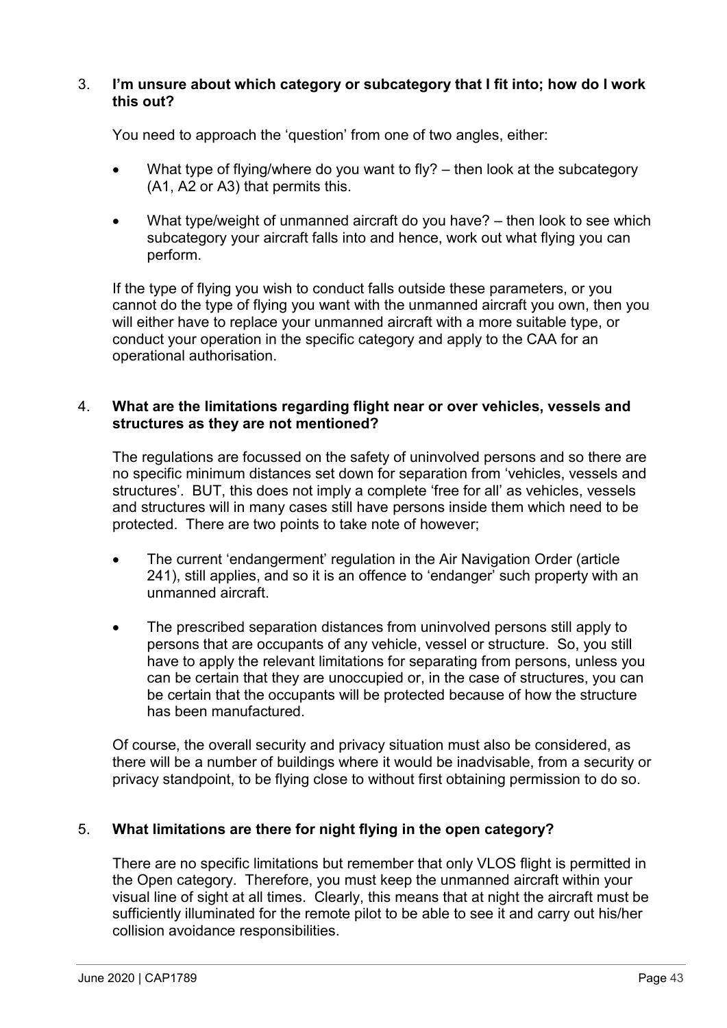3. **I'm unsure about which category or subcategory that I fit into; how do I work this out?**

   You need to approach the 'question' from one of two angles, either:

   - What type of flying/where do you want to fly? – then look at the subcategory (A1, A2 or A3) that permits this.
   - What type/weight of unmanned aircraft do you have? – then look to see which subcategory your aircraft falls into and hence, work out what flying you can perform.

   If the type of flying you wish to conduct falls outside these parameters, or you cannot do the type of flying you want with the unmanned aircraft you own, then you will either have to replace your unmanned aircraft with a more suitable type, or conduct your operation in the specific category and apply to the CAA for an operational authorisation.

4. **What are the limitations regarding flight near or over vehicles, vessels and structures as they are not mentioned?**

   The regulations are focussed on the safety of uninvolved persons and so there are no specific minimum distances set down for separation from 'vehicles, vessels and structures'. BUT, this does not imply a complete 'free for all' as vehicles, vessels and structures will in many cases still have persons inside them which need to be protected. There are two points to take note of however;

   - The current 'endangerment' regulation in the Air Navigation Order (article 241), still applies, and so it is an offence to 'endanger' such property with an unmanned aircraft.
   - The prescribed separation distances from uninvolved persons still apply to persons that are occupants of any vehicle, vessel or structure. So, you still have to apply the relevant limitations for separating from persons, unless you can be certain that they are unoccupied or, in the case of structures, you can be certain that the occupants will be protected because of how the structure has been manufactured.

   Of course, the overall security and privacy situation must also be considered, as there will be a number of buildings where it would be inadvisable, from a security or privacy standpoint, to be flying close to without first obtaining permission to do so.

5. **What limitations are there for night flying in the open category?**

   There are no specific limitations but remember that only VLOS flight is permitted in the Open category. Therefore, you must keep the unmanned aircraft within your visual line of sight at all times. Clearly, this means that at night the aircraft must be sufficiently illuminated for the remote pilot to be able to see it and carry out his/her collision avoidance responsibilities.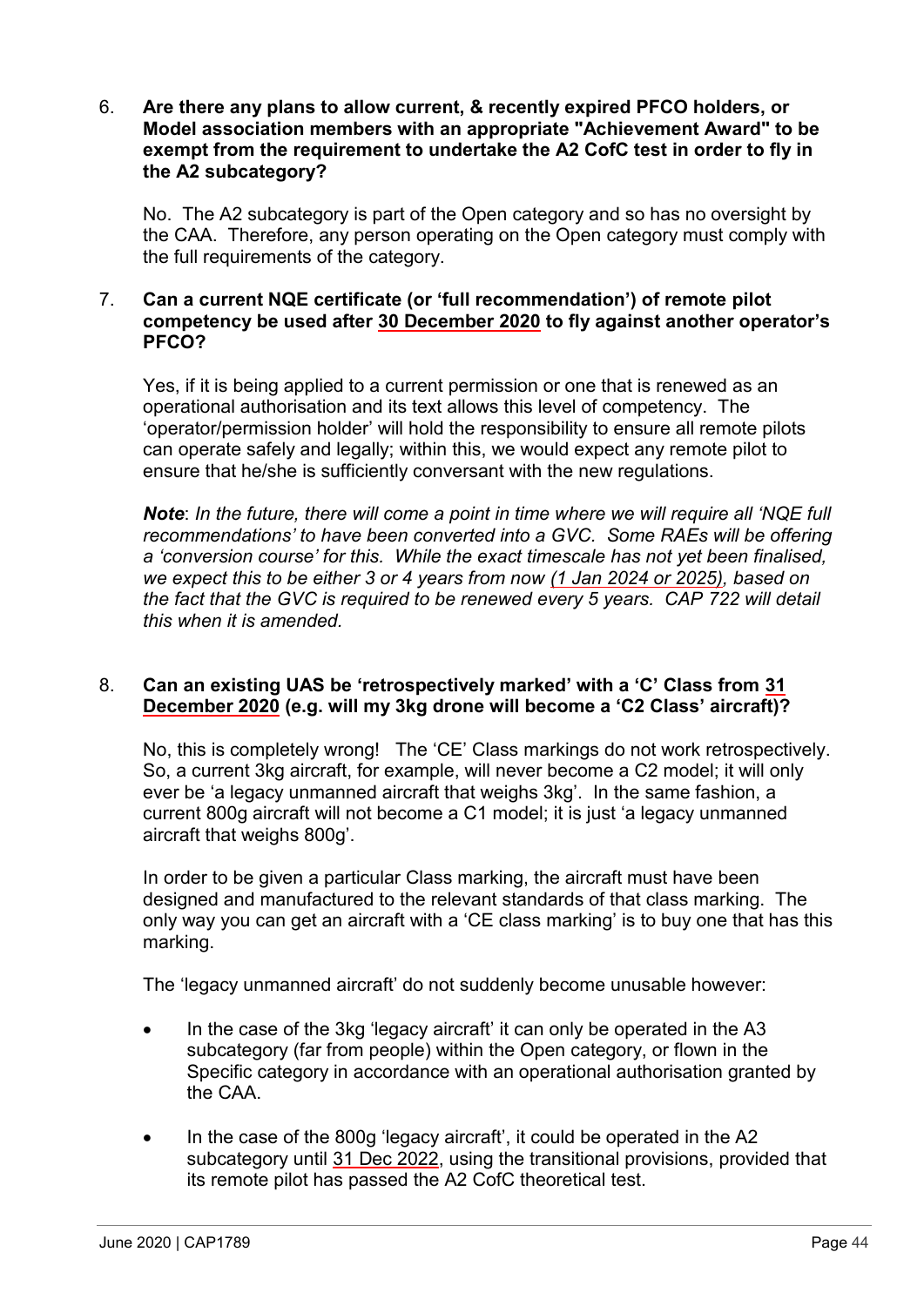6. **Are there any plans to allow current, & recently expired PFCO holders, or Model association members with an appropriate "Achievement Award" to be exempt from the requirement to undertake the A2 CofC test in order to fly in the A2 subcategory?**

   No. The A2 subcategory is part of the Open category and so has no oversight by the CAA. Therefore, any person operating on the Open category must comply with the full requirements of the category.

7. **Can a current NQE certificate (or 'full recommendation') of remote pilot competency be used after 30 December 2020 to fly against another operator's PFCO?**

   Yes, if it is being applied to a current permission or one that is renewed as an operational authorisation and its text allows this level of competency. The 'operator/permission holder' will hold the responsibility to ensure all remote pilots can operate safely and legally; within this, we would expect any remote pilot to ensure that he/she is sufficiently conversant with the new regulations.

   ***Note****: In the future, there will come a point in time where we will require all 'NQE full recommendations' to have been converted into a GVC. Some RAEs will be offering a 'conversion course' for this. While the exact timescale has not yet been finalised, we expect this to be either 3 or 4 years from now (1 Jan 2024 or 2025), based on the fact that the GVC is required to be renewed every 5 years. CAP 722 will detail this when it is amended.*

8. **Can an existing UAS be 'retrospectively marked' with a 'C' Class from 31 December 2020 (e.g. will my 3kg drone will become a 'C2 Class' aircraft)?**

   No, this is completely wrong! The 'CE' Class markings do not work retrospectively. So, a current 3kg aircraft, for example, will never become a C2 model; it will only ever be 'a legacy unmanned aircraft that weighs 3kg'. In the same fashion, a current 800g aircraft will not become a C1 model; it is just 'a legacy unmanned aircraft that weighs 800g'.

   In order to be given a particular Class marking, the aircraft must have been designed and manufactured to the relevant standards of that class marking. The only way you can get an aircraft with a 'CE class marking' is to buy one that has this marking.

   The 'legacy unmanned aircraft' do not suddenly become unusable however:

   - In the case of the 3kg 'legacy aircraft' it can only be operated in the A3 subcategory (far from people) within the Open category, or flown in the Specific category in accordance with an operational authorisation granted by the CAA.
   - In the case of the 800g 'legacy aircraft', it could be operated in the A2 subcategory until 31 Dec 2022, using the transitional provisions, provided that its remote pilot has passed the A2 CofC theoretical test.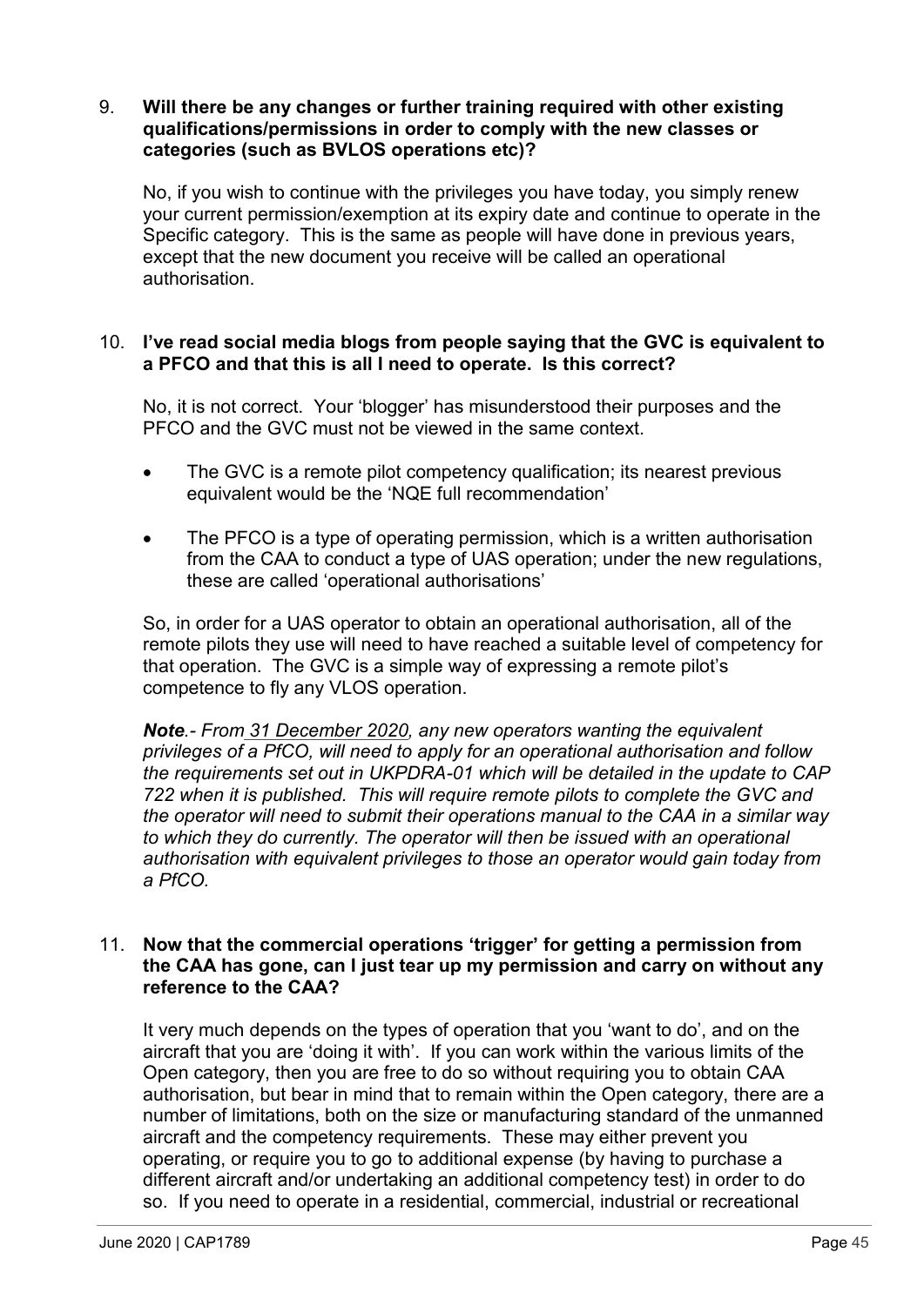9. **Will there be any changes or further training required with other existing qualifications/permissions in order to comply with the new classes or categories (such as BVLOS operations etc)?**

   No, if you wish to continue with the privileges you have today, you simply renew your current permission/exemption at its expiry date and continue to operate in the Specific category. This is the same as people will have done in previous years, except that the new document you receive will be called an operational authorisation.

10. **I've read social media blogs from people saying that the GVC is equivalent to a PFCO and that this is all I need to operate. Is this correct?**

    No, it is not correct. Your 'blogger' has misunderstood their purposes and the PFCO and the GVC must not be viewed in the same context.

    - The GVC is a remote pilot competency qualification; its nearest previous equivalent would be the 'NQE full recommendation'
    - The PFCO is a type of operating permission, which is a written authorisation from the CAA to conduct a type of UAS operation; under the new regulations, these are called 'operational authorisations'

    So, in order for a UAS operator to obtain an operational authorisation, all of the remote pilots they use will need to have reached a suitable level of competency for that operation. The GVC is a simple way of expressing a remote pilot's competence to fly any VLOS operation.

    ***Note**.- From 31 December 2020, any new operators wanting the equivalent privileges of a PfCO, will need to apply for an operational authorisation and follow the requirements set out in UKPDRA-01 which will be detailed in the update to CAP 722 when it is published. This will require remote pilots to complete the GVC and the operator will need to submit their operations manual to the CAA in a similar way to which they do currently. The operator will then be issued with an operational authorisation with equivalent privileges to those an operator would gain today from a PfCO.*

11. **Now that the commercial operations 'trigger' for getting a permission from the CAA has gone, can I just tear up my permission and carry on without any reference to the CAA?**

    It very much depends on the types of operation that you 'want to do', and on the aircraft that you are 'doing it with'. If you can work within the various limits of the Open category, then you are free to do so without requiring you to obtain CAA authorisation, but bear in mind that to remain within the Open category, there are a number of limitations, both on the size or manufacturing standard of the unmanned aircraft and the competency requirements. These may either prevent you operating, or require you to go to additional expense (by having to purchase a different aircraft and/or undertaking an additional competency test) in order to do so. If you need to operate in a residential, commercial, industrial or recreational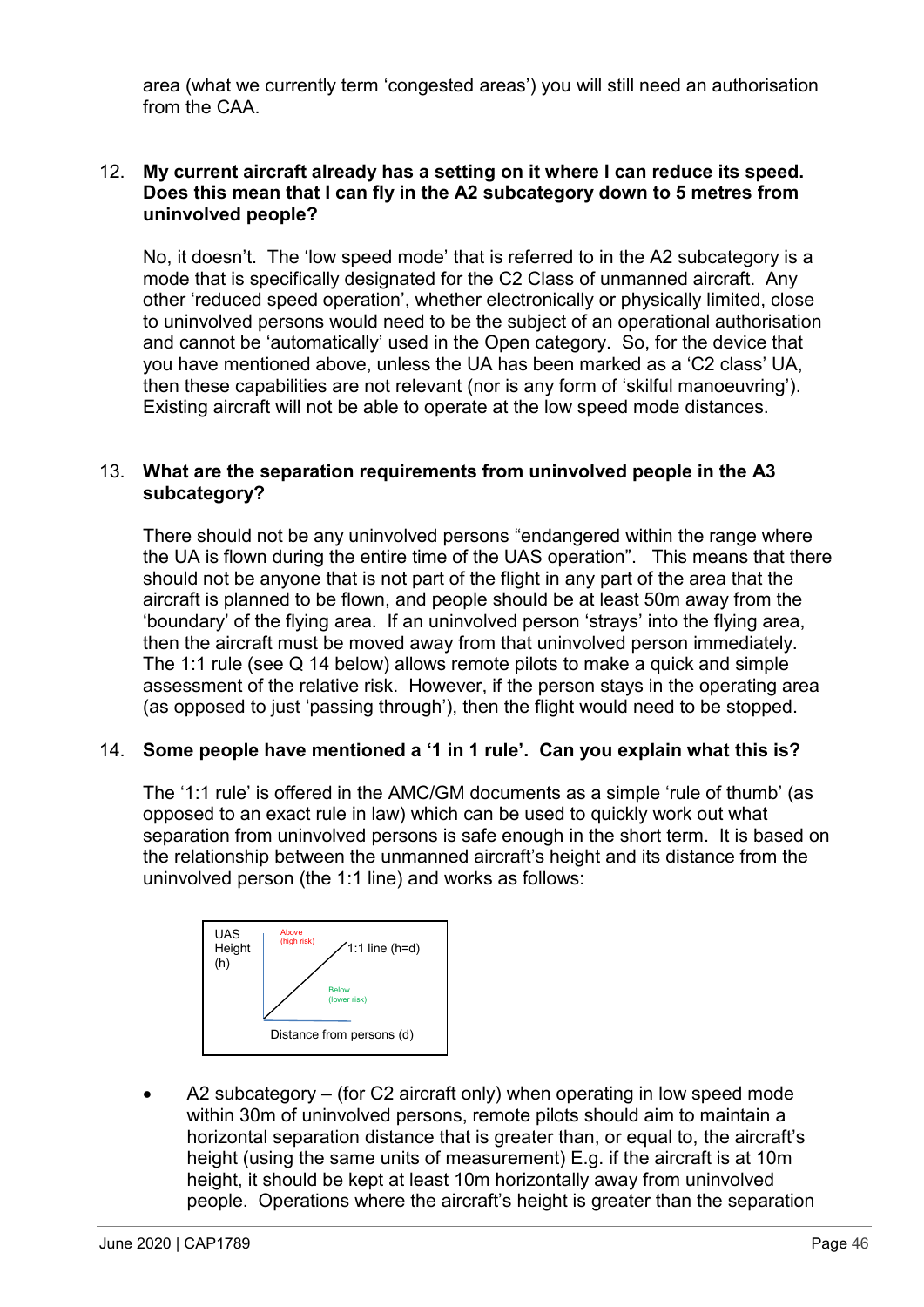area (what we currently term ‘congested areas’) you will still need an authorisation from the CAA.

12. **My current aircraft already has a setting on it where I can reduce its speed. Does this mean that I can fly in the A2 subcategory down to 5 metres from uninvolved people?**

    No, it doesn’t. The ‘low speed mode’ that is referred to in the A2 subcategory is a mode that is specifically designated for the C2 Class of unmanned aircraft. Any other ‘reduced speed operation’, whether electronically or physically limited, close to uninvolved persons would need to be the subject of an operational authorisation and cannot be ‘automatically’ used in the Open category. So, for the device that you have mentioned above, unless the UA has been marked as a ‘C2 class’ UA, then these capabilities are not relevant (nor is any form of ‘skilful manoeuvring’). Existing aircraft will not be able to operate at the low speed mode distances.

13. **What are the separation requirements from uninvolved people in the A3 subcategory?**

    There should not be any uninvolved persons “endangered within the range where the UA is flown during the entire time of the UAS operation”. This means that there should not be anyone that is not part of the flight in any part of the area that the aircraft is planned to be flown, and people should be at least 50m away from the ‘boundary’ of the flying area. If an uninvolved person ‘strays’ into the flying area, then the aircraft must be moved away from that uninvolved person immediately. The 1:1 rule (see Q 14 below) allows remote pilots to make a quick and simple assessment of the relative risk. However, if the person stays in the operating area (as opposed to just ‘passing through’), then the flight would need to be stopped.

14. **Some people have mentioned a ‘1 in 1 rule’. Can you explain what this is?**

    The ‘1:1 rule’ is offered in the AMC/GM documents as a simple ‘rule of thumb’ (as opposed to an exact rule in law) which can be used to quickly work out what separation from uninvolved persons is safe enough in the short term. It is based on the relationship between the unmanned aircraft’s height and its distance from the uninvolved person (the 1:1 line) and works as follows:

    UAS Height (h) | Above (high risk) | 1:1 line (h=d) | Below (lower risk) | Distance from persons (d)

    - A2 subcategory – (for C2 aircraft only) when operating in low speed mode within 30m of uninvolved persons, remote pilots should aim to maintain a horizontal separation distance that is greater than, or equal to, the aircraft’s height (using the same units of measurement) E.g. if the aircraft is at 10m height, it should be kept at least 10m horizontally away from uninvolved people. Operations where the aircraft’s height is greater than the separation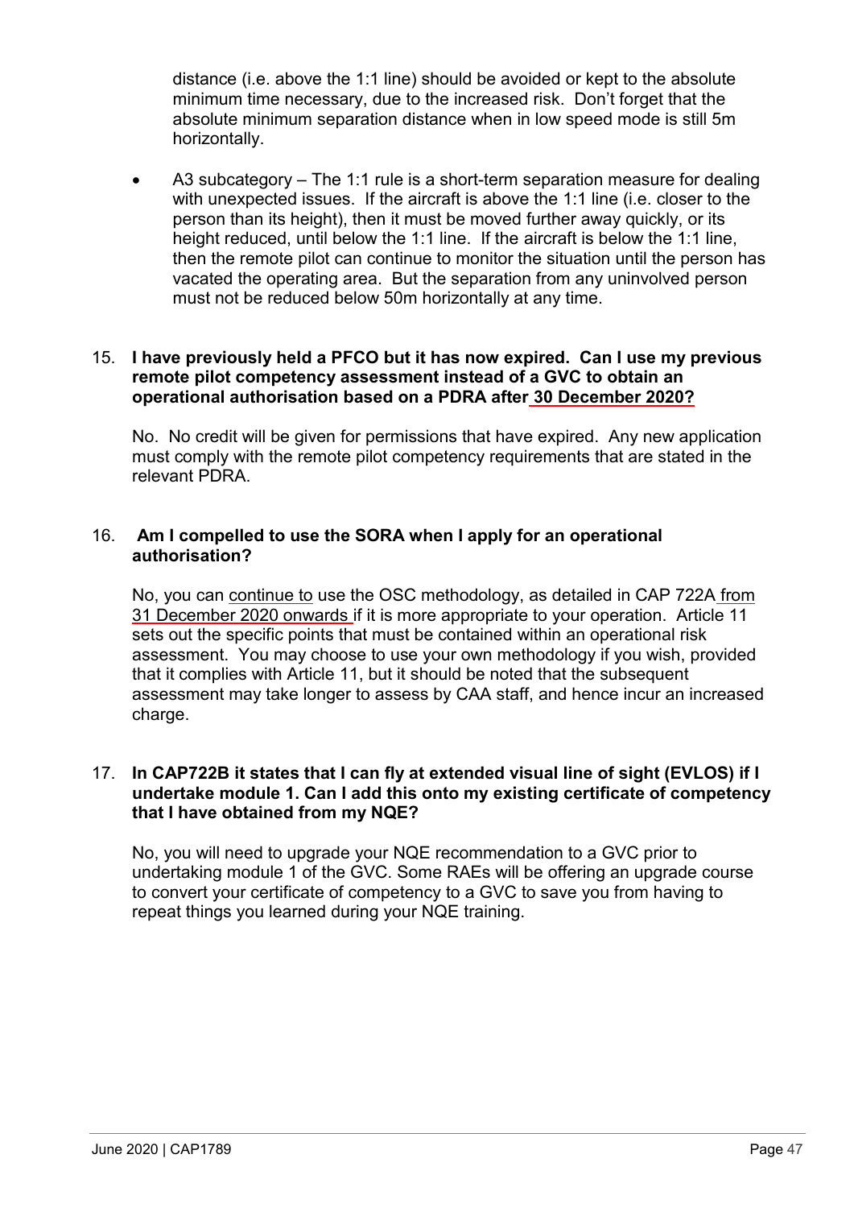distance (i.e. above the 1:1 line) should be avoided or kept to the absolute minimum time necessary, due to the increased risk. Don't forget that the absolute minimum separation distance when in low speed mode is still 5m horizontally.

- A3 subcategory – The 1:1 rule is a short-term separation measure for dealing with unexpected issues. If the aircraft is above the 1:1 line (i.e. closer to the person than its height), then it must be moved further away quickly, or its height reduced, until below the 1:1 line. If the aircraft is below the 1:1 line, then the remote pilot can continue to monitor the situation until the person has vacated the operating area. But the separation from any uninvolved person must not be reduced below 50m horizontally at any time.

15. **I have previously held a PFCO but it has now expired. Can I use my previous remote pilot competency assessment instead of a GVC to obtain an operational authorisation based on a PDRA after 30 December 2020?**

    No. No credit will be given for permissions that have expired. Any new application must comply with the remote pilot competency requirements that are stated in the relevant PDRA.

16. **Am I compelled to use the SORA when I apply for an operational authorisation?**

    No, you can continue to use the OSC methodology, as detailed in CAP 722A from 31 December 2020 onwards if it is more appropriate to your operation. Article 11 sets out the specific points that must be contained within an operational risk assessment. You may choose to use your own methodology if you wish, provided that it complies with Article 11, but it should be noted that the subsequent assessment may take longer to assess by CAA staff, and hence incur an increased charge.

17. **In CAP722B it states that I can fly at extended visual line of sight (EVLOS) if I undertake module 1. Can I add this onto my existing certificate of competency that I have obtained from my NQE?**

    No, you will need to upgrade your NQE recommendation to a GVC prior to undertaking module 1 of the GVC. Some RAEs will be offering an upgrade course to convert your certificate of competency to a GVC to save you from having to repeat things you learned during your NQE training.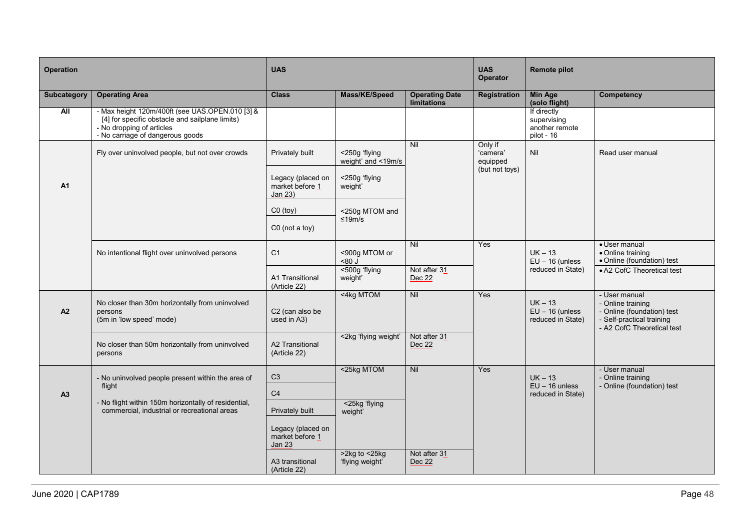| Operation | | UAS | | | UAS Operator | Remote pilot | |
|---|---|---|---|---|---|---|---|
| **Subcategory** | **Operating Area** | **Class** | **Mass/KE/Speed** | **Operating Date limitations** | **Registration** | **Min Age (solo flight)** | **Competency** |
| **All** | - Max height 120m/400ft (see UAS.OPEN.010 [3] & [4] for specific obstacle and sailplane limits)<br>- No dropping of articles<br>- No carriage of dangerous goods | | | | | If directly supervising another remote pilot - 16 | |
| **A1** | Fly over uninvolved people, but not over crowds | Privately built | <250g 'flying weight' and <19m/s | Nil | Only if 'camera' equipped (but not toys) | Nil | Read user manual |
| | | Legacy (placed on market before 1 Jan 23) | <250g 'flying weight' | | | | |
| | | C0 (toy) | <250g MTOM and ≤19m/s | | | | |
| | | C0 (not a toy) | | | | | |
| | No intentional flight over uninvolved persons | C1 | <900g MTOM or <80 J | Nil | Yes | UK – 13<br>EU – 16 (unless reduced in State) | • User manual<br>• Online training<br>• Online (foundation) test |
| | | A1 Transitional (Article 22) | <500g 'flying weight' | Not after 31 Dec 22 | | | • A2 CofC Theoretical test |
| **A2** | No closer than 30m horizontally from uninvolved persons<br>(5m in 'low speed' mode) | C2 (can also be used in A3) | <4kg MTOM | Nil | Yes | UK – 13<br>EU – 16 (unless reduced in State) | - User manual<br>- Online training<br>- Online (foundation) test<br>- Self-practical training<br>- A2 CofC Theoretical test |
| | No closer than 50m horizontally from uninvolved persons | A2 Transitional (Article 22) | <2kg 'flying weight' | Not after 31 Dec 22 | | | |
| **A3** | - No uninvolved people present within the area of flight<br>- No flight within 150m horizontally of residential, commercial, industrial or recreational areas | C3 | <25kg MTOM | Nil | Yes | UK – 13<br>EU – 16 unless reduced in State) | - User manual<br>- Online training<br>- Online (foundation) test |
| | | C4 | | | | | |
| | | Privately built | <25kg 'flying weight' | | | | |
| | | Legacy (placed on market before 1 Jan 23 | | | | | |
| | | A3 transitional (Article 22) | >2kg to <25kg 'flying weight' | Not after 31 Dec 22 | | | |